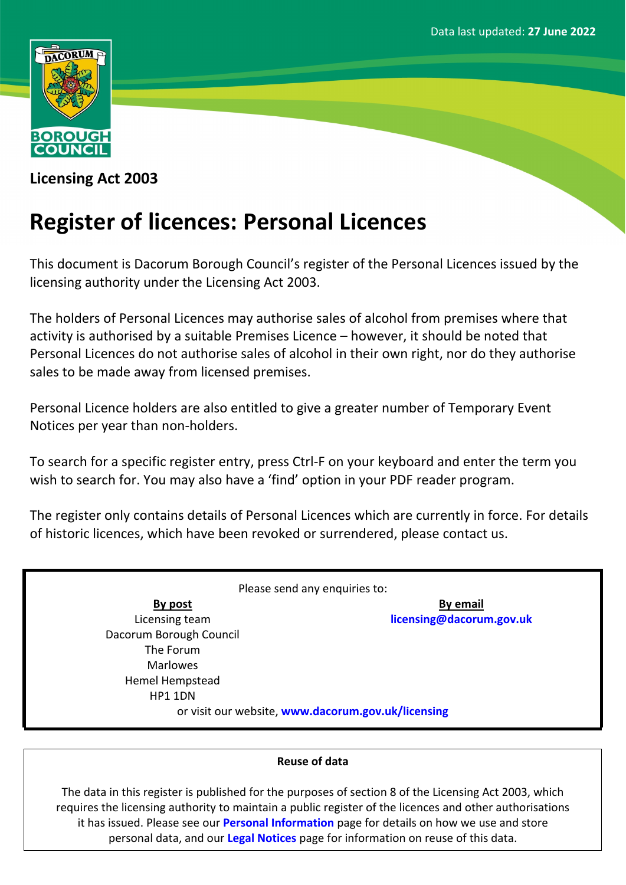Data last updated: **27 June 2022**

**Licensing Act 2003**

# Register of licences: Personal Licences

This document is Dacorum Borough Council's register of the Personal Licences issued by the licensing authority under the Licensing Act 2003.

The holders of Personal Licences may authorise sales of alcohol from premises where that activity is authorised by a suitable Premises Licence – however, it should be noted that Personal Licences do not authorise sales of alcohol in their own right, nor do they authorise sales to be made away from licensed premises.

Personal Licence holders are also entitled to give a greater number of Temporary Event Notices per year than non-holders.

To search for a specific register entry, press Ctrl-F on your keyboard and enter the term you wish to search for. You may also have a 'find' option in your PDF reader program.

The register only contains details of Personal Licences which are currently in force. For details of historic licences, which have been revoked or surrendered, please contact us.

Please send any enquiries to:

**By post**
Licensing team
Dacorum Borough Council
The Forum
Marlowes
Hemel Hempstead
HP1 1DN

**By email**
**licensing@dacorum.gov.uk**

or visit our website, **www.dacorum.gov.uk/licensing**

**Reuse of data**

The data in this register is published for the purposes of section 8 of the Licensing Act 2003, which requires the licensing authority to maintain a public register of the licences and other authorisations it has issued. Please see our **Personal Information** page for details on how we use and store personal data, and our **Legal Notices** page for information on reuse of this data.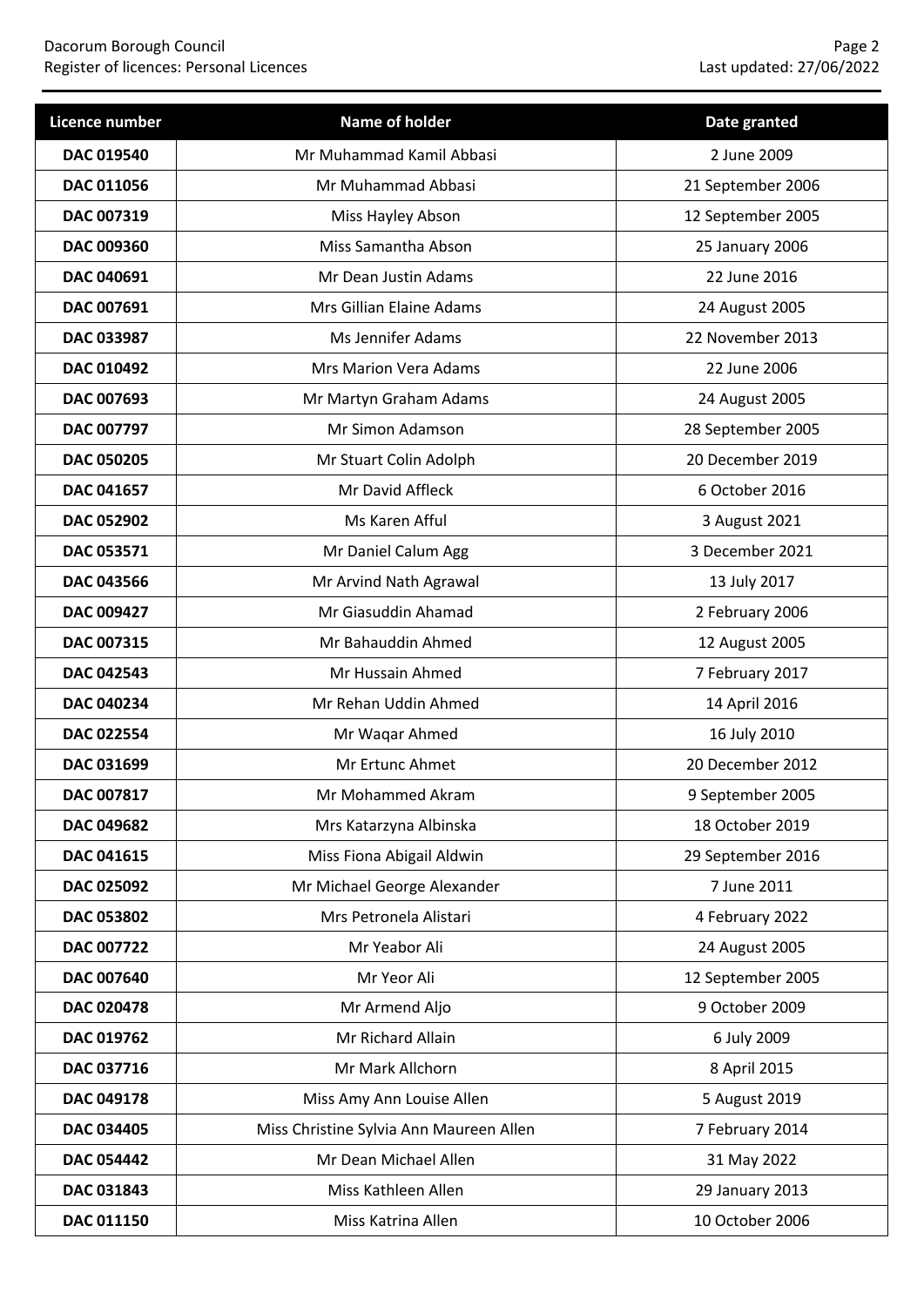| Licence number | Name of holder | Date granted |
| --- | --- | --- |
| DAC 019540 | Mr Muhammad Kamil Abbasi | 2 June 2009 |
| DAC 011056 | Mr Muhammad Abbasi | 21 September 2006 |
| DAC 007319 | Miss Hayley Abson | 12 September 2005 |
| DAC 009360 | Miss Samantha Abson | 25 January 2006 |
| DAC 040691 | Mr Dean Justin Adams | 22 June 2016 |
| DAC 007691 | Mrs Gillian Elaine Adams | 24 August 2005 |
| DAC 033987 | Ms Jennifer Adams | 22 November 2013 |
| DAC 010492 | Mrs Marion Vera Adams | 22 June 2006 |
| DAC 007693 | Mr Martyn Graham Adams | 24 August 2005 |
| DAC 007797 | Mr Simon Adamson | 28 September 2005 |
| DAC 050205 | Mr Stuart Colin Adolph | 20 December 2019 |
| DAC 041657 | Mr David Affleck | 6 October 2016 |
| DAC 052902 | Ms Karen Afful | 3 August 2021 |
| DAC 053571 | Mr Daniel Calum Agg | 3 December 2021 |
| DAC 043566 | Mr Arvind Nath Agrawal | 13 July 2017 |
| DAC 009427 | Mr Giasuddin Ahamad | 2 February 2006 |
| DAC 007315 | Mr Bahauddin Ahmed | 12 August 2005 |
| DAC 042543 | Mr Hussain Ahmed | 7 February 2017 |
| DAC 040234 | Mr Rehan Uddin Ahmed | 14 April 2016 |
| DAC 022554 | Mr Waqar Ahmed | 16 July 2010 |
| DAC 031699 | Mr Ertunc Ahmet | 20 December 2012 |
| DAC 007817 | Mr Mohammed Akram | 9 September 2005 |
| DAC 049682 | Mrs Katarzyna Albinska | 18 October 2019 |
| DAC 041615 | Miss Fiona Abigail Aldwin | 29 September 2016 |
| DAC 025092 | Mr Michael George Alexander | 7 June 2011 |
| DAC 053802 | Mrs Petronela Alistari | 4 February 2022 |
| DAC 007722 | Mr Yeabor Ali | 24 August 2005 |
| DAC 007640 | Mr Yeor Ali | 12 September 2005 |
| DAC 020478 | Mr Armend Aljo | 9 October 2009 |
| DAC 019762 | Mr Richard Allain | 6 July 2009 |
| DAC 037716 | Mr Mark Allchorn | 8 April 2015 |
| DAC 049178 | Miss Amy Ann Louise Allen | 5 August 2019 |
| DAC 034405 | Miss Christine Sylvia Ann Maureen Allen | 7 February 2014 |
| DAC 054442 | Mr Dean Michael Allen | 31 May 2022 |
| DAC 031843 | Miss Kathleen Allen | 29 January 2013 |
| DAC 011150 | Miss Katrina Allen | 10 October 2006 |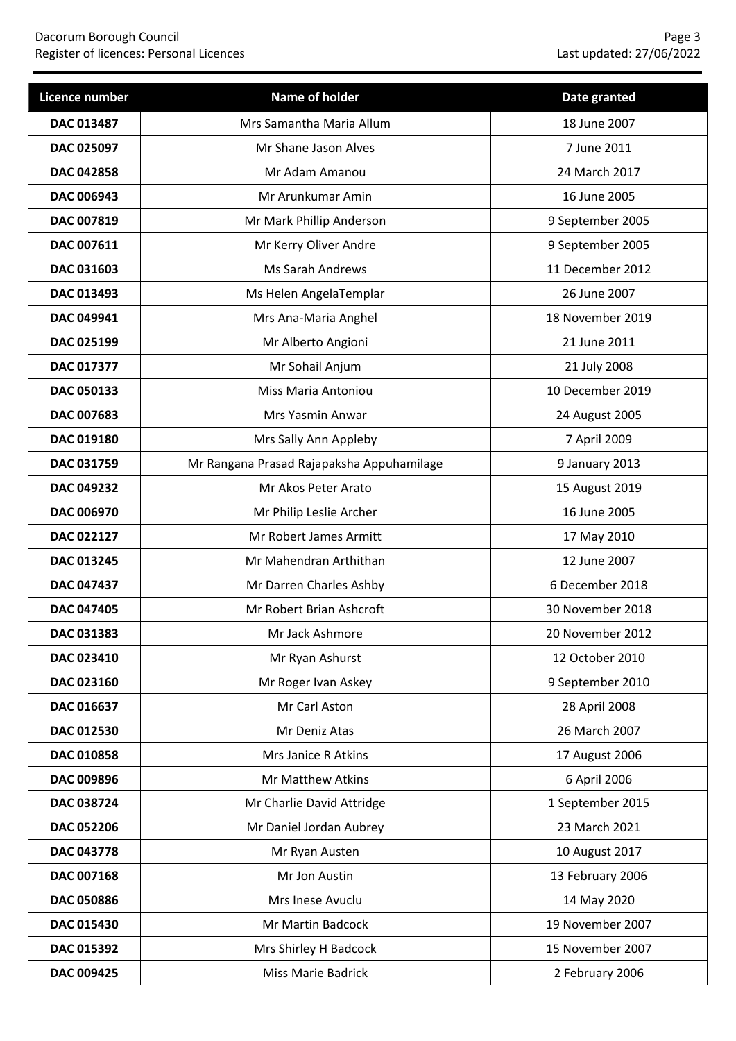| Licence number | Name of holder | Date granted |
| --- | --- | --- |
| **DAC 013487** | Mrs Samantha Maria Allum | 18 June 2007 |
| **DAC 025097** | Mr Shane Jason Alves | 7 June 2011 |
| **DAC 042858** | Mr Adam Amanou | 24 March 2017 |
| **DAC 006943** | Mr Arunkumar Amin | 16 June 2005 |
| **DAC 007819** | Mr Mark Phillip Anderson | 9 September 2005 |
| **DAC 007611** | Mr Kerry Oliver Andre | 9 September 2005 |
| **DAC 031603** | Ms Sarah Andrews | 11 December 2012 |
| **DAC 013493** | Ms Helen AngelaTemplar | 26 June 2007 |
| **DAC 049941** | Mrs Ana-Maria Anghel | 18 November 2019 |
| **DAC 025199** | Mr Alberto Angioni | 21 June 2011 |
| **DAC 017377** | Mr Sohail Anjum | 21 July 2008 |
| **DAC 050133** | Miss Maria Antoniou | 10 December 2019 |
| **DAC 007683** | Mrs Yasmin Anwar | 24 August 2005 |
| **DAC 019180** | Mrs Sally Ann Appleby | 7 April 2009 |
| **DAC 031759** | Mr Rangana Prasad Rajapaksha Appuhamilage | 9 January 2013 |
| **DAC 049232** | Mr Akos Peter Arato | 15 August 2019 |
| **DAC 006970** | Mr Philip Leslie Archer | 16 June 2005 |
| **DAC 022127** | Mr Robert James Armitt | 17 May 2010 |
| **DAC 013245** | Mr Mahendran Arthithan | 12 June 2007 |
| **DAC 047437** | Mr Darren Charles Ashby | 6 December 2018 |
| **DAC 047405** | Mr Robert Brian Ashcroft | 30 November 2018 |
| **DAC 031383** | Mr Jack Ashmore | 20 November 2012 |
| **DAC 023410** | Mr Ryan Ashurst | 12 October 2010 |
| **DAC 023160** | Mr Roger Ivan Askey | 9 September 2010 |
| **DAC 016637** | Mr Carl Aston | 28 April 2008 |
| **DAC 012530** | Mr Deniz Atas | 26 March 2007 |
| **DAC 010858** | Mrs Janice R Atkins | 17 August 2006 |
| **DAC 009896** | Mr Matthew Atkins | 6 April 2006 |
| **DAC 038724** | Mr Charlie David Attridge | 1 September 2015 |
| **DAC 052206** | Mr Daniel Jordan Aubrey | 23 March 2021 |
| **DAC 043778** | Mr Ryan Austen | 10 August 2017 |
| **DAC 007168** | Mr Jon Austin | 13 February 2006 |
| **DAC 050886** | Mrs Inese Avuclu | 14 May 2020 |
| **DAC 015430** | Mr Martin Badcock | 19 November 2007 |
| **DAC 015392** | Mrs Shirley H Badcock | 15 November 2007 |
| **DAC 009425** | Miss Marie Badrick | 2 February 2006 |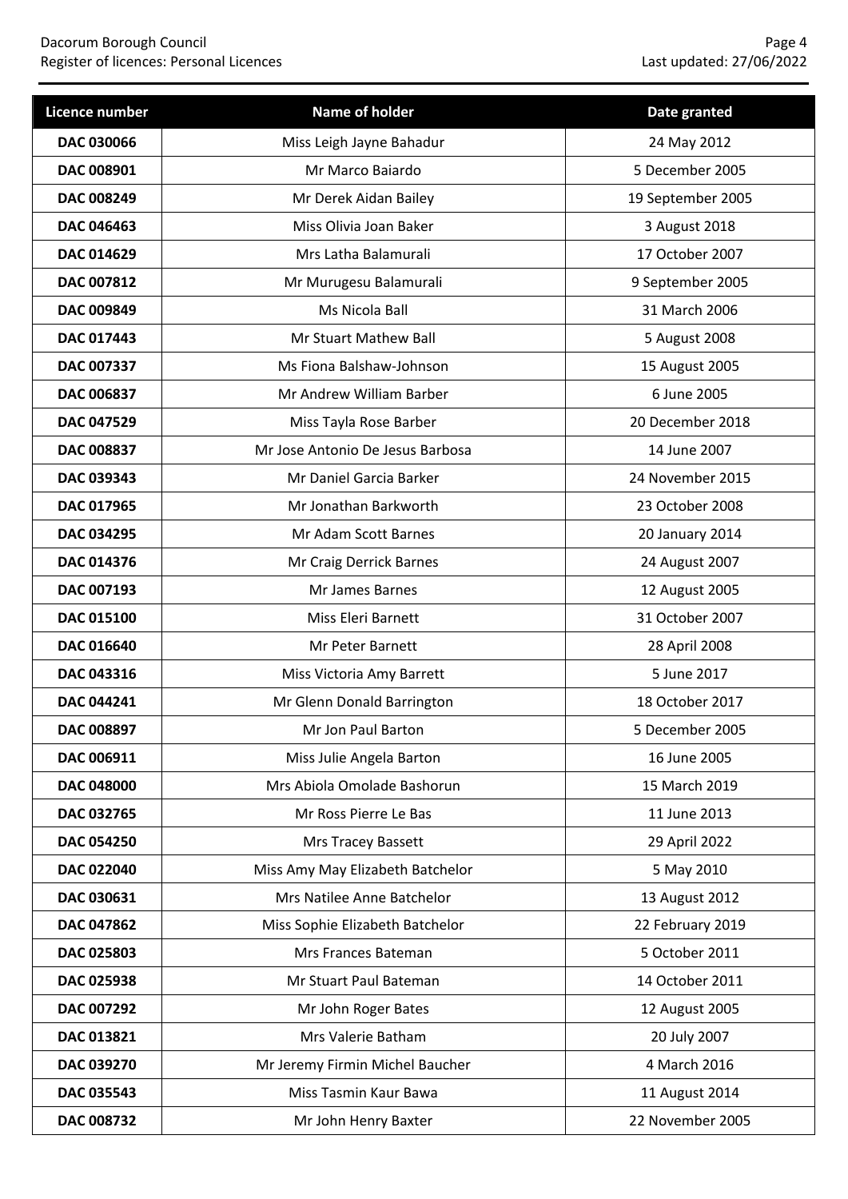| Licence number | Name of holder | Date granted |
| --- | --- | --- |
| **DAC 030066** | Miss Leigh Jayne Bahadur | 24 May 2012 |
| **DAC 008901** | Mr Marco Baiardo | 5 December 2005 |
| **DAC 008249** | Mr Derek Aidan Bailey | 19 September 2005 |
| **DAC 046463** | Miss Olivia Joan Baker | 3 August 2018 |
| **DAC 014629** | Mrs Latha Balamurali | 17 October 2007 |
| **DAC 007812** | Mr Murugesu Balamurali | 9 September 2005 |
| **DAC 009849** | Ms Nicola Ball | 31 March 2006 |
| **DAC 017443** | Mr Stuart Mathew Ball | 5 August 2008 |
| **DAC 007337** | Ms Fiona Balshaw-Johnson | 15 August 2005 |
| **DAC 006837** | Mr Andrew William Barber | 6 June 2005 |
| **DAC 047529** | Miss Tayla Rose Barber | 20 December 2018 |
| **DAC 008837** | Mr Jose Antonio De Jesus Barbosa | 14 June 2007 |
| **DAC 039343** | Mr Daniel Garcia Barker | 24 November 2015 |
| **DAC 017965** | Mr Jonathan Barkworth | 23 October 2008 |
| **DAC 034295** | Mr Adam Scott Barnes | 20 January 2014 |
| **DAC 014376** | Mr Craig Derrick Barnes | 24 August 2007 |
| **DAC 007193** | Mr James Barnes | 12 August 2005 |
| **DAC 015100** | Miss Eleri Barnett | 31 October 2007 |
| **DAC 016640** | Mr Peter Barnett | 28 April 2008 |
| **DAC 043316** | Miss Victoria Amy Barrett | 5 June 2017 |
| **DAC 044241** | Mr Glenn Donald Barrington | 18 October 2017 |
| **DAC 008897** | Mr Jon Paul Barton | 5 December 2005 |
| **DAC 006911** | Miss Julie Angela Barton | 16 June 2005 |
| **DAC 048000** | Mrs Abiola Omolade Bashorun | 15 March 2019 |
| **DAC 032765** | Mr Ross Pierre Le Bas | 11 June 2013 |
| **DAC 054250** | Mrs Tracey Bassett | 29 April 2022 |
| **DAC 022040** | Miss Amy May Elizabeth Batchelor | 5 May 2010 |
| **DAC 030631** | Mrs Natilee Anne Batchelor | 13 August 2012 |
| **DAC 047862** | Miss Sophie Elizabeth Batchelor | 22 February 2019 |
| **DAC 025803** | Mrs Frances Bateman | 5 October 2011 |
| **DAC 025938** | Mr Stuart Paul Bateman | 14 October 2011 |
| **DAC 007292** | Mr John Roger Bates | 12 August 2005 |
| **DAC 013821** | Mrs Valerie Batham | 20 July 2007 |
| **DAC 039270** | Mr Jeremy Firmin Michel Baucher | 4 March 2016 |
| **DAC 035543** | Miss Tasmin Kaur Bawa | 11 August 2014 |
| **DAC 008732** | Mr John Henry Baxter | 22 November 2005 |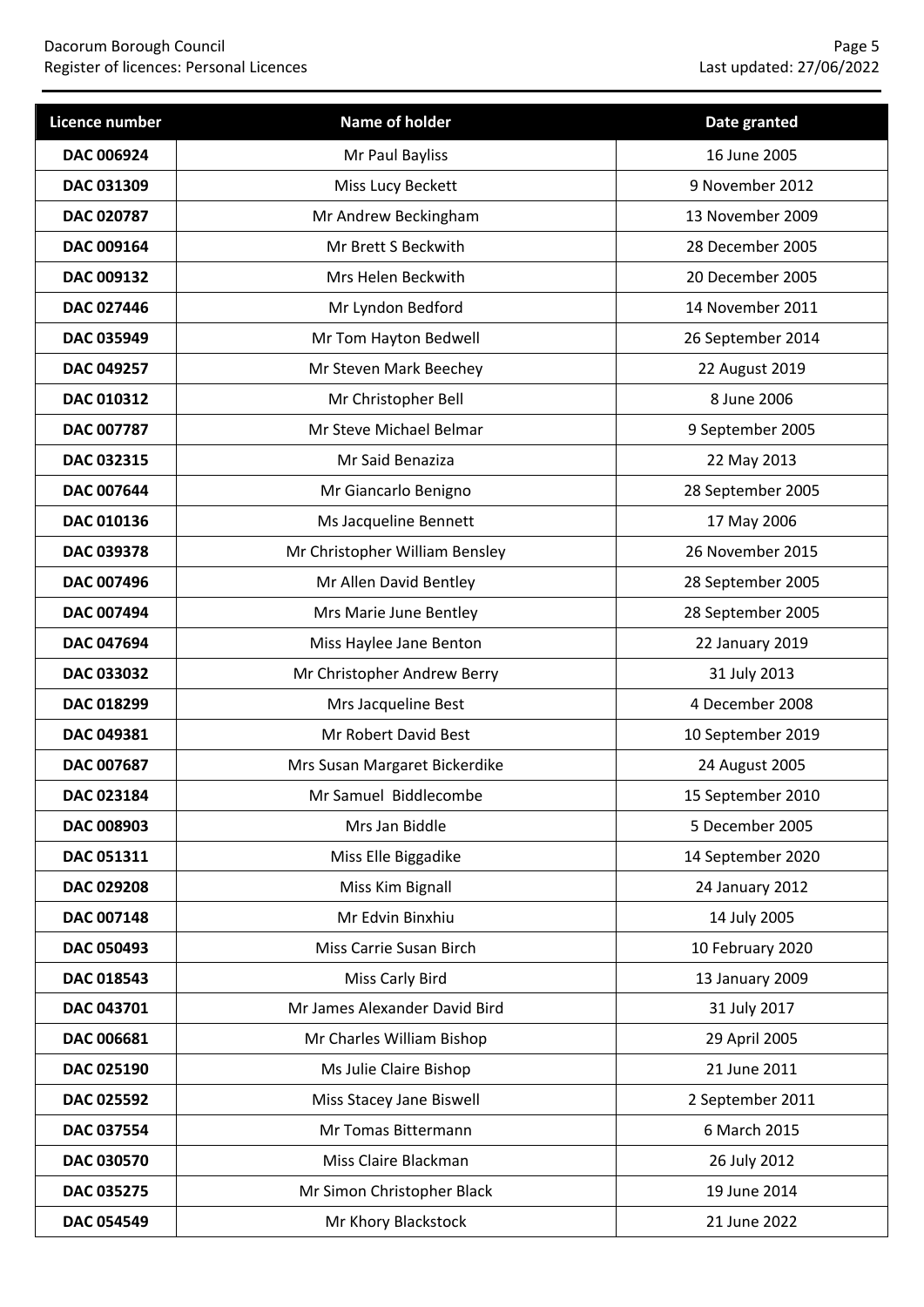| Licence number | Name of holder | Date granted |
| --- | --- | --- |
| DAC 006924 | Mr Paul Bayliss | 16 June 2005 |
| DAC 031309 | Miss Lucy Beckett | 9 November 2012 |
| DAC 020787 | Mr Andrew Beckingham | 13 November 2009 |
| DAC 009164 | Mr Brett S Beckwith | 28 December 2005 |
| DAC 009132 | Mrs Helen Beckwith | 20 December 2005 |
| DAC 027446 | Mr Lyndon Bedford | 14 November 2011 |
| DAC 035949 | Mr Tom Hayton Bedwell | 26 September 2014 |
| DAC 049257 | Mr Steven Mark Beechey | 22 August 2019 |
| DAC 010312 | Mr Christopher Bell | 8 June 2006 |
| DAC 007787 | Mr Steve Michael Belmar | 9 September 2005 |
| DAC 032315 | Mr Said Benaziza | 22 May 2013 |
| DAC 007644 | Mr Giancarlo Benigno | 28 September 2005 |
| DAC 010136 | Ms Jacqueline Bennett | 17 May 2006 |
| DAC 039378 | Mr Christopher William Bensley | 26 November 2015 |
| DAC 007496 | Mr Allen David Bentley | 28 September 2005 |
| DAC 007494 | Mrs Marie June Bentley | 28 September 2005 |
| DAC 047694 | Miss Haylee Jane Benton | 22 January 2019 |
| DAC 033032 | Mr Christopher Andrew Berry | 31 July 2013 |
| DAC 018299 | Mrs Jacqueline Best | 4 December 2008 |
| DAC 049381 | Mr Robert David Best | 10 September 2019 |
| DAC 007687 | Mrs Susan Margaret Bickerdike | 24 August 2005 |
| DAC 023184 | Mr Samuel Biddlecombe | 15 September 2010 |
| DAC 008903 | Mrs Jan Biddle | 5 December 2005 |
| DAC 051311 | Miss Elle Biggadike | 14 September 2020 |
| DAC 029208 | Miss Kim Bignall | 24 January 2012 |
| DAC 007148 | Mr Edvin Binxhiu | 14 July 2005 |
| DAC 050493 | Miss Carrie Susan Birch | 10 February 2020 |
| DAC 018543 | Miss Carly Bird | 13 January 2009 |
| DAC 043701 | Mr James Alexander David Bird | 31 July 2017 |
| DAC 006681 | Mr Charles William Bishop | 29 April 2005 |
| DAC 025190 | Ms Julie Claire Bishop | 21 June 2011 |
| DAC 025592 | Miss Stacey Jane Biswell | 2 September 2011 |
| DAC 037554 | Mr Tomas Bittermann | 6 March 2015 |
| DAC 030570 | Miss Claire Blackman | 26 July 2012 |
| DAC 035275 | Mr Simon Christopher Black | 19 June 2014 |
| DAC 054549 | Mr Khory Blackstock | 21 June 2022 |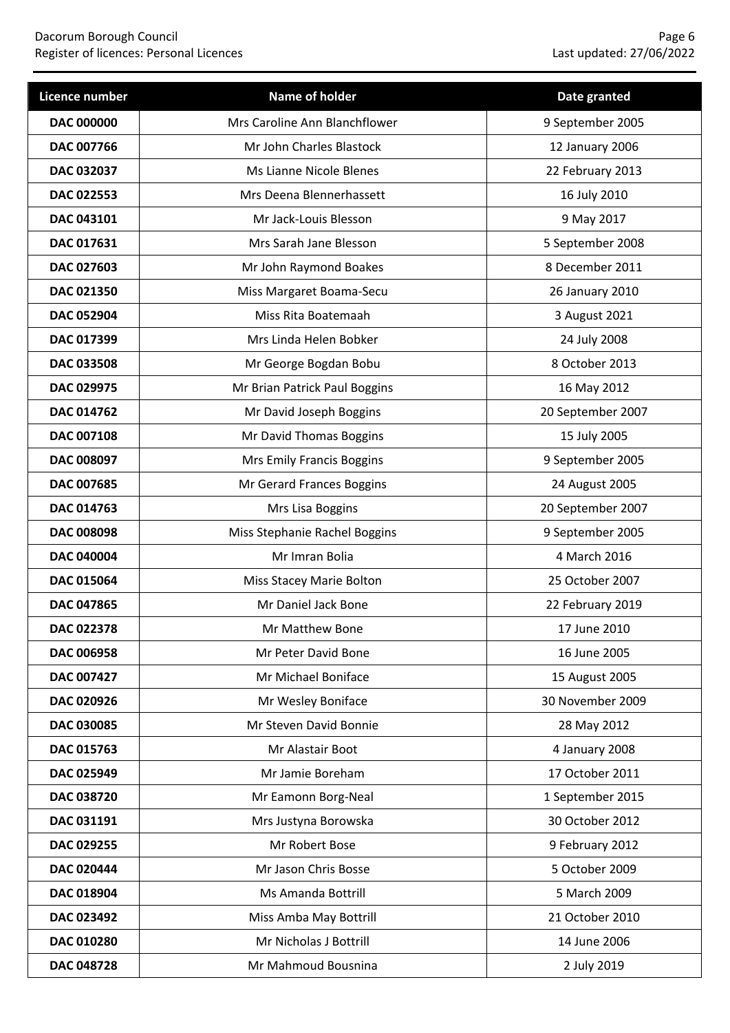| Licence number | Name of holder | Date granted |
| --- | --- | --- |
| **DAC 000000** | Mrs Caroline Ann Blanchflower | 9 September 2005 |
| **DAC 007766** | Mr John Charles Blastock | 12 January 2006 |
| **DAC 032037** | Ms Lianne Nicole Blenes | 22 February 2013 |
| **DAC 022553** | Mrs Deena Blennerhassett | 16 July 2010 |
| **DAC 043101** | Mr Jack-Louis Blesson | 9 May 2017 |
| **DAC 017631** | Mrs Sarah Jane Blesson | 5 September 2008 |
| **DAC 027603** | Mr John Raymond Boakes | 8 December 2011 |
| **DAC 021350** | Miss Margaret Boama-Secu | 26 January 2010 |
| **DAC 052904** | Miss Rita Boatemaah | 3 August 2021 |
| **DAC 017399** | Mrs Linda Helen Bobker | 24 July 2008 |
| **DAC 033508** | Mr George Bogdan Bobu | 8 October 2013 |
| **DAC 029975** | Mr Brian Patrick Paul Boggins | 16 May 2012 |
| **DAC 014762** | Mr David Joseph Boggins | 20 September 2007 |
| **DAC 007108** | Mr David Thomas Boggins | 15 July 2005 |
| **DAC 008097** | Mrs Emily Francis Boggins | 9 September 2005 |
| **DAC 007685** | Mr Gerard Frances Boggins | 24 August 2005 |
| **DAC 014763** | Mrs Lisa Boggins | 20 September 2007 |
| **DAC 008098** | Miss Stephanie Rachel Boggins | 9 September 2005 |
| **DAC 040004** | Mr Imran Bolia | 4 March 2016 |
| **DAC 015064** | Miss Stacey Marie Bolton | 25 October 2007 |
| **DAC 047865** | Mr Daniel Jack Bone | 22 February 2019 |
| **DAC 022378** | Mr Matthew Bone | 17 June 2010 |
| **DAC 006958** | Mr Peter David Bone | 16 June 2005 |
| **DAC 007427** | Mr Michael Boniface | 15 August 2005 |
| **DAC 020926** | Mr Wesley Boniface | 30 November 2009 |
| **DAC 030085** | Mr Steven David Bonnie | 28 May 2012 |
| **DAC 015763** | Mr Alastair Boot | 4 January 2008 |
| **DAC 025949** | Mr Jamie Boreham | 17 October 2011 |
| **DAC 038720** | Mr Eamonn Borg-Neal | 1 September 2015 |
| **DAC 031191** | Mrs Justyna Borowska | 30 October 2012 |
| **DAC 029255** | Mr Robert Bose | 9 February 2012 |
| **DAC 020444** | Mr Jason Chris Bosse | 5 October 2009 |
| **DAC 018904** | Ms Amanda Bottrill | 5 March 2009 |
| **DAC 023492** | Miss Amba May Bottrill | 21 October 2010 |
| **DAC 010280** | Mr Nicholas J Bottrill | 14 June 2006 |
| **DAC 048728** | Mr Mahmoud Bousnina | 2 July 2019 |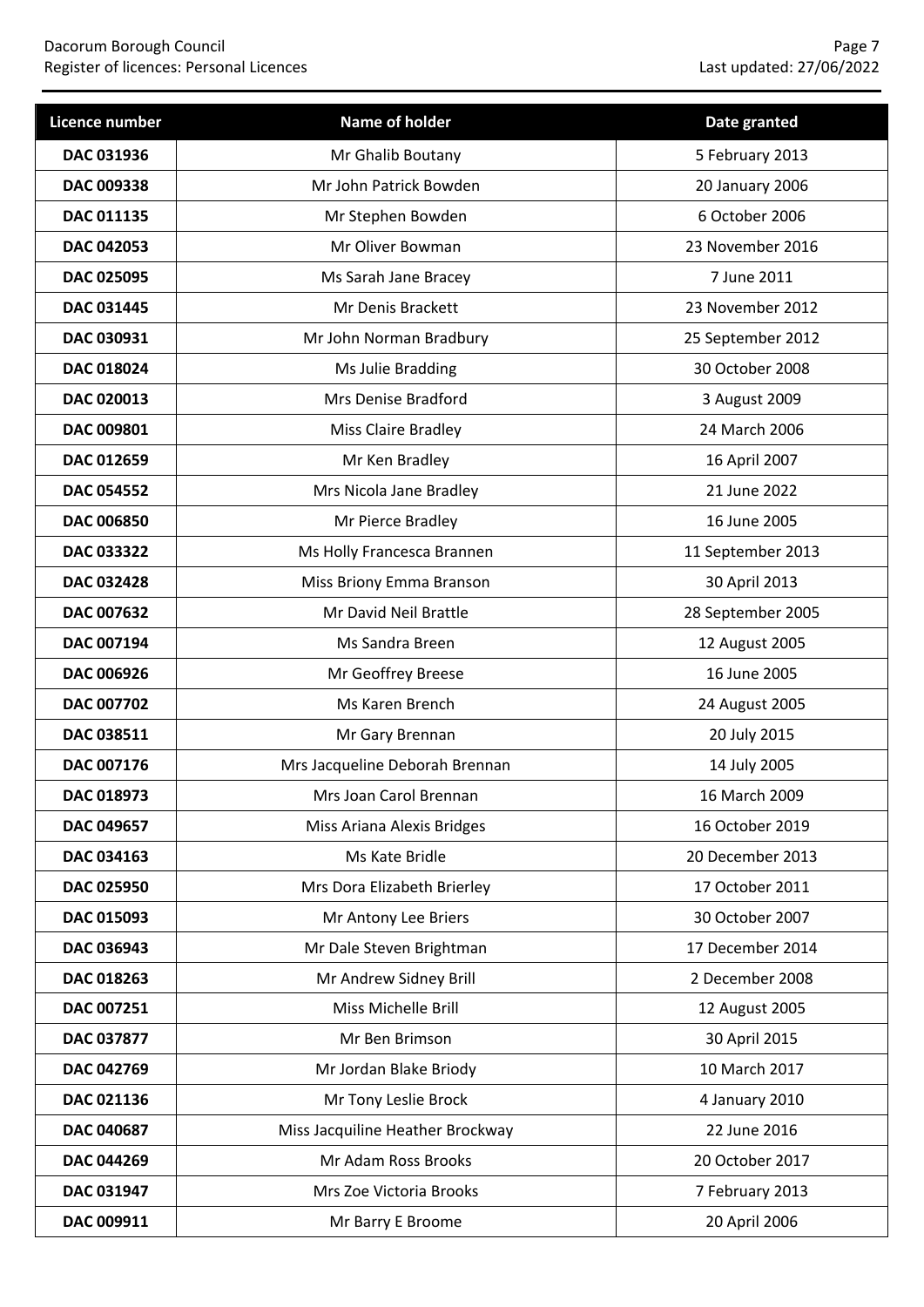| Licence number | Name of holder | Date granted |
|---|---|---|
| **DAC 031936** | Mr Ghalib Boutany | 5 February 2013 |
| **DAC 009338** | Mr John Patrick Bowden | 20 January 2006 |
| **DAC 011135** | Mr Stephen Bowden | 6 October 2006 |
| **DAC 042053** | Mr Oliver Bowman | 23 November 2016 |
| **DAC 025095** | Ms Sarah Jane Bracey | 7 June 2011 |
| **DAC 031445** | Mr Denis Brackett | 23 November 2012 |
| **DAC 030931** | Mr John Norman Bradbury | 25 September 2012 |
| **DAC 018024** | Ms Julie Bradding | 30 October 2008 |
| **DAC 020013** | Mrs Denise Bradford | 3 August 2009 |
| **DAC 009801** | Miss Claire Bradley | 24 March 2006 |
| **DAC 012659** | Mr Ken Bradley | 16 April 2007 |
| **DAC 054552** | Mrs Nicola Jane Bradley | 21 June 2022 |
| **DAC 006850** | Mr Pierce Bradley | 16 June 2005 |
| **DAC 033322** | Ms Holly Francesca Brannen | 11 September 2013 |
| **DAC 032428** | Miss Briony Emma Branson | 30 April 2013 |
| **DAC 007632** | Mr David Neil Brattle | 28 September 2005 |
| **DAC 007194** | Ms Sandra Breen | 12 August 2005 |
| **DAC 006926** | Mr Geoffrey Breese | 16 June 2005 |
| **DAC 007702** | Ms Karen Brench | 24 August 2005 |
| **DAC 038511** | Mr Gary Brennan | 20 July 2015 |
| **DAC 007176** | Mrs Jacqueline Deborah Brennan | 14 July 2005 |
| **DAC 018973** | Mrs Joan Carol Brennan | 16 March 2009 |
| **DAC 049657** | Miss Ariana Alexis Bridges | 16 October 2019 |
| **DAC 034163** | Ms Kate Bridle | 20 December 2013 |
| **DAC 025950** | Mrs Dora Elizabeth Brierley | 17 October 2011 |
| **DAC 015093** | Mr Antony Lee Briers | 30 October 2007 |
| **DAC 036943** | Mr Dale Steven Brightman | 17 December 2014 |
| **DAC 018263** | Mr Andrew Sidney Brill | 2 December 2008 |
| **DAC 007251** | Miss Michelle Brill | 12 August 2005 |
| **DAC 037877** | Mr Ben Brimson | 30 April 2015 |
| **DAC 042769** | Mr Jordan Blake Briody | 10 March 2017 |
| **DAC 021136** | Mr Tony Leslie Brock | 4 January 2010 |
| **DAC 040687** | Miss Jacquiline Heather Brockway | 22 June 2016 |
| **DAC 044269** | Mr Adam Ross Brooks | 20 October 2017 |
| **DAC 031947** | Mrs Zoe Victoria Brooks | 7 February 2013 |
| **DAC 009911** | Mr Barry E Broome | 20 April 2006 |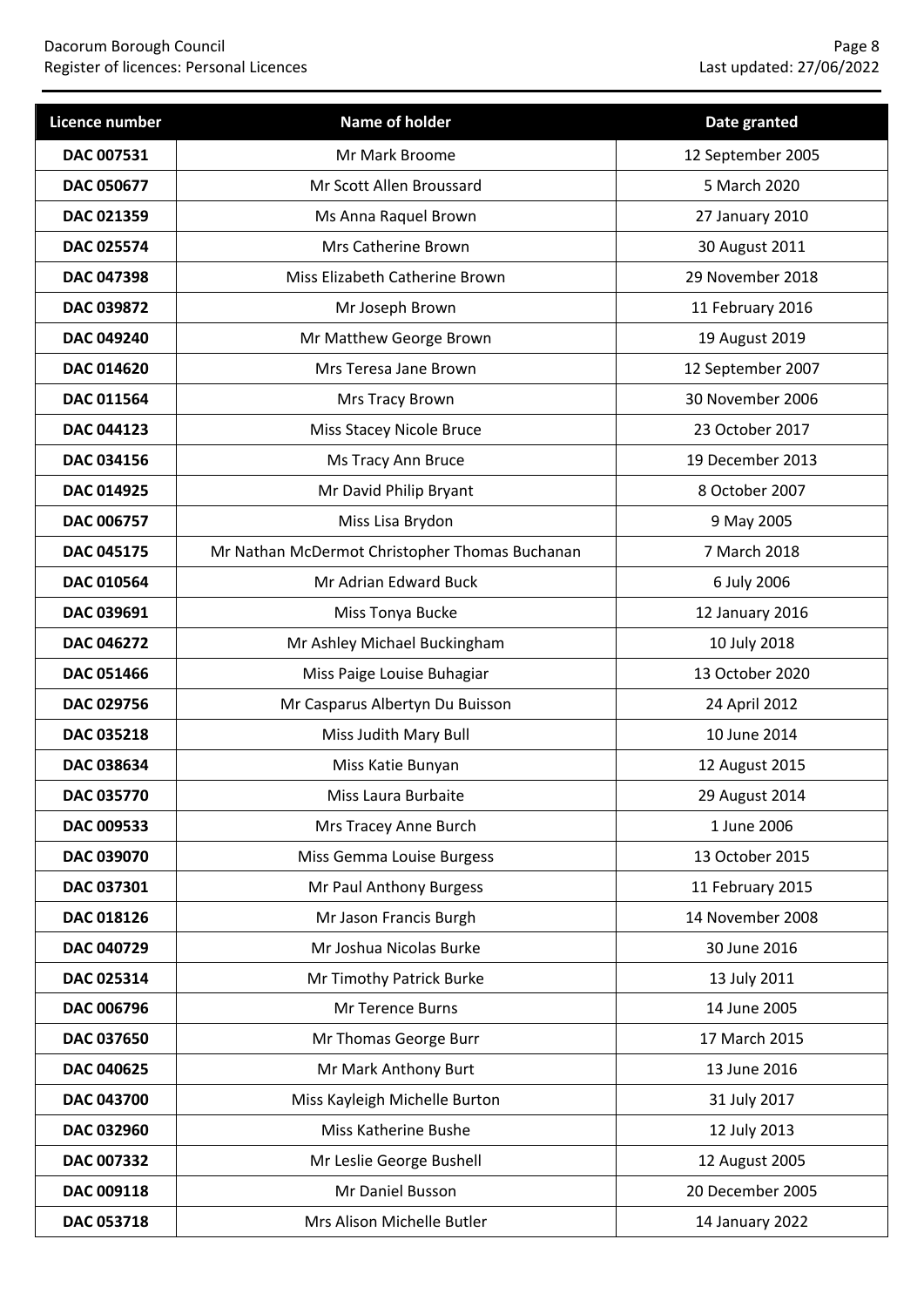| Licence number | Name of holder | Date granted |
| --- | --- | --- |
| DAC 007531 | Mr Mark Broome | 12 September 2005 |
| DAC 050677 | Mr Scott Allen Broussard | 5 March 2020 |
| DAC 021359 | Ms Anna Raquel Brown | 27 January 2010 |
| DAC 025574 | Mrs Catherine Brown | 30 August 2011 |
| DAC 047398 | Miss Elizabeth Catherine Brown | 29 November 2018 |
| DAC 039872 | Mr Joseph Brown | 11 February 2016 |
| DAC 049240 | Mr Matthew George Brown | 19 August 2019 |
| DAC 014620 | Mrs Teresa Jane Brown | 12 September 2007 |
| DAC 011564 | Mrs Tracy Brown | 30 November 2006 |
| DAC 044123 | Miss Stacey Nicole Bruce | 23 October 2017 |
| DAC 034156 | Ms Tracy Ann Bruce | 19 December 2013 |
| DAC 014925 | Mr David Philip Bryant | 8 October 2007 |
| DAC 006757 | Miss Lisa Brydon | 9 May 2005 |
| DAC 045175 | Mr Nathan McDermot Christopher Thomas Buchanan | 7 March 2018 |
| DAC 010564 | Mr Adrian Edward Buck | 6 July 2006 |
| DAC 039691 | Miss Tonya Bucke | 12 January 2016 |
| DAC 046272 | Mr Ashley Michael Buckingham | 10 July 2018 |
| DAC 051466 | Miss Paige Louise Buhagiar | 13 October 2020 |
| DAC 029756 | Mr Casparus Albertyn Du Buisson | 24 April 2012 |
| DAC 035218 | Miss Judith Mary Bull | 10 June 2014 |
| DAC 038634 | Miss Katie Bunyan | 12 August 2015 |
| DAC 035770 | Miss Laura Burbaite | 29 August 2014 |
| DAC 009533 | Mrs Tracey Anne Burch | 1 June 2006 |
| DAC 039070 | Miss Gemma Louise Burgess | 13 October 2015 |
| DAC 037301 | Mr Paul Anthony Burgess | 11 February 2015 |
| DAC 018126 | Mr Jason Francis Burgh | 14 November 2008 |
| DAC 040729 | Mr Joshua Nicolas Burke | 30 June 2016 |
| DAC 025314 | Mr Timothy Patrick Burke | 13 July 2011 |
| DAC 006796 | Mr Terence Burns | 14 June 2005 |
| DAC 037650 | Mr Thomas George Burr | 17 March 2015 |
| DAC 040625 | Mr Mark Anthony Burt | 13 June 2016 |
| DAC 043700 | Miss Kayleigh Michelle Burton | 31 July 2017 |
| DAC 032960 | Miss Katherine Bushe | 12 July 2013 |
| DAC 007332 | Mr Leslie George Bushell | 12 August 2005 |
| DAC 009118 | Mr Daniel Busson | 20 December 2005 |
| DAC 053718 | Mrs Alison Michelle Butler | 14 January 2022 |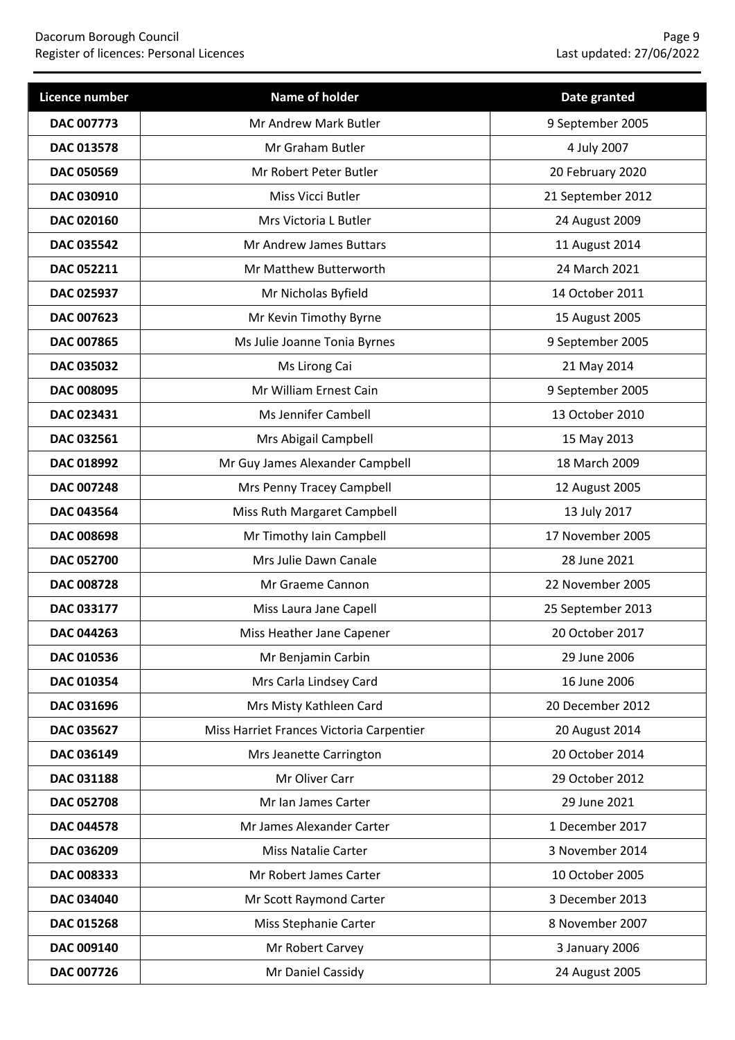| Licence number | Name of holder | Date granted |
| --- | --- | --- |
| DAC 007773 | Mr Andrew Mark Butler | 9 September 2005 |
| DAC 013578 | Mr Graham Butler | 4 July 2007 |
| DAC 050569 | Mr Robert Peter Butler | 20 February 2020 |
| DAC 030910 | Miss Vicci Butler | 21 September 2012 |
| DAC 020160 | Mrs Victoria L Butler | 24 August 2009 |
| DAC 035542 | Mr Andrew James Buttars | 11 August 2014 |
| DAC 052211 | Mr Matthew Butterworth | 24 March 2021 |
| DAC 025937 | Mr Nicholas Byfield | 14 October 2011 |
| DAC 007623 | Mr Kevin Timothy Byrne | 15 August 2005 |
| DAC 007865 | Ms Julie Joanne Tonia Byrnes | 9 September 2005 |
| DAC 035032 | Ms Lirong Cai | 21 May 2014 |
| DAC 008095 | Mr William Ernest Cain | 9 September 2005 |
| DAC 023431 | Ms Jennifer Cambell | 13 October 2010 |
| DAC 032561 | Mrs Abigail Campbell | 15 May 2013 |
| DAC 018992 | Mr Guy James Alexander Campbell | 18 March 2009 |
| DAC 007248 | Mrs Penny Tracey Campbell | 12 August 2005 |
| DAC 043564 | Miss Ruth Margaret Campbell | 13 July 2017 |
| DAC 008698 | Mr Timothy Iain Campbell | 17 November 2005 |
| DAC 052700 | Mrs Julie Dawn Canale | 28 June 2021 |
| DAC 008728 | Mr Graeme Cannon | 22 November 2005 |
| DAC 033177 | Miss Laura Jane Capell | 25 September 2013 |
| DAC 044263 | Miss Heather Jane Capener | 20 October 2017 |
| DAC 010536 | Mr Benjamin Carbin | 29 June 2006 |
| DAC 010354 | Mrs Carla Lindsey Card | 16 June 2006 |
| DAC 031696 | Mrs Misty Kathleen Card | 20 December 2012 |
| DAC 035627 | Miss Harriet Frances Victoria Carpentier | 20 August 2014 |
| DAC 036149 | Mrs Jeanette Carrington | 20 October 2014 |
| DAC 031188 | Mr Oliver Carr | 29 October 2012 |
| DAC 052708 | Mr Ian James Carter | 29 June 2021 |
| DAC 044578 | Mr James Alexander Carter | 1 December 2017 |
| DAC 036209 | Miss Natalie Carter | 3 November 2014 |
| DAC 008333 | Mr Robert James Carter | 10 October 2005 |
| DAC 034040 | Mr Scott Raymond Carter | 3 December 2013 |
| DAC 015268 | Miss Stephanie Carter | 8 November 2007 |
| DAC 009140 | Mr Robert Carvey | 3 January 2006 |
| DAC 007726 | Mr Daniel Cassidy | 24 August 2005 |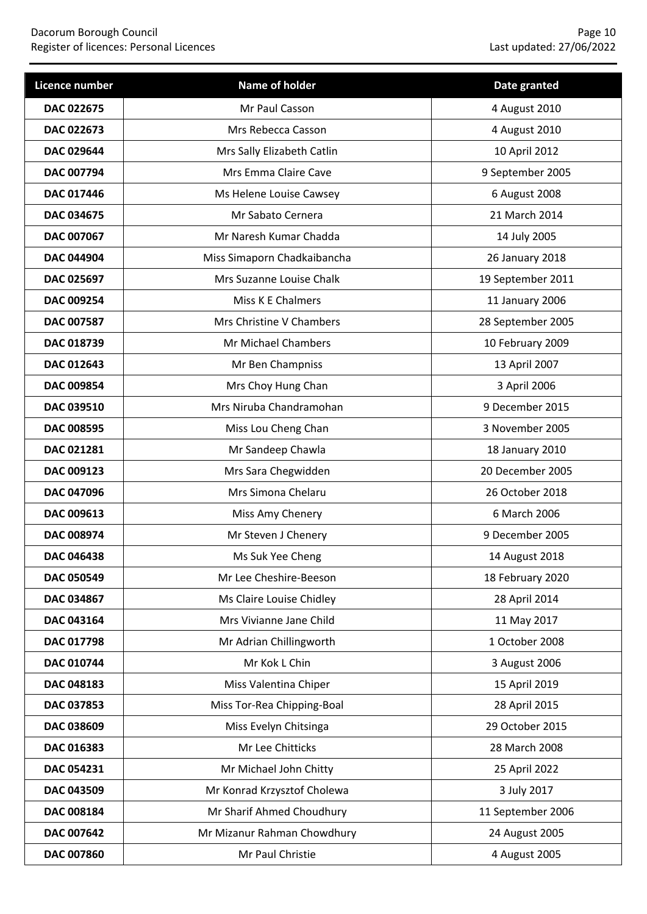| Licence number | Name of holder | Date granted |
|---|---|---|
| DAC 022675 | Mr Paul Casson | 4 August 2010 |
| DAC 022673 | Mrs Rebecca Casson | 4 August 2010 |
| DAC 029644 | Mrs Sally Elizabeth Catlin | 10 April 2012 |
| DAC 007794 | Mrs Emma Claire Cave | 9 September 2005 |
| DAC 017446 | Ms Helene Louise Cawsey | 6 August 2008 |
| DAC 034675 | Mr Sabato Cernera | 21 March 2014 |
| DAC 007067 | Mr Naresh Kumar Chadda | 14 July 2005 |
| DAC 044904 | Miss Simaporn Chadkaibancha | 26 January 2018 |
| DAC 025697 | Mrs Suzanne Louise Chalk | 19 September 2011 |
| DAC 009254 | Miss K E Chalmers | 11 January 2006 |
| DAC 007587 | Mrs Christine V Chambers | 28 September 2005 |
| DAC 018739 | Mr Michael Chambers | 10 February 2009 |
| DAC 012643 | Mr Ben Champniss | 13 April 2007 |
| DAC 009854 | Mrs Choy Hung Chan | 3 April 2006 |
| DAC 039510 | Mrs Niruba Chandramohan | 9 December 2015 |
| DAC 008595 | Miss Lou Cheng Chan | 3 November 2005 |
| DAC 021281 | Mr Sandeep Chawla | 18 January 2010 |
| DAC 009123 | Mrs Sara Chegwidden | 20 December 2005 |
| DAC 047096 | Mrs Simona Chelaru | 26 October 2018 |
| DAC 009613 | Miss Amy Chenery | 6 March 2006 |
| DAC 008974 | Mr Steven J Chenery | 9 December 2005 |
| DAC 046438 | Ms Suk Yee Cheng | 14 August 2018 |
| DAC 050549 | Mr Lee Cheshire-Beeson | 18 February 2020 |
| DAC 034867 | Ms Claire Louise Chidley | 28 April 2014 |
| DAC 043164 | Mrs Vivianne Jane Child | 11 May 2017 |
| DAC 017798 | Mr Adrian Chillingworth | 1 October 2008 |
| DAC 010744 | Mr Kok L Chin | 3 August 2006 |
| DAC 048183 | Miss Valentina Chiper | 15 April 2019 |
| DAC 037853 | Miss Tor-Rea Chipping-Boal | 28 April 2015 |
| DAC 038609 | Miss Evelyn Chitsinga | 29 October 2015 |
| DAC 016383 | Mr Lee Chitticks | 28 March 2008 |
| DAC 054231 | Mr Michael John Chitty | 25 April 2022 |
| DAC 043509 | Mr Konrad Krzysztof Cholewa | 3 July 2017 |
| DAC 008184 | Mr Sharif Ahmed Choudhury | 11 September 2006 |
| DAC 007642 | Mr Mizanur Rahman Chowdhury | 24 August 2005 |
| DAC 007860 | Mr Paul Christie | 4 August 2005 |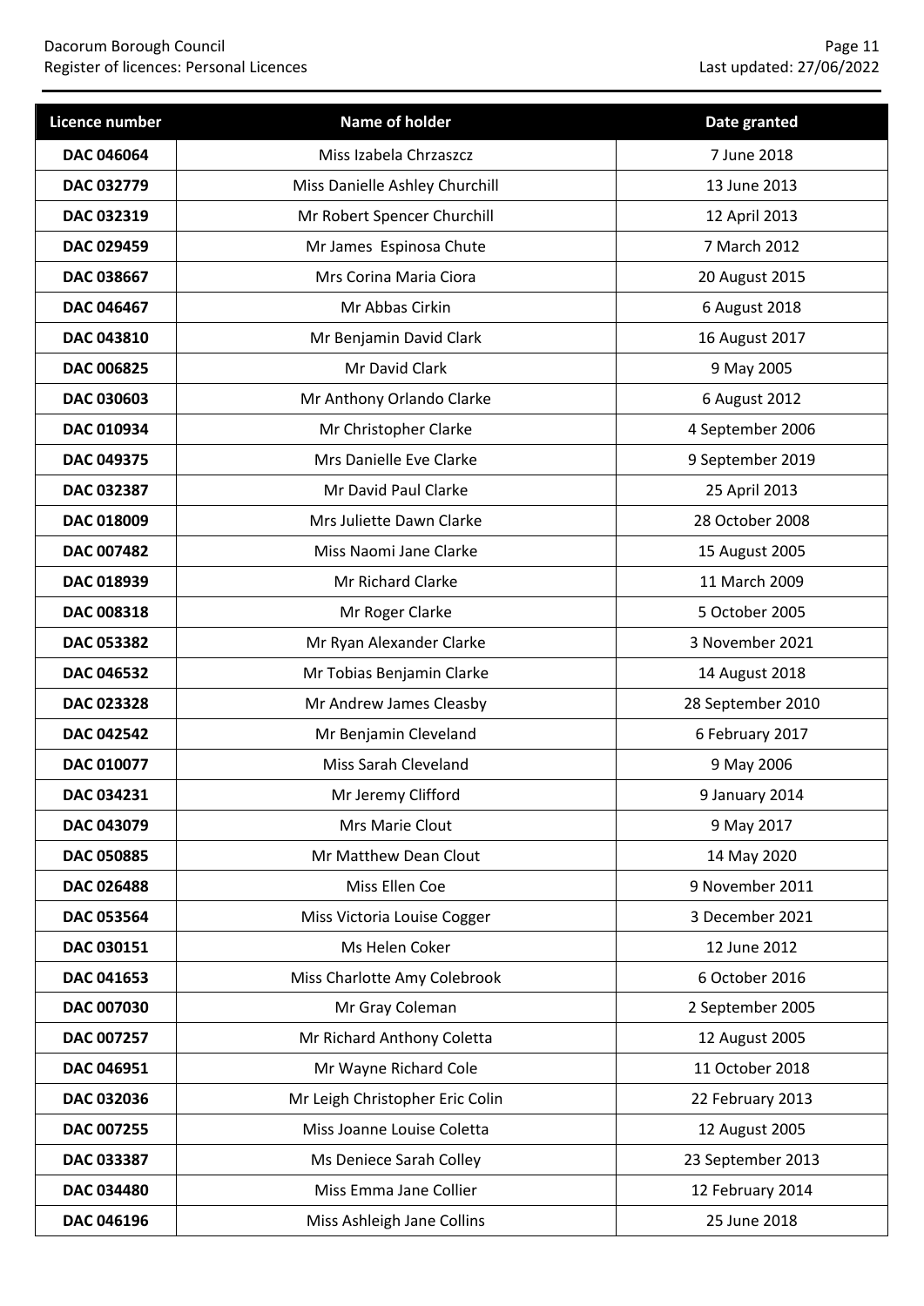| Licence number | Name of holder | Date granted |
|---|---|---|
| **DAC 046064** | Miss Izabela Chrzaszcz | 7 June 2018 |
| **DAC 032779** | Miss Danielle Ashley Churchill | 13 June 2013 |
| **DAC 032319** | Mr Robert Spencer Churchill | 12 April 2013 |
| **DAC 029459** | Mr James  Espinosa Chute | 7 March 2012 |
| **DAC 038667** | Mrs Corina Maria Ciora | 20 August 2015 |
| **DAC 046467** | Mr Abbas Cirkin | 6 August 2018 |
| **DAC 043810** | Mr Benjamin David Clark | 16 August 2017 |
| **DAC 006825** | Mr David Clark | 9 May 2005 |
| **DAC 030603** | Mr Anthony Orlando Clarke | 6 August 2012 |
| **DAC 010934** | Mr Christopher Clarke | 4 September 2006 |
| **DAC 049375** | Mrs Danielle Eve Clarke | 9 September 2019 |
| **DAC 032387** | Mr David Paul Clarke | 25 April 2013 |
| **DAC 018009** | Mrs Juliette Dawn Clarke | 28 October 2008 |
| **DAC 007482** | Miss Naomi Jane Clarke | 15 August 2005 |
| **DAC 018939** | Mr Richard Clarke | 11 March 2009 |
| **DAC 008318** | Mr Roger Clarke | 5 October 2005 |
| **DAC 053382** | Mr Ryan Alexander Clarke | 3 November 2021 |
| **DAC 046532** | Mr Tobias Benjamin Clarke | 14 August 2018 |
| **DAC 023328** | Mr Andrew James Cleasby | 28 September 2010 |
| **DAC 042542** | Mr Benjamin Cleveland | 6 February 2017 |
| **DAC 010077** | Miss Sarah Cleveland | 9 May 2006 |
| **DAC 034231** | Mr Jeremy Clifford | 9 January 2014 |
| **DAC 043079** | Mrs Marie Clout | 9 May 2017 |
| **DAC 050885** | Mr Matthew Dean Clout | 14 May 2020 |
| **DAC 026488** | Miss Ellen Coe | 9 November 2011 |
| **DAC 053564** | Miss Victoria Louise Cogger | 3 December 2021 |
| **DAC 030151** | Ms Helen Coker | 12 June 2012 |
| **DAC 041653** | Miss Charlotte Amy Colebrook | 6 October 2016 |
| **DAC 007030** | Mr Gray Coleman | 2 September 2005 |
| **DAC 007257** | Mr Richard Anthony Coletta | 12 August 2005 |
| **DAC 046951** | Mr Wayne Richard Cole | 11 October 2018 |
| **DAC 032036** | Mr Leigh Christopher Eric Colin | 22 February 2013 |
| **DAC 007255** | Miss Joanne Louise Coletta | 12 August 2005 |
| **DAC 033387** | Ms Deniece Sarah Colley | 23 September 2013 |
| **DAC 034480** | Miss Emma Jane Collier | 12 February 2014 |
| **DAC 046196** | Miss Ashleigh Jane Collins | 25 June 2018 |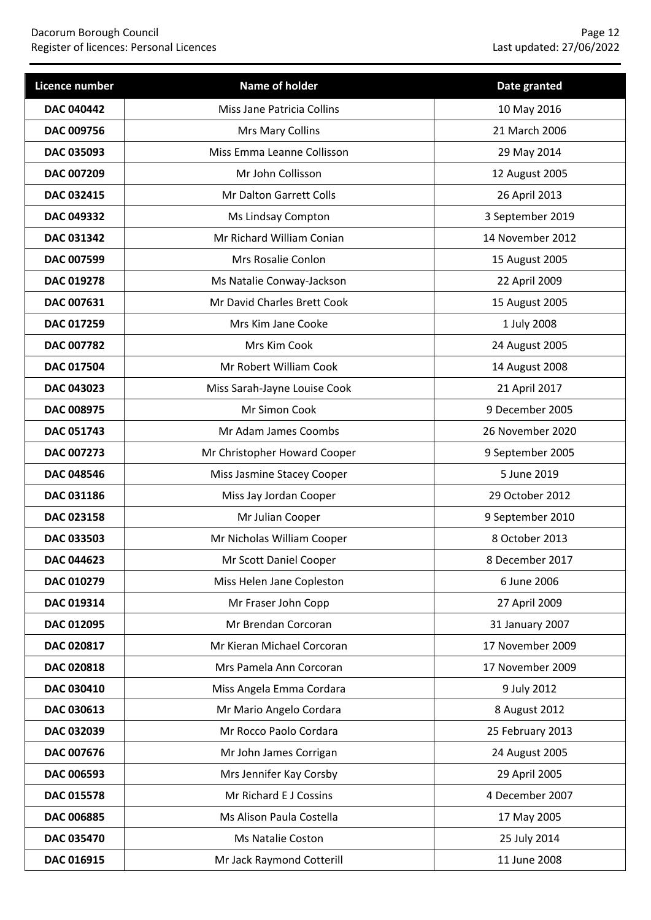| Licence number | Name of holder | Date granted |
| --- | --- | --- |
| **DAC 040442** | Miss Jane Patricia Collins | 10 May 2016 |
| **DAC 009756** | Mrs Mary Collins | 21 March 2006 |
| **DAC 035093** | Miss Emma Leanne Collisson | 29 May 2014 |
| **DAC 007209** | Mr John Collisson | 12 August 2005 |
| **DAC 032415** | Mr Dalton Garrett Colls | 26 April 2013 |
| **DAC 049332** | Ms Lindsay Compton | 3 September 2019 |
| **DAC 031342** | Mr Richard William Conian | 14 November 2012 |
| **DAC 007599** | Mrs Rosalie Conlon | 15 August 2005 |
| **DAC 019278** | Ms Natalie Conway-Jackson | 22 April 2009 |
| **DAC 007631** | Mr David Charles Brett Cook | 15 August 2005 |
| **DAC 017259** | Mrs Kim Jane Cooke | 1 July 2008 |
| **DAC 007782** | Mrs Kim Cook | 24 August 2005 |
| **DAC 017504** | Mr Robert William Cook | 14 August 2008 |
| **DAC 043023** | Miss Sarah-Jayne Louise Cook | 21 April 2017 |
| **DAC 008975** | Mr Simon Cook | 9 December 2005 |
| **DAC 051743** | Mr Adam James Coombs | 26 November 2020 |
| **DAC 007273** | Mr Christopher Howard Cooper | 9 September 2005 |
| **DAC 048546** | Miss Jasmine Stacey Cooper | 5 June 2019 |
| **DAC 031186** | Miss Jay Jordan Cooper | 29 October 2012 |
| **DAC 023158** | Mr Julian Cooper | 9 September 2010 |
| **DAC 033503** | Mr Nicholas William Cooper | 8 October 2013 |
| **DAC 044623** | Mr Scott Daniel Cooper | 8 December 2017 |
| **DAC 010279** | Miss Helen Jane Copleston | 6 June 2006 |
| **DAC 019314** | Mr Fraser John Copp | 27 April 2009 |
| **DAC 012095** | Mr Brendan Corcoran | 31 January 2007 |
| **DAC 020817** | Mr Kieran Michael Corcoran | 17 November 2009 |
| **DAC 020818** | Mrs Pamela Ann Corcoran | 17 November 2009 |
| **DAC 030410** | Miss Angela Emma Cordara | 9 July 2012 |
| **DAC 030613** | Mr Mario Angelo Cordara | 8 August 2012 |
| **DAC 032039** | Mr Rocco Paolo Cordara | 25 February 2013 |
| **DAC 007676** | Mr John James Corrigan | 24 August 2005 |
| **DAC 006593** | Mrs Jennifer Kay Corsby | 29 April 2005 |
| **DAC 015578** | Mr Richard E J Cossins | 4 December 2007 |
| **DAC 006885** | Ms Alison Paula Costella | 17 May 2005 |
| **DAC 035470** | Ms Natalie Coston | 25 July 2014 |
| **DAC 016915** | Mr Jack Raymond Cotterill | 11 June 2008 |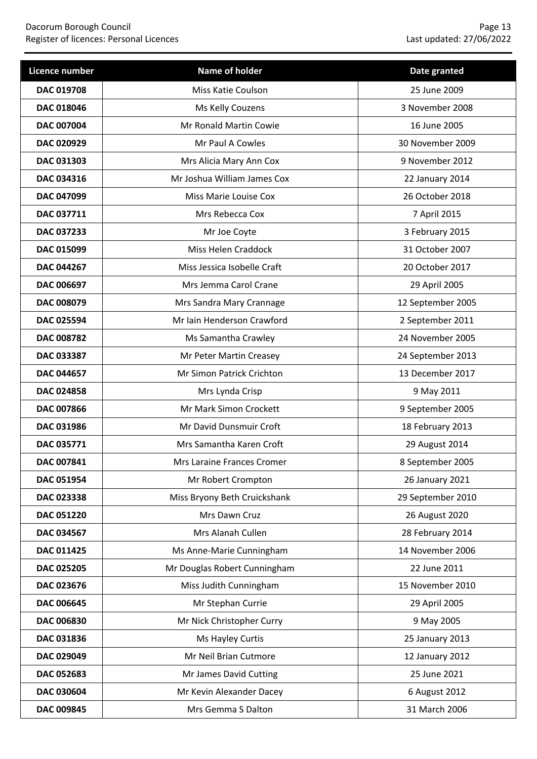| Licence number | Name of holder | Date granted |
|---|---|---|
| **DAC 019708** | Miss Katie Coulson | 25 June 2009 |
| **DAC 018046** | Ms Kelly Couzens | 3 November 2008 |
| **DAC 007004** | Mr Ronald Martin Cowie | 16 June 2005 |
| **DAC 020929** | Mr Paul A Cowles | 30 November 2009 |
| **DAC 031303** | Mrs Alicia Mary Ann Cox | 9 November 2012 |
| **DAC 034316** | Mr Joshua William James Cox | 22 January 2014 |
| **DAC 047099** | Miss Marie Louise Cox | 26 October 2018 |
| **DAC 037711** | Mrs Rebecca Cox | 7 April 2015 |
| **DAC 037233** | Mr Joe Coyte | 3 February 2015 |
| **DAC 015099** | Miss Helen Craddock | 31 October 2007 |
| **DAC 044267** | Miss Jessica Isobelle Craft | 20 October 2017 |
| **DAC 006697** | Mrs Jemma Carol Crane | 29 April 2005 |
| **DAC 008079** | Mrs Sandra Mary Crannage | 12 September 2005 |
| **DAC 025594** | Mr Iain Henderson Crawford | 2 September 2011 |
| **DAC 008782** | Ms Samantha Crawley | 24 November 2005 |
| **DAC 033387** | Mr Peter Martin Creasey | 24 September 2013 |
| **DAC 044657** | Mr Simon Patrick Crichton | 13 December 2017 |
| **DAC 024858** | Mrs Lynda Crisp | 9 May 2011 |
| **DAC 007866** | Mr Mark Simon Crockett | 9 September 2005 |
| **DAC 031986** | Mr David Dunsmuir Croft | 18 February 2013 |
| **DAC 035771** | Mrs Samantha Karen Croft | 29 August 2014 |
| **DAC 007841** | Mrs Laraine Frances Cromer | 8 September 2005 |
| **DAC 051954** | Mr Robert Crompton | 26 January 2021 |
| **DAC 023338** | Miss Bryony Beth Cruickshank | 29 September 2010 |
| **DAC 051220** | Mrs Dawn Cruz | 26 August 2020 |
| **DAC 034567** | Mrs Alanah Cullen | 28 February 2014 |
| **DAC 011425** | Ms Anne-Marie Cunningham | 14 November 2006 |
| **DAC 025205** | Mr Douglas Robert Cunningham | 22 June 2011 |
| **DAC 023676** | Miss Judith Cunningham | 15 November 2010 |
| **DAC 006645** | Mr Stephan Currie | 29 April 2005 |
| **DAC 006830** | Mr Nick Christopher Curry | 9 May 2005 |
| **DAC 031836** | Ms Hayley Curtis | 25 January 2013 |
| **DAC 029049** | Mr Neil Brian Cutmore | 12 January 2012 |
| **DAC 052683** | Mr James David Cutting | 25 June 2021 |
| **DAC 030604** | Mr Kevin Alexander Dacey | 6 August 2012 |
| **DAC 009845** | Mrs Gemma S Dalton | 31 March 2006 |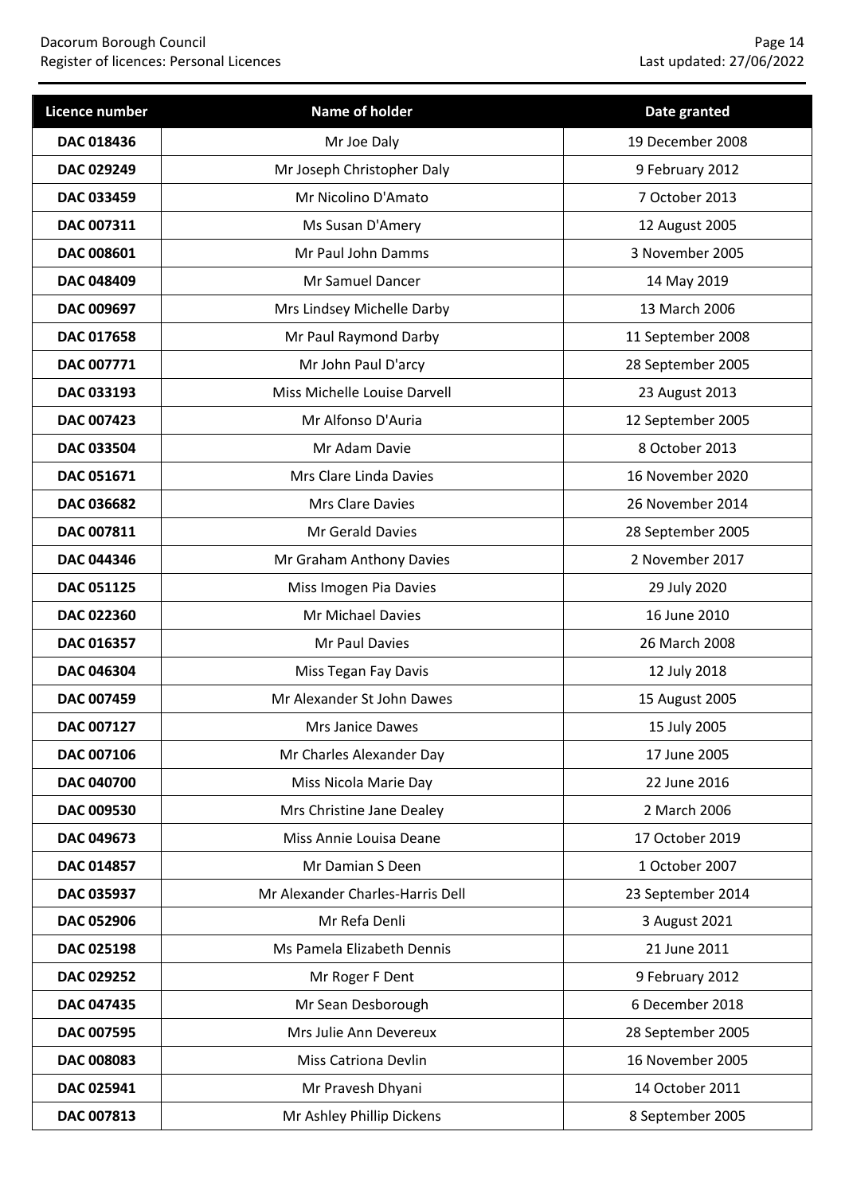| Licence number | Name of holder | Date granted |
|---|---|---|
| **DAC 018436** | Mr Joe Daly | 19 December 2008 |
| **DAC 029249** | Mr Joseph Christopher Daly | 9 February 2012 |
| **DAC 033459** | Mr Nicolino D'Amato | 7 October 2013 |
| **DAC 007311** | Ms Susan D'Amery | 12 August 2005 |
| **DAC 008601** | Mr Paul John Damms | 3 November 2005 |
| **DAC 048409** | Mr Samuel Dancer | 14 May 2019 |
| **DAC 009697** | Mrs Lindsey Michelle Darby | 13 March 2006 |
| **DAC 017658** | Mr Paul Raymond Darby | 11 September 2008 |
| **DAC 007771** | Mr John Paul D'arcy | 28 September 2005 |
| **DAC 033193** | Miss Michelle Louise Darvell | 23 August 2013 |
| **DAC 007423** | Mr Alfonso D'Auria | 12 September 2005 |
| **DAC 033504** | Mr Adam Davie | 8 October 2013 |
| **DAC 051671** | Mrs Clare Linda Davies | 16 November 2020 |
| **DAC 036682** | Mrs Clare Davies | 26 November 2014 |
| **DAC 007811** | Mr Gerald Davies | 28 September 2005 |
| **DAC 044346** | Mr Graham Anthony Davies | 2 November 2017 |
| **DAC 051125** | Miss Imogen Pia Davies | 29 July 2020 |
| **DAC 022360** | Mr Michael Davies | 16 June 2010 |
| **DAC 016357** | Mr Paul Davies | 26 March 2008 |
| **DAC 046304** | Miss Tegan Fay Davis | 12 July 2018 |
| **DAC 007459** | Mr Alexander St John Dawes | 15 August 2005 |
| **DAC 007127** | Mrs Janice Dawes | 15 July 2005 |
| **DAC 007106** | Mr Charles Alexander Day | 17 June 2005 |
| **DAC 040700** | Miss Nicola Marie Day | 22 June 2016 |
| **DAC 009530** | Mrs Christine Jane Dealey | 2 March 2006 |
| **DAC 049673** | Miss Annie Louisa Deane | 17 October 2019 |
| **DAC 014857** | Mr Damian S Deen | 1 October 2007 |
| **DAC 035937** | Mr Alexander Charles-Harris Dell | 23 September 2014 |
| **DAC 052906** | Mr Refa Denli | 3 August 2021 |
| **DAC 025198** | Ms Pamela Elizabeth Dennis | 21 June 2011 |
| **DAC 029252** | Mr Roger F Dent | 9 February 2012 |
| **DAC 047435** | Mr Sean Desborough | 6 December 2018 |
| **DAC 007595** | Mrs Julie Ann Devereux | 28 September 2005 |
| **DAC 008083** | Miss Catriona Devlin | 16 November 2005 |
| **DAC 025941** | Mr Pravesh Dhyani | 14 October 2011 |
| **DAC 007813** | Mr Ashley Phillip Dickens | 8 September 2005 |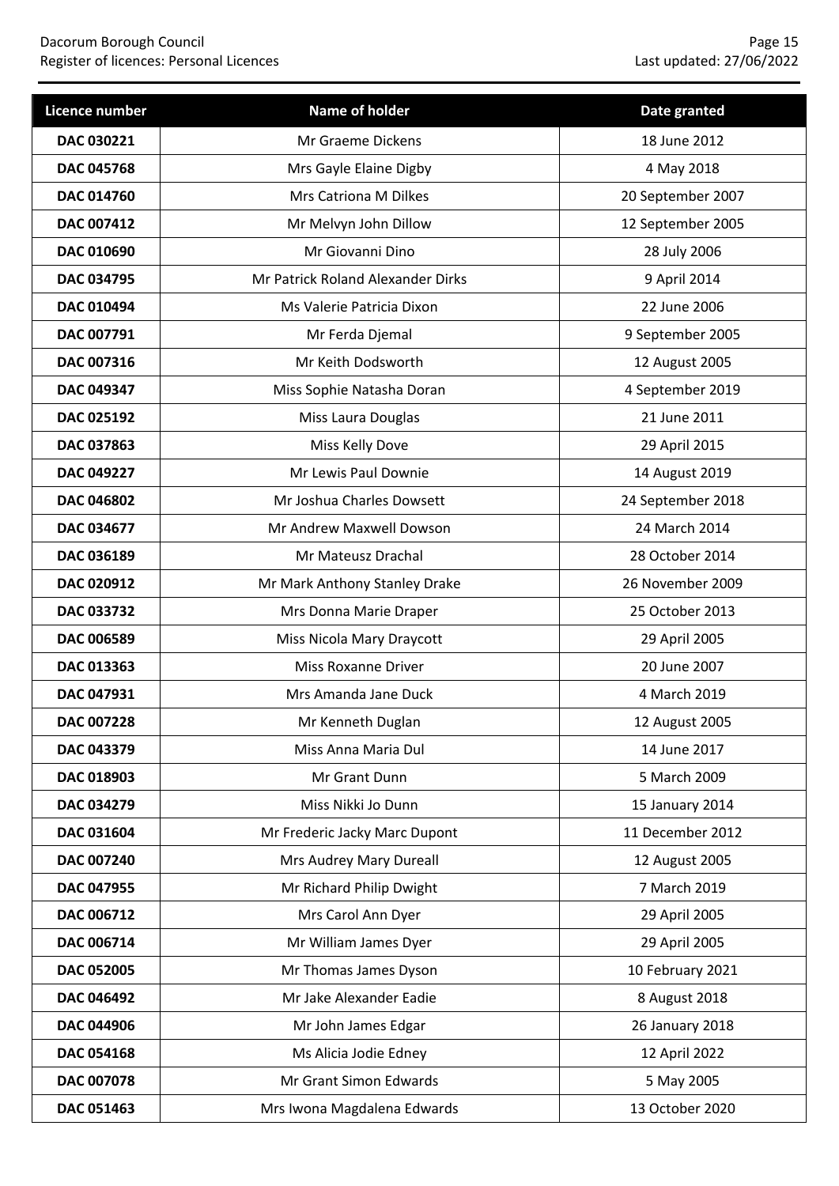| Licence number | Name of holder | Date granted |
|---|---|---|
| **DAC 030221** | Mr Graeme Dickens | 18 June 2012 |
| **DAC 045768** | Mrs Gayle Elaine Digby | 4 May 2018 |
| **DAC 014760** | Mrs Catriona M Dilkes | 20 September 2007 |
| **DAC 007412** | Mr Melvyn John Dillow | 12 September 2005 |
| **DAC 010690** | Mr Giovanni Dino | 28 July 2006 |
| **DAC 034795** | Mr Patrick Roland Alexander Dirks | 9 April 2014 |
| **DAC 010494** | Ms Valerie Patricia Dixon | 22 June 2006 |
| **DAC 007791** | Mr Ferda Djemal | 9 September 2005 |
| **DAC 007316** | Mr Keith Dodsworth | 12 August 2005 |
| **DAC 049347** | Miss Sophie Natasha Doran | 4 September 2019 |
| **DAC 025192** | Miss Laura Douglas | 21 June 2011 |
| **DAC 037863** | Miss Kelly Dove | 29 April 2015 |
| **DAC 049227** | Mr Lewis Paul Downie | 14 August 2019 |
| **DAC 046802** | Mr Joshua Charles Dowsett | 24 September 2018 |
| **DAC 034677** | Mr Andrew Maxwell Dowson | 24 March 2014 |
| **DAC 036189** | Mr Mateusz Drachal | 28 October 2014 |
| **DAC 020912** | Mr Mark Anthony Stanley Drake | 26 November 2009 |
| **DAC 033732** | Mrs Donna Marie Draper | 25 October 2013 |
| **DAC 006589** | Miss Nicola Mary Draycott | 29 April 2005 |
| **DAC 013363** | Miss Roxanne Driver | 20 June 2007 |
| **DAC 047931** | Mrs Amanda Jane Duck | 4 March 2019 |
| **DAC 007228** | Mr Kenneth Duglan | 12 August 2005 |
| **DAC 043379** | Miss Anna Maria Dul | 14 June 2017 |
| **DAC 018903** | Mr Grant Dunn | 5 March 2009 |
| **DAC 034279** | Miss Nikki Jo Dunn | 15 January 2014 |
| **DAC 031604** | Mr Frederic Jacky Marc Dupont | 11 December 2012 |
| **DAC 007240** | Mrs Audrey Mary Dureall | 12 August 2005 |
| **DAC 047955** | Mr Richard Philip Dwight | 7 March 2019 |
| **DAC 006712** | Mrs Carol Ann Dyer | 29 April 2005 |
| **DAC 006714** | Mr William James Dyer | 29 April 2005 |
| **DAC 052005** | Mr Thomas James Dyson | 10 February 2021 |
| **DAC 046492** | Mr Jake Alexander Eadie | 8 August 2018 |
| **DAC 044906** | Mr John James Edgar | 26 January 2018 |
| **DAC 054168** | Ms Alicia Jodie Edney | 12 April 2022 |
| **DAC 007078** | Mr Grant Simon Edwards | 5 May 2005 |
| **DAC 051463** | Mrs Iwona Magdalena Edwards | 13 October 2020 |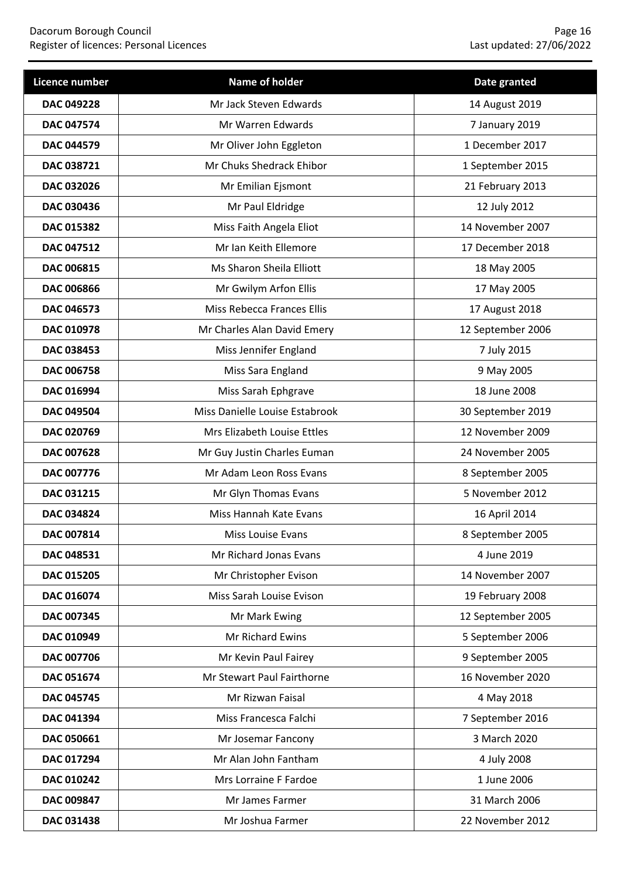| Licence number | Name of holder | Date granted |
|---|---|---|
| **DAC 049228** | Mr Jack Steven Edwards | 14 August 2019 |
| **DAC 047574** | Mr Warren Edwards | 7 January 2019 |
| **DAC 044579** | Mr Oliver John Eggleton | 1 December 2017 |
| **DAC 038721** | Mr Chuks Shedrack Ehibor | 1 September 2015 |
| **DAC 032026** | Mr Emilian Ejsmont | 21 February 2013 |
| **DAC 030436** | Mr Paul Eldridge | 12 July 2012 |
| **DAC 015382** | Miss Faith Angela Eliot | 14 November 2007 |
| **DAC 047512** | Mr Ian Keith Ellemore | 17 December 2018 |
| **DAC 006815** | Ms Sharon Sheila Elliott | 18 May 2005 |
| **DAC 006866** | Mr Gwilym Arfon Ellis | 17 May 2005 |
| **DAC 046573** | Miss Rebecca Frances Ellis | 17 August 2018 |
| **DAC 010978** | Mr Charles Alan David Emery | 12 September 2006 |
| **DAC 038453** | Miss Jennifer England | 7 July 2015 |
| **DAC 006758** | Miss Sara England | 9 May 2005 |
| **DAC 016994** | Miss Sarah Ephgrave | 18 June 2008 |
| **DAC 049504** | Miss Danielle Louise Estabrook | 30 September 2019 |
| **DAC 020769** | Mrs Elizabeth Louise Ettles | 12 November 2009 |
| **DAC 007628** | Mr Guy Justin Charles Euman | 24 November 2005 |
| **DAC 007776** | Mr Adam Leon Ross Evans | 8 September 2005 |
| **DAC 031215** | Mr Glyn Thomas Evans | 5 November 2012 |
| **DAC 034824** | Miss Hannah Kate Evans | 16 April 2014 |
| **DAC 007814** | Miss Louise Evans | 8 September 2005 |
| **DAC 048531** | Mr Richard Jonas Evans | 4 June 2019 |
| **DAC 015205** | Mr Christopher Evison | 14 November 2007 |
| **DAC 016074** | Miss Sarah Louise Evison | 19 February 2008 |
| **DAC 007345** | Mr Mark Ewing | 12 September 2005 |
| **DAC 010949** | Mr Richard Ewins | 5 September 2006 |
| **DAC 007706** | Mr Kevin Paul Fairey | 9 September 2005 |
| **DAC 051674** | Mr Stewart Paul Fairthorne | 16 November 2020 |
| **DAC 045745** | Mr Rizwan Faisal | 4 May 2018 |
| **DAC 041394** | Miss Francesca Falchi | 7 September 2016 |
| **DAC 050661** | Mr Josemar Fancony | 3 March 2020 |
| **DAC 017294** | Mr Alan John Fantham | 4 July 2008 |
| **DAC 010242** | Mrs Lorraine F Fardoe | 1 June 2006 |
| **DAC 009847** | Mr James Farmer | 31 March 2006 |
| **DAC 031438** | Mr Joshua Farmer | 22 November 2012 |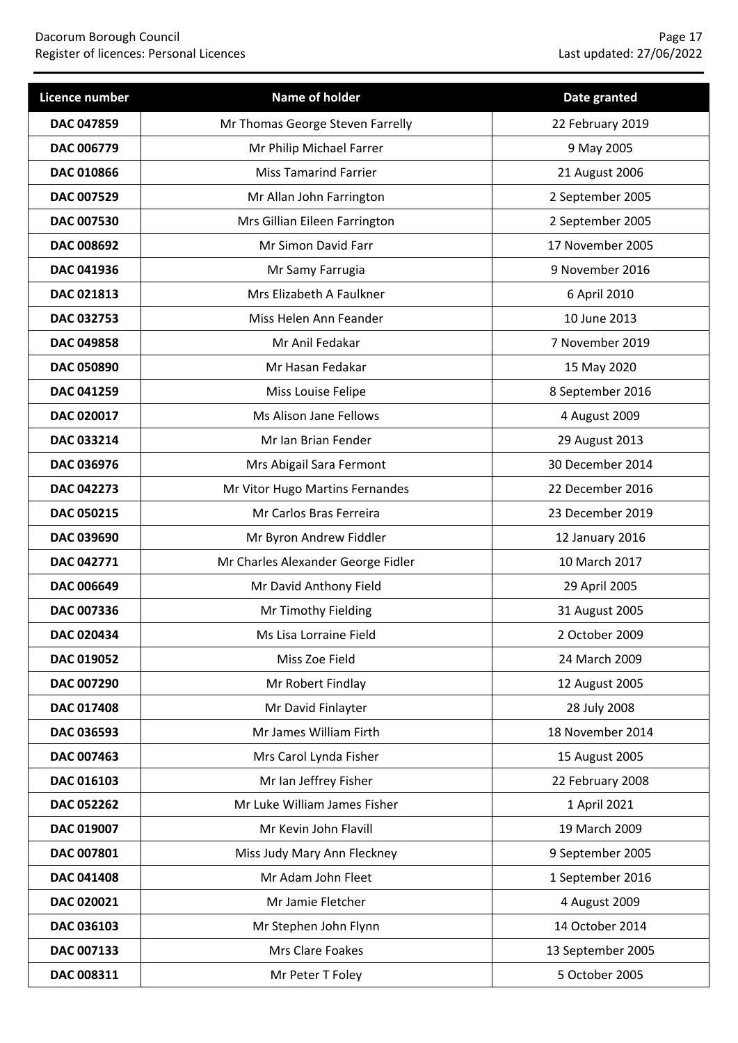| Licence number | Name of holder | Date granted |
|---|---|---|
| DAC 047859 | Mr Thomas George Steven Farrelly | 22 February 2019 |
| DAC 006779 | Mr Philip Michael Farrer | 9 May 2005 |
| DAC 010866 | Miss Tamarind Farrier | 21 August 2006 |
| DAC 007529 | Mr Allan John Farrington | 2 September 2005 |
| DAC 007530 | Mrs Gillian Eileen Farrington | 2 September 2005 |
| DAC 008692 | Mr Simon David Farr | 17 November 2005 |
| DAC 041936 | Mr Samy Farrugia | 9 November 2016 |
| DAC 021813 | Mrs Elizabeth A Faulkner | 6 April 2010 |
| DAC 032753 | Miss Helen Ann Feander | 10 June 2013 |
| DAC 049858 | Mr Anil Fedakar | 7 November 2019 |
| DAC 050890 | Mr Hasan Fedakar | 15 May 2020 |
| DAC 041259 | Miss Louise Felipe | 8 September 2016 |
| DAC 020017 | Ms Alison Jane Fellows | 4 August 2009 |
| DAC 033214 | Mr Ian Brian Fender | 29 August 2013 |
| DAC 036976 | Mrs Abigail Sara Fermont | 30 December 2014 |
| DAC 042273 | Mr Vitor Hugo Martins Fernandes | 22 December 2016 |
| DAC 050215 | Mr Carlos Bras Ferreira | 23 December 2019 |
| DAC 039690 | Mr Byron Andrew Fiddler | 12 January 2016 |
| DAC 042771 | Mr Charles Alexander George Fidler | 10 March 2017 |
| DAC 006649 | Mr David Anthony Field | 29 April 2005 |
| DAC 007336 | Mr Timothy Fielding | 31 August 2005 |
| DAC 020434 | Ms Lisa Lorraine Field | 2 October 2009 |
| DAC 019052 | Miss Zoe Field | 24 March 2009 |
| DAC 007290 | Mr Robert Findlay | 12 August 2005 |
| DAC 017408 | Mr David Finlayter | 28 July 2008 |
| DAC 036593 | Mr James William Firth | 18 November 2014 |
| DAC 007463 | Mrs Carol Lynda Fisher | 15 August 2005 |
| DAC 016103 | Mr Ian Jeffrey Fisher | 22 February 2008 |
| DAC 052262 | Mr Luke William James Fisher | 1 April 2021 |
| DAC 019007 | Mr Kevin John Flavill | 19 March 2009 |
| DAC 007801 | Miss Judy Mary Ann Fleckney | 9 September 2005 |
| DAC 041408 | Mr Adam John Fleet | 1 September 2016 |
| DAC 020021 | Mr Jamie Fletcher | 4 August 2009 |
| DAC 036103 | Mr Stephen John Flynn | 14 October 2014 |
| DAC 007133 | Mrs Clare Foakes | 13 September 2005 |
| DAC 008311 | Mr Peter T Foley | 5 October 2005 |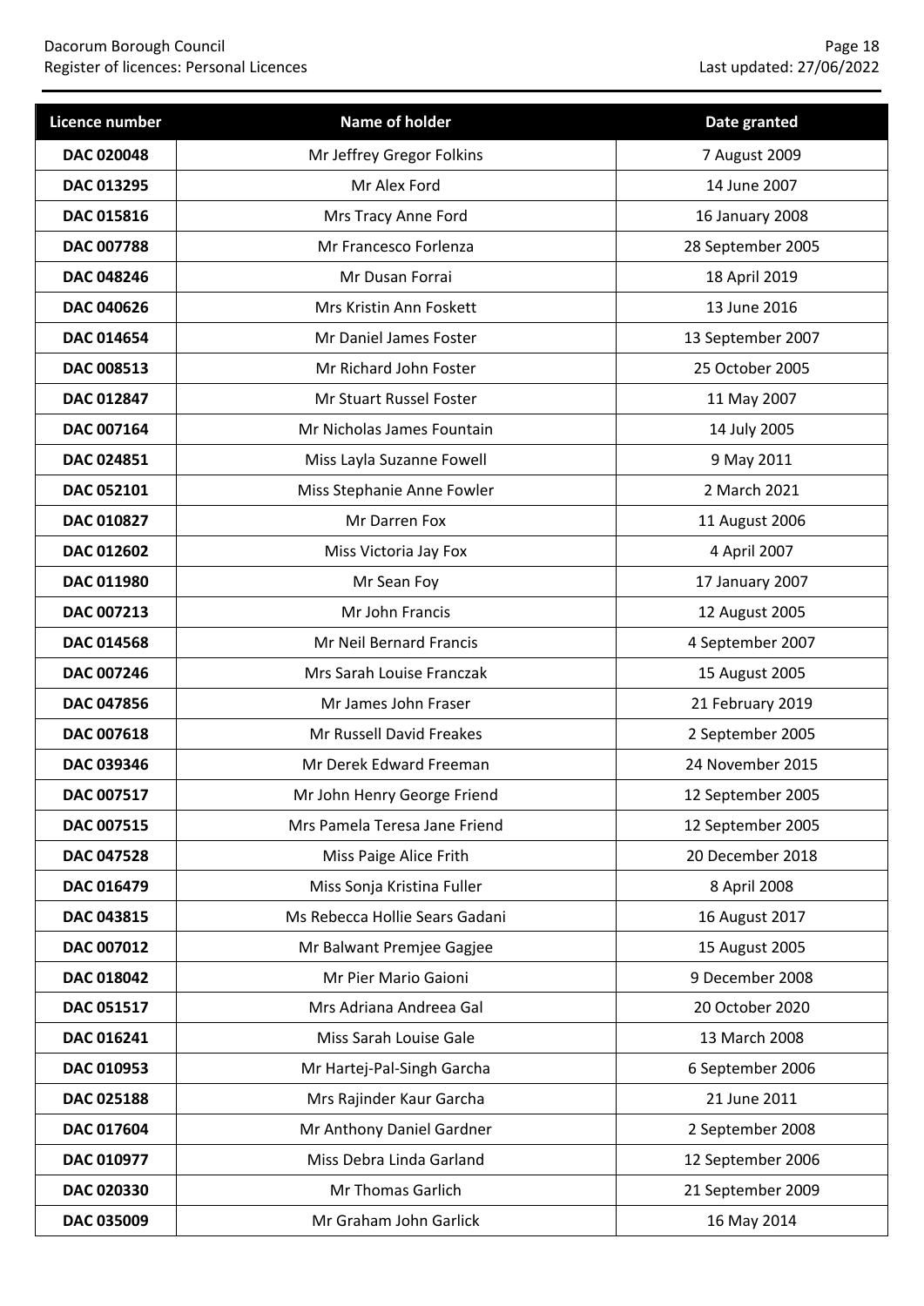| Licence number | Name of holder | Date granted |
| --- | --- | --- |
| DAC 020048 | Mr Jeffrey Gregor Folkins | 7 August 2009 |
| DAC 013295 | Mr Alex Ford | 14 June 2007 |
| DAC 015816 | Mrs Tracy Anne Ford | 16 January 2008 |
| DAC 007788 | Mr Francesco Forlenza | 28 September 2005 |
| DAC 048246 | Mr Dusan Forrai | 18 April 2019 |
| DAC 040626 | Mrs Kristin Ann Foskett | 13 June 2016 |
| DAC 014654 | Mr Daniel James Foster | 13 September 2007 |
| DAC 008513 | Mr Richard John Foster | 25 October 2005 |
| DAC 012847 | Mr Stuart Russel Foster | 11 May 2007 |
| DAC 007164 | Mr Nicholas James Fountain | 14 July 2005 |
| DAC 024851 | Miss Layla Suzanne Fowell | 9 May 2011 |
| DAC 052101 | Miss Stephanie Anne Fowler | 2 March 2021 |
| DAC 010827 | Mr Darren Fox | 11 August 2006 |
| DAC 012602 | Miss Victoria Jay Fox | 4 April 2007 |
| DAC 011980 | Mr Sean Foy | 17 January 2007 |
| DAC 007213 | Mr John Francis | 12 August 2005 |
| DAC 014568 | Mr Neil Bernard Francis | 4 September 2007 |
| DAC 007246 | Mrs Sarah Louise Franczak | 15 August 2005 |
| DAC 047856 | Mr James John Fraser | 21 February 2019 |
| DAC 007618 | Mr Russell David Freakes | 2 September 2005 |
| DAC 039346 | Mr Derek Edward Freeman | 24 November 2015 |
| DAC 007517 | Mr John Henry George Friend | 12 September 2005 |
| DAC 007515 | Mrs Pamela Teresa Jane Friend | 12 September 2005 |
| DAC 047528 | Miss Paige Alice Frith | 20 December 2018 |
| DAC 016479 | Miss Sonja Kristina Fuller | 8 April 2008 |
| DAC 043815 | Ms Rebecca Hollie Sears Gadani | 16 August 2017 |
| DAC 007012 | Mr Balwant Premjee Gagjee | 15 August 2005 |
| DAC 018042 | Mr Pier Mario Gaioni | 9 December 2008 |
| DAC 051517 | Mrs Adriana Andreea Gal | 20 October 2020 |
| DAC 016241 | Miss Sarah Louise Gale | 13 March 2008 |
| DAC 010953 | Mr Hartej-Pal-Singh Garcha | 6 September 2006 |
| DAC 025188 | Mrs Rajinder Kaur Garcha | 21 June 2011 |
| DAC 017604 | Mr Anthony Daniel Gardner | 2 September 2008 |
| DAC 010977 | Miss Debra Linda Garland | 12 September 2006 |
| DAC 020330 | Mr Thomas Garlich | 21 September 2009 |
| DAC 035009 | Mr Graham John Garlick | 16 May 2014 |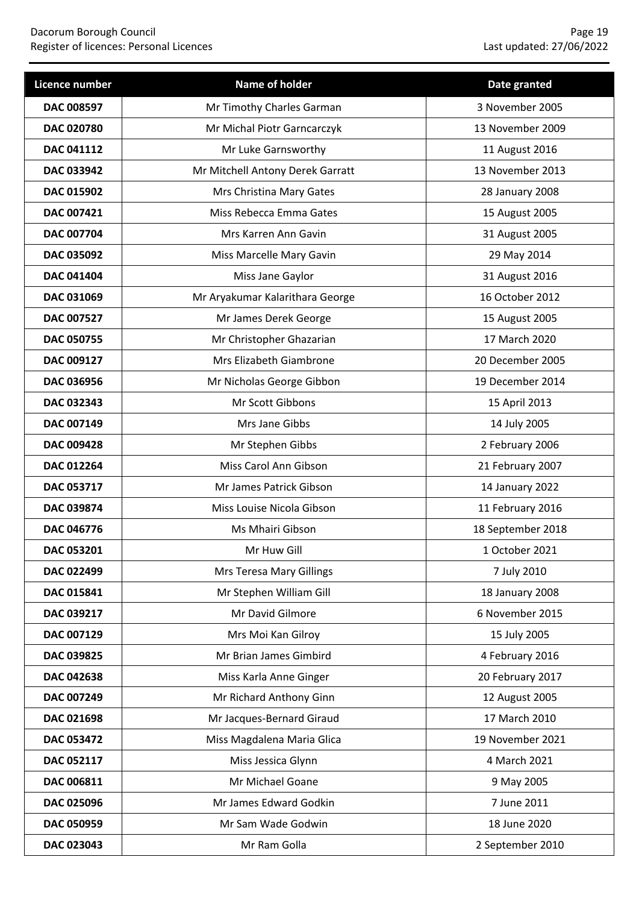| Licence number | Name of holder | Date granted |
| --- | --- | --- |
| DAC 008597 | Mr Timothy Charles Garman | 3 November 2005 |
| DAC 020780 | Mr Michal Piotr Garncarczyk | 13 November 2009 |
| DAC 041112 | Mr Luke Garnsworthy | 11 August 2016 |
| DAC 033942 | Mr Mitchell Antony Derek Garratt | 13 November 2013 |
| DAC 015902 | Mrs Christina Mary Gates | 28 January 2008 |
| DAC 007421 | Miss Rebecca Emma Gates | 15 August 2005 |
| DAC 007704 | Mrs Karren Ann Gavin | 31 August 2005 |
| DAC 035092 | Miss Marcelle Mary Gavin | 29 May 2014 |
| DAC 041404 | Miss Jane Gaylor | 31 August 2016 |
| DAC 031069 | Mr Aryakumar Kalarithara George | 16 October 2012 |
| DAC 007527 | Mr James Derek George | 15 August 2005 |
| DAC 050755 | Mr Christopher Ghazarian | 17 March 2020 |
| DAC 009127 | Mrs Elizabeth Giambrone | 20 December 2005 |
| DAC 036956 | Mr Nicholas George Gibbon | 19 December 2014 |
| DAC 032343 | Mr Scott Gibbons | 15 April 2013 |
| DAC 007149 | Mrs Jane Gibbs | 14 July 2005 |
| DAC 009428 | Mr Stephen Gibbs | 2 February 2006 |
| DAC 012264 | Miss Carol Ann Gibson | 21 February 2007 |
| DAC 053717 | Mr James Patrick Gibson | 14 January 2022 |
| DAC 039874 | Miss Louise Nicola Gibson | 11 February 2016 |
| DAC 046776 | Ms Mhairi Gibson | 18 September 2018 |
| DAC 053201 | Mr Huw Gill | 1 October 2021 |
| DAC 022499 | Mrs Teresa Mary Gillings | 7 July 2010 |
| DAC 015841 | Mr Stephen William Gill | 18 January 2008 |
| DAC 039217 | Mr David Gilmore | 6 November 2015 |
| DAC 007129 | Mrs Moi Kan Gilroy | 15 July 2005 |
| DAC 039825 | Mr Brian James Gimbird | 4 February 2016 |
| DAC 042638 | Miss Karla Anne Ginger | 20 February 2017 |
| DAC 007249 | Mr Richard Anthony Ginn | 12 August 2005 |
| DAC 021698 | Mr Jacques-Bernard Giraud | 17 March 2010 |
| DAC 053472 | Miss Magdalena Maria Glica | 19 November 2021 |
| DAC 052117 | Miss Jessica Glynn | 4 March 2021 |
| DAC 006811 | Mr Michael Goane | 9 May 2005 |
| DAC 025096 | Mr James Edward Godkin | 7 June 2011 |
| DAC 050959 | Mr Sam Wade Godwin | 18 June 2020 |
| DAC 023043 | Mr Ram Golla | 2 September 2010 |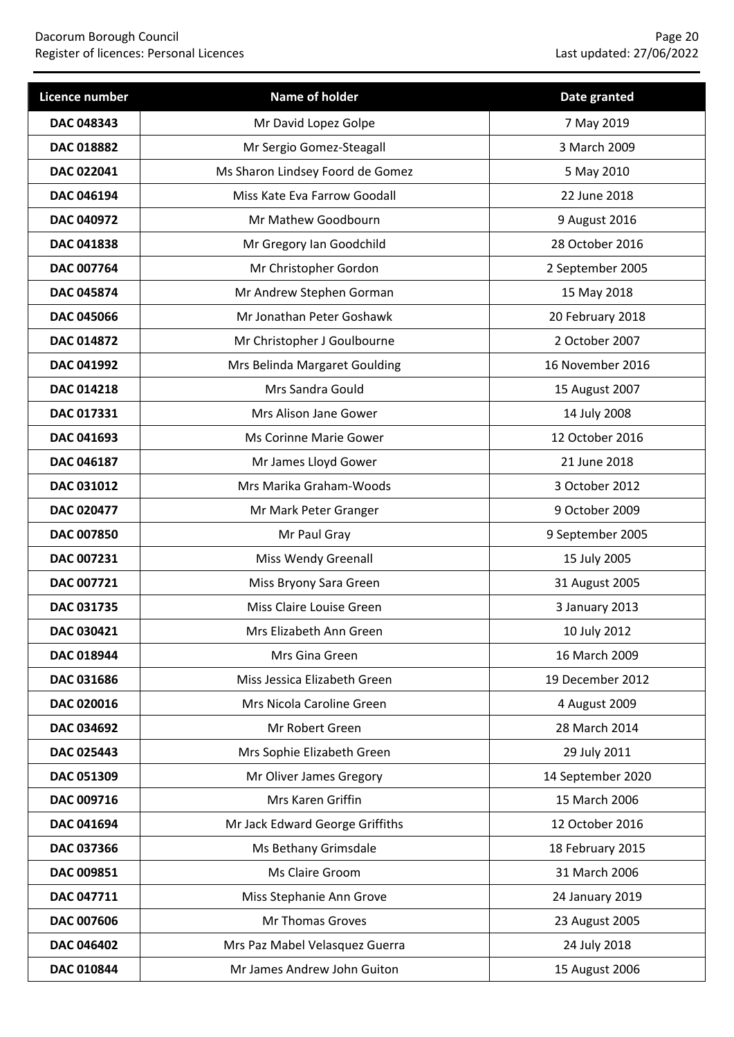| Licence number | Name of holder | Date granted |
|---|---|---|
| **DAC 048343** | Mr David Lopez Golpe | 7 May 2019 |
| **DAC 018882** | Mr Sergio Gomez-Steagall | 3 March 2009 |
| **DAC 022041** | Ms Sharon Lindsey Foord de Gomez | 5 May 2010 |
| **DAC 046194** | Miss Kate Eva Farrow Goodall | 22 June 2018 |
| **DAC 040972** | Mr Mathew Goodbourn | 9 August 2016 |
| **DAC 041838** | Mr Gregory Ian Goodchild | 28 October 2016 |
| **DAC 007764** | Mr Christopher Gordon | 2 September 2005 |
| **DAC 045874** | Mr Andrew Stephen Gorman | 15 May 2018 |
| **DAC 045066** | Mr Jonathan Peter Goshawk | 20 February 2018 |
| **DAC 014872** | Mr Christopher J Goulbourne | 2 October 2007 |
| **DAC 041992** | Mrs Belinda Margaret Goulding | 16 November 2016 |
| **DAC 014218** | Mrs Sandra Gould | 15 August 2007 |
| **DAC 017331** | Mrs Alison Jane Gower | 14 July 2008 |
| **DAC 041693** | Ms Corinne Marie Gower | 12 October 2016 |
| **DAC 046187** | Mr James Lloyd Gower | 21 June 2018 |
| **DAC 031012** | Mrs Marika Graham-Woods | 3 October 2012 |
| **DAC 020477** | Mr Mark Peter Granger | 9 October 2009 |
| **DAC 007850** | Mr Paul Gray | 9 September 2005 |
| **DAC 007231** | Miss Wendy Greenall | 15 July 2005 |
| **DAC 007721** | Miss Bryony Sara Green | 31 August 2005 |
| **DAC 031735** | Miss Claire Louise Green | 3 January 2013 |
| **DAC 030421** | Mrs Elizabeth Ann Green | 10 July 2012 |
| **DAC 018944** | Mrs Gina Green | 16 March 2009 |
| **DAC 031686** | Miss Jessica Elizabeth Green | 19 December 2012 |
| **DAC 020016** | Mrs Nicola Caroline Green | 4 August 2009 |
| **DAC 034692** | Mr Robert Green | 28 March 2014 |
| **DAC 025443** | Mrs Sophie Elizabeth Green | 29 July 2011 |
| **DAC 051309** | Mr Oliver James Gregory | 14 September 2020 |
| **DAC 009716** | Mrs Karen Griffin | 15 March 2006 |
| **DAC 041694** | Mr Jack Edward George Griffiths | 12 October 2016 |
| **DAC 037366** | Ms Bethany Grimsdale | 18 February 2015 |
| **DAC 009851** | Ms Claire Groom | 31 March 2006 |
| **DAC 047711** | Miss Stephanie Ann Grove | 24 January 2019 |
| **DAC 007606** | Mr Thomas Groves | 23 August 2005 |
| **DAC 046402** | Mrs Paz Mabel Velasquez Guerra | 24 July 2018 |
| **DAC 010844** | Mr James Andrew John Guiton | 15 August 2006 |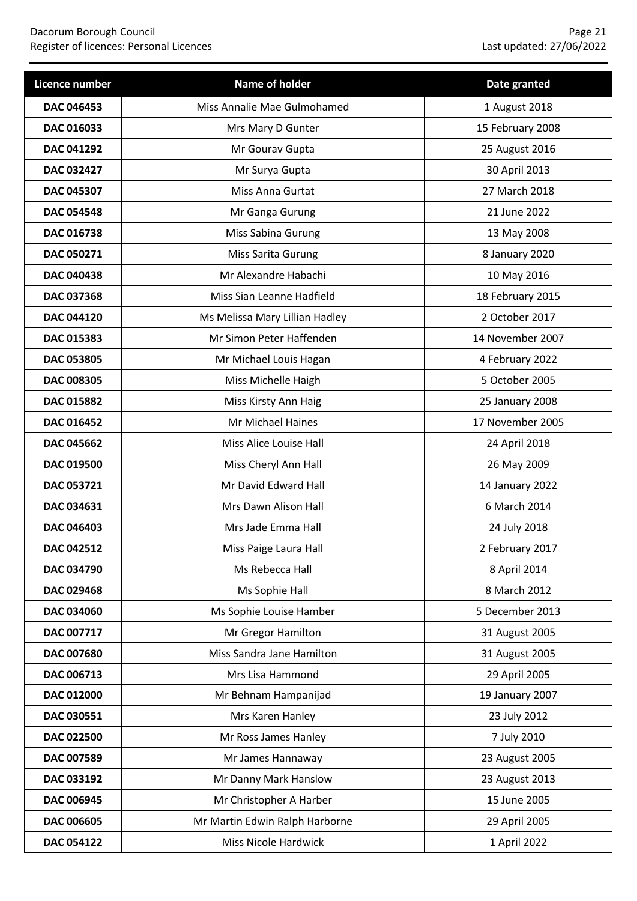| Licence number | Name of holder | Date granted |
| --- | --- | --- |
| DAC 046453 | Miss Annalie Mae Gulmohamed | 1 August 2018 |
| DAC 016033 | Mrs Mary D Gunter | 15 February 2008 |
| DAC 041292 | Mr Gourav Gupta | 25 August 2016 |
| DAC 032427 | Mr Surya Gupta | 30 April 2013 |
| DAC 045307 | Miss Anna Gurtat | 27 March 2018 |
| DAC 054548 | Mr Ganga Gurung | 21 June 2022 |
| DAC 016738 | Miss Sabina Gurung | 13 May 2008 |
| DAC 050271 | Miss Sarita Gurung | 8 January 2020 |
| DAC 040438 | Mr Alexandre Habachi | 10 May 2016 |
| DAC 037368 | Miss Sian Leanne Hadfield | 18 February 2015 |
| DAC 044120 | Ms Melissa Mary Lillian Hadley | 2 October 2017 |
| DAC 015383 | Mr Simon Peter Haffenden | 14 November 2007 |
| DAC 053805 | Mr Michael Louis Hagan | 4 February 2022 |
| DAC 008305 | Miss Michelle Haigh | 5 October 2005 |
| DAC 015882 | Miss Kirsty Ann Haig | 25 January 2008 |
| DAC 016452 | Mr Michael Haines | 17 November 2005 |
| DAC 045662 | Miss Alice Louise Hall | 24 April 2018 |
| DAC 019500 | Miss Cheryl Ann Hall | 26 May 2009 |
| DAC 053721 | Mr David Edward Hall | 14 January 2022 |
| DAC 034631 | Mrs Dawn Alison Hall | 6 March 2014 |
| DAC 046403 | Mrs Jade Emma Hall | 24 July 2018 |
| DAC 042512 | Miss Paige Laura Hall | 2 February 2017 |
| DAC 034790 | Ms Rebecca Hall | 8 April 2014 |
| DAC 029468 | Ms Sophie Hall | 8 March 2012 |
| DAC 034060 | Ms Sophie Louise Hamber | 5 December 2013 |
| DAC 007717 | Mr Gregor Hamilton | 31 August 2005 |
| DAC 007680 | Miss Sandra Jane Hamilton | 31 August 2005 |
| DAC 006713 | Mrs Lisa Hammond | 29 April 2005 |
| DAC 012000 | Mr Behnam Hampanijad | 19 January 2007 |
| DAC 030551 | Mrs Karen Hanley | 23 July 2012 |
| DAC 022500 | Mr Ross James Hanley | 7 July 2010 |
| DAC 007589 | Mr James Hannaway | 23 August 2005 |
| DAC 033192 | Mr Danny Mark Hanslow | 23 August 2013 |
| DAC 006945 | Mr Christopher A Harber | 15 June 2005 |
| DAC 006605 | Mr Martin Edwin Ralph Harborne | 29 April 2005 |
| DAC 054122 | Miss Nicole Hardwick | 1 April 2022 |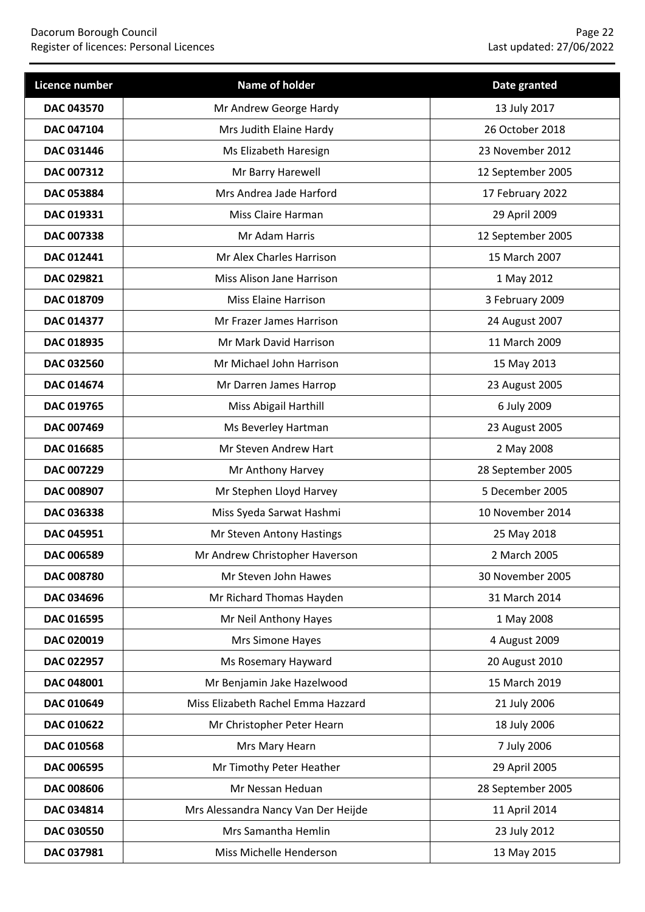| Licence number | Name of holder | Date granted |
| --- | --- | --- |
| **DAC 043570** | Mr Andrew George Hardy | 13 July 2017 |
| **DAC 047104** | Mrs Judith Elaine Hardy | 26 October 2018 |
| **DAC 031446** | Ms Elizabeth Haresign | 23 November 2012 |
| **DAC 007312** | Mr Barry Harewell | 12 September 2005 |
| **DAC 053884** | Mrs Andrea Jade Harford | 17 February 2022 |
| **DAC 019331** | Miss Claire Harman | 29 April 2009 |
| **DAC 007338** | Mr Adam Harris | 12 September 2005 |
| **DAC 012441** | Mr Alex Charles Harrison | 15 March 2007 |
| **DAC 029821** | Miss Alison Jane Harrison | 1 May 2012 |
| **DAC 018709** | Miss Elaine Harrison | 3 February 2009 |
| **DAC 014377** | Mr Frazer James Harrison | 24 August 2007 |
| **DAC 018935** | Mr Mark David Harrison | 11 March 2009 |
| **DAC 032560** | Mr Michael John Harrison | 15 May 2013 |
| **DAC 014674** | Mr Darren James Harrop | 23 August 2005 |
| **DAC 019765** | Miss Abigail Harthill | 6 July 2009 |
| **DAC 007469** | Ms Beverley Hartman | 23 August 2005 |
| **DAC 016685** | Mr Steven Andrew Hart | 2 May 2008 |
| **DAC 007229** | Mr Anthony Harvey | 28 September 2005 |
| **DAC 008907** | Mr Stephen Lloyd Harvey | 5 December 2005 |
| **DAC 036338** | Miss Syeda Sarwat Hashmi | 10 November 2014 |
| **DAC 045951** | Mr Steven Antony Hastings | 25 May 2018 |
| **DAC 006589** | Mr Andrew Christopher Haverson | 2 March 2005 |
| **DAC 008780** | Mr Steven John Hawes | 30 November 2005 |
| **DAC 034696** | Mr Richard Thomas Hayden | 31 March 2014 |
| **DAC 016595** | Mr Neil Anthony Hayes | 1 May 2008 |
| **DAC 020019** | Mrs Simone Hayes | 4 August 2009 |
| **DAC 022957** | Ms Rosemary Hayward | 20 August 2010 |
| **DAC 048001** | Mr Benjamin Jake Hazelwood | 15 March 2019 |
| **DAC 010649** | Miss Elizabeth Rachel Emma Hazzard | 21 July 2006 |
| **DAC 010622** | Mr Christopher Peter Hearn | 18 July 2006 |
| **DAC 010568** | Mrs Mary Hearn | 7 July 2006 |
| **DAC 006595** | Mr Timothy Peter Heather | 29 April 2005 |
| **DAC 008606** | Mr Nessan Heduan | 28 September 2005 |
| **DAC 034814** | Mrs Alessandra Nancy Van Der Heijde | 11 April 2014 |
| **DAC 030550** | Mrs Samantha Hemlin | 23 July 2012 |
| **DAC 037981** | Miss Michelle Henderson | 13 May 2015 |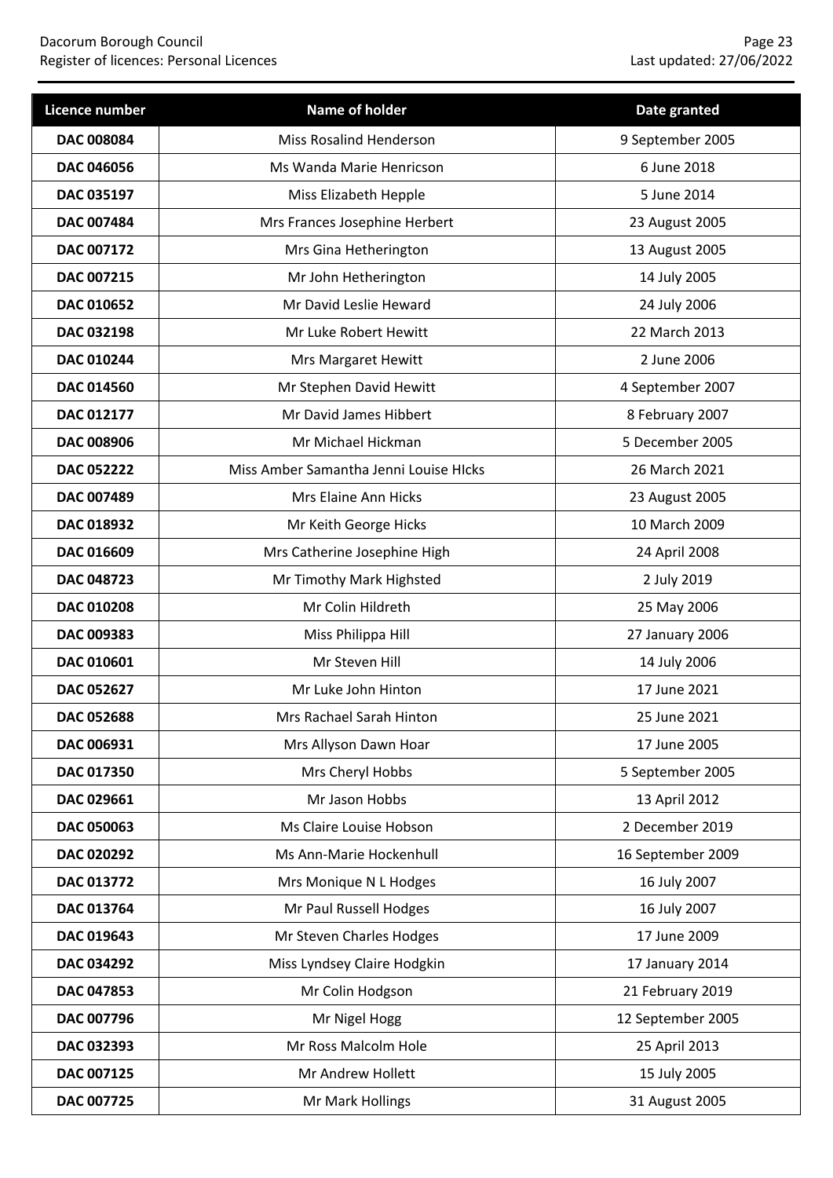| Licence number | Name of holder | Date granted |
| --- | --- | --- |
| DAC 008084 | Miss Rosalind Henderson | 9 September 2005 |
| DAC 046056 | Ms Wanda Marie Henricson | 6 June 2018 |
| DAC 035197 | Miss Elizabeth Hepple | 5 June 2014 |
| DAC 007484 | Mrs Frances Josephine Herbert | 23 August 2005 |
| DAC 007172 | Mrs Gina Hetherington | 13 August 2005 |
| DAC 007215 | Mr John Hetherington | 14 July 2005 |
| DAC 010652 | Mr David Leslie Heward | 24 July 2006 |
| DAC 032198 | Mr Luke Robert Hewitt | 22 March 2013 |
| DAC 010244 | Mrs Margaret Hewitt | 2 June 2006 |
| DAC 014560 | Mr Stephen David Hewitt | 4 September 2007 |
| DAC 012177 | Mr David James Hibbert | 8 February 2007 |
| DAC 008906 | Mr Michael Hickman | 5 December 2005 |
| DAC 052222 | Miss Amber Samantha Jenni Louise HIcks | 26 March 2021 |
| DAC 007489 | Mrs Elaine Ann Hicks | 23 August 2005 |
| DAC 018932 | Mr Keith George Hicks | 10 March 2009 |
| DAC 016609 | Mrs Catherine Josephine High | 24 April 2008 |
| DAC 048723 | Mr Timothy Mark Highsted | 2 July 2019 |
| DAC 010208 | Mr Colin Hildreth | 25 May 2006 |
| DAC 009383 | Miss Philippa Hill | 27 January 2006 |
| DAC 010601 | Mr Steven Hill | 14 July 2006 |
| DAC 052627 | Mr Luke John Hinton | 17 June 2021 |
| DAC 052688 | Mrs Rachael Sarah Hinton | 25 June 2021 |
| DAC 006931 | Mrs Allyson Dawn Hoar | 17 June 2005 |
| DAC 017350 | Mrs Cheryl Hobbs | 5 September 2005 |
| DAC 029661 | Mr Jason Hobbs | 13 April 2012 |
| DAC 050063 | Ms Claire Louise Hobson | 2 December 2019 |
| DAC 020292 | Ms Ann-Marie Hockenhull | 16 September 2009 |
| DAC 013772 | Mrs Monique N L Hodges | 16 July 2007 |
| DAC 013764 | Mr Paul Russell Hodges | 16 July 2007 |
| DAC 019643 | Mr Steven Charles Hodges | 17 June 2009 |
| DAC 034292 | Miss Lyndsey Claire Hodgkin | 17 January 2014 |
| DAC 047853 | Mr Colin Hodgson | 21 February 2019 |
| DAC 007796 | Mr Nigel Hogg | 12 September 2005 |
| DAC 032393 | Mr Ross Malcolm Hole | 25 April 2013 |
| DAC 007125 | Mr Andrew Hollett | 15 July 2005 |
| DAC 007725 | Mr Mark Hollings | 31 August 2005 |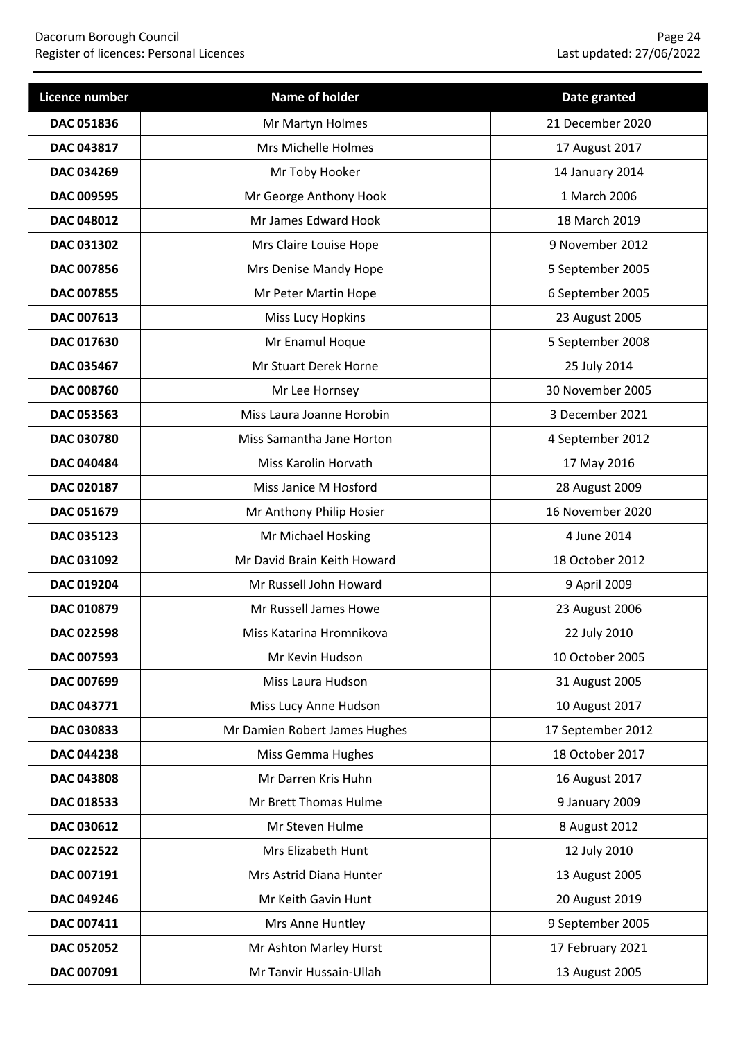| Licence number | Name of holder | Date granted |
| --- | --- | --- |
| **DAC 051836** | Mr Martyn Holmes | 21 December 2020 |
| **DAC 043817** | Mrs Michelle Holmes | 17 August 2017 |
| **DAC 034269** | Mr Toby Hooker | 14 January 2014 |
| **DAC 009595** | Mr George Anthony Hook | 1 March 2006 |
| **DAC 048012** | Mr James Edward Hook | 18 March 2019 |
| **DAC 031302** | Mrs Claire Louise Hope | 9 November 2012 |
| **DAC 007856** | Mrs Denise Mandy Hope | 5 September 2005 |
| **DAC 007855** | Mr Peter Martin Hope | 6 September 2005 |
| **DAC 007613** | Miss Lucy Hopkins | 23 August 2005 |
| **DAC 017630** | Mr Enamul Hoque | 5 September 2008 |
| **DAC 035467** | Mr Stuart Derek Horne | 25 July 2014 |
| **DAC 008760** | Mr Lee Hornsey | 30 November 2005 |
| **DAC 053563** | Miss Laura Joanne Horobin | 3 December 2021 |
| **DAC 030780** | Miss Samantha Jane Horton | 4 September 2012 |
| **DAC 040484** | Miss Karolin Horvath | 17 May 2016 |
| **DAC 020187** | Miss Janice M Hosford | 28 August 2009 |
| **DAC 051679** | Mr Anthony Philip Hosier | 16 November 2020 |
| **DAC 035123** | Mr Michael Hosking | 4 June 2014 |
| **DAC 031092** | Mr David Brain Keith Howard | 18 October 2012 |
| **DAC 019204** | Mr Russell John Howard | 9 April 2009 |
| **DAC 010879** | Mr Russell James Howe | 23 August 2006 |
| **DAC 022598** | Miss Katarina Hromnikova | 22 July 2010 |
| **DAC 007593** | Mr Kevin Hudson | 10 October 2005 |
| **DAC 007699** | Miss Laura Hudson | 31 August 2005 |
| **DAC 043771** | Miss Lucy Anne Hudson | 10 August 2017 |
| **DAC 030833** | Mr Damien Robert James Hughes | 17 September 2012 |
| **DAC 044238** | Miss Gemma Hughes | 18 October 2017 |
| **DAC 043808** | Mr Darren Kris Huhn | 16 August 2017 |
| **DAC 018533** | Mr Brett Thomas Hulme | 9 January 2009 |
| **DAC 030612** | Mr Steven Hulme | 8 August 2012 |
| **DAC 022522** | Mrs Elizabeth Hunt | 12 July 2010 |
| **DAC 007191** | Mrs Astrid Diana Hunter | 13 August 2005 |
| **DAC 049246** | Mr Keith Gavin Hunt | 20 August 2019 |
| **DAC 007411** | Mrs Anne Huntley | 9 September 2005 |
| **DAC 052052** | Mr Ashton Marley Hurst | 17 February 2021 |
| **DAC 007091** | Mr Tanvir Hussain-Ullah | 13 August 2005 |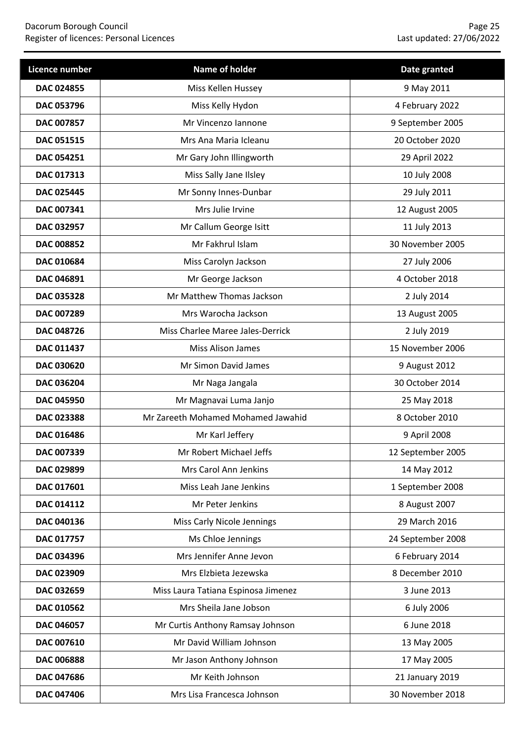| Licence number | Name of holder | Date granted |
|---|---|---|
| **DAC 024855** | Miss Kellen Hussey | 9 May 2011 |
| **DAC 053796** | Miss Kelly Hydon | 4 February 2022 |
| **DAC 007857** | Mr Vincenzo Iannone | 9 September 2005 |
| **DAC 051515** | Mrs Ana Maria Icleanu | 20 October 2020 |
| **DAC 054251** | Mr Gary John Illingworth | 29 April 2022 |
| **DAC 017313** | Miss Sally Jane Ilsley | 10 July 2008 |
| **DAC 025445** | Mr Sonny Innes-Dunbar | 29 July 2011 |
| **DAC 007341** | Mrs Julie Irvine | 12 August 2005 |
| **DAC 032957** | Mr Callum George Isitt | 11 July 2013 |
| **DAC 008852** | Mr Fakhrul Islam | 30 November 2005 |
| **DAC 010684** | Miss Carolyn Jackson | 27 July 2006 |
| **DAC 046891** | Mr George Jackson | 4 October 2018 |
| **DAC 035328** | Mr Matthew Thomas Jackson | 2 July 2014 |
| **DAC 007289** | Mrs Warocha Jackson | 13 August 2005 |
| **DAC 048726** | Miss Charlee Maree Jales-Derrick | 2 July 2019 |
| **DAC 011437** | Miss Alison James | 15 November 2006 |
| **DAC 030620** | Mr Simon David James | 9 August 2012 |
| **DAC 036204** | Mr Naga Jangala | 30 October 2014 |
| **DAC 045950** | Mr Magnavai Luma Janjo | 25 May 2018 |
| **DAC 023388** | Mr Zareeth Mohamed Mohamed Jawahid | 8 October 2010 |
| **DAC 016486** | Mr Karl Jeffery | 9 April 2008 |
| **DAC 007339** | Mr Robert Michael Jeffs | 12 September 2005 |
| **DAC 029899** | Mrs Carol Ann Jenkins | 14 May 2012 |
| **DAC 017601** | Miss Leah Jane Jenkins | 1 September 2008 |
| **DAC 014112** | Mr Peter Jenkins | 8 August 2007 |
| **DAC 040136** | Miss Carly Nicole Jennings | 29 March 2016 |
| **DAC 017757** | Ms Chloe Jennings | 24 September 2008 |
| **DAC 034396** | Mrs Jennifer Anne Jevon | 6 February 2014 |
| **DAC 023909** | Mrs Elzbieta Jezewska | 8 December 2010 |
| **DAC 032659** | Miss Laura Tatiana Espinosa Jimenez | 3 June 2013 |
| **DAC 010562** | Mrs Sheila Jane Jobson | 6 July 2006 |
| **DAC 046057** | Mr Curtis Anthony Ramsay Johnson | 6 June 2018 |
| **DAC 007610** | Mr David William Johnson | 13 May 2005 |
| **DAC 006888** | Mr Jason Anthony Johnson | 17 May 2005 |
| **DAC 047686** | Mr Keith Johnson | 21 January 2019 |
| **DAC 047406** | Mrs Lisa Francesca Johnson | 30 November 2018 |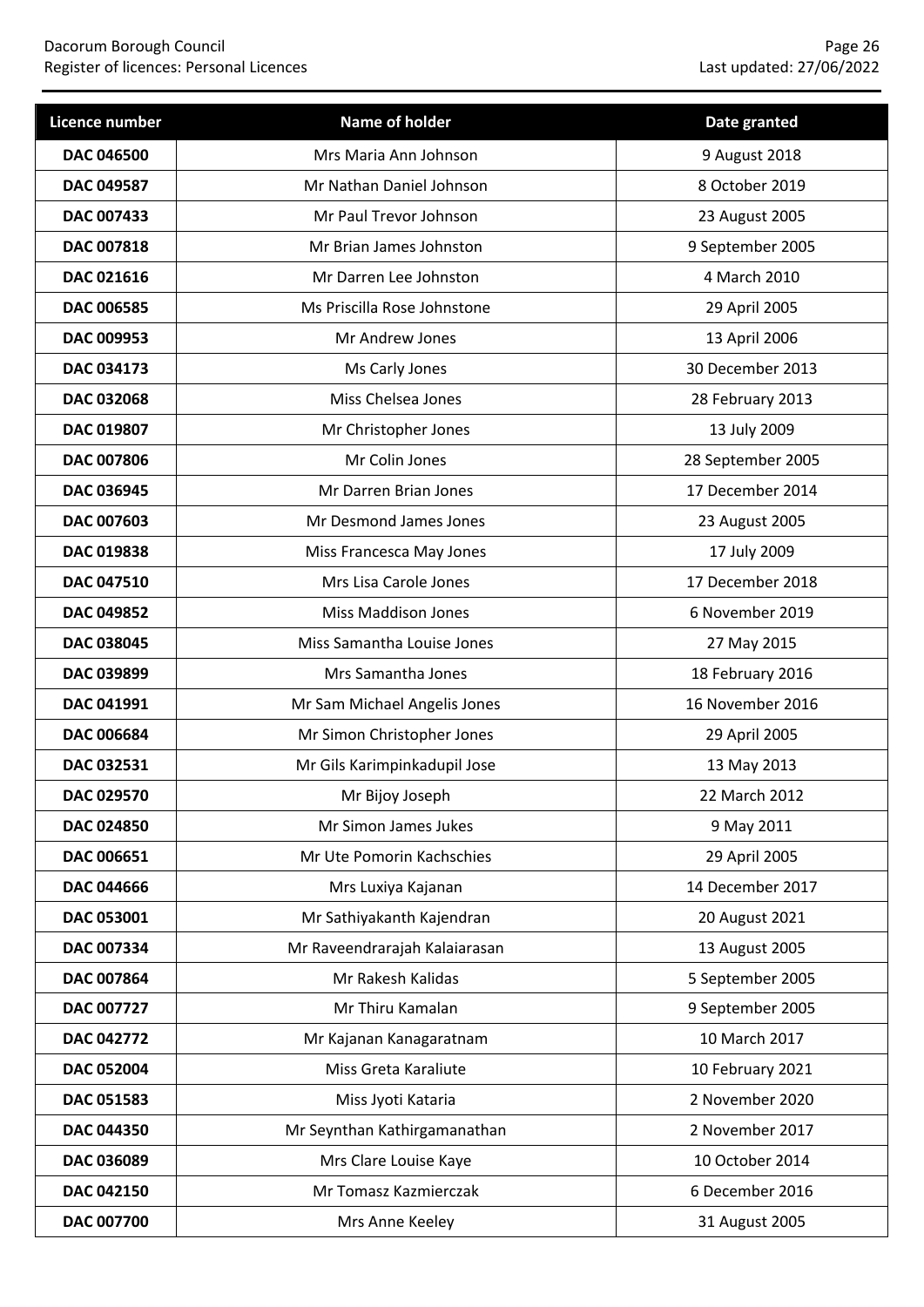| Licence number | Name of holder | Date granted |
| --- | --- | --- |
| **DAC 046500** | Mrs Maria Ann Johnson | 9 August 2018 |
| **DAC 049587** | Mr Nathan Daniel Johnson | 8 October 2019 |
| **DAC 007433** | Mr Paul Trevor Johnson | 23 August 2005 |
| **DAC 007818** | Mr Brian James Johnston | 9 September 2005 |
| **DAC 021616** | Mr Darren Lee Johnston | 4 March 2010 |
| **DAC 006585** | Ms Priscilla Rose Johnstone | 29 April 2005 |
| **DAC 009953** | Mr Andrew Jones | 13 April 2006 |
| **DAC 034173** | Ms Carly Jones | 30 December 2013 |
| **DAC 032068** | Miss Chelsea Jones | 28 February 2013 |
| **DAC 019807** | Mr Christopher Jones | 13 July 2009 |
| **DAC 007806** | Mr Colin Jones | 28 September 2005 |
| **DAC 036945** | Mr Darren Brian Jones | 17 December 2014 |
| **DAC 007603** | Mr Desmond James Jones | 23 August 2005 |
| **DAC 019838** | Miss Francesca May Jones | 17 July 2009 |
| **DAC 047510** | Mrs Lisa Carole Jones | 17 December 2018 |
| **DAC 049852** | Miss Maddison Jones | 6 November 2019 |
| **DAC 038045** | Miss Samantha Louise Jones | 27 May 2015 |
| **DAC 039899** | Mrs Samantha Jones | 18 February 2016 |
| **DAC 041991** | Mr Sam Michael Angelis Jones | 16 November 2016 |
| **DAC 006684** | Mr Simon Christopher Jones | 29 April 2005 |
| **DAC 032531** | Mr Gils Karimpinkadupil Jose | 13 May 2013 |
| **DAC 029570** | Mr Bijoy Joseph | 22 March 2012 |
| **DAC 024850** | Mr Simon James Jukes | 9 May 2011 |
| **DAC 006651** | Mr Ute Pomorin Kachschies | 29 April 2005 |
| **DAC 044666** | Mrs Luxiya Kajanan | 14 December 2017 |
| **DAC 053001** | Mr Sathiyakanth Kajendran | 20 August 2021 |
| **DAC 007334** | Mr Raveendrarajah Kalaiarasan | 13 August 2005 |
| **DAC 007864** | Mr Rakesh Kalidas | 5 September 2005 |
| **DAC 007727** | Mr Thiru Kamalan | 9 September 2005 |
| **DAC 042772** | Mr Kajanan Kanagaratnam | 10 March 2017 |
| **DAC 052004** | Miss Greta Karaliute | 10 February 2021 |
| **DAC 051583** | Miss Jyoti Kataria | 2 November 2020 |
| **DAC 044350** | Mr Seynthan Kathirgamanathan | 2 November 2017 |
| **DAC 036089** | Mrs Clare Louise Kaye | 10 October 2014 |
| **DAC 042150** | Mr Tomasz Kazmierczak | 6 December 2016 |
| **DAC 007700** | Mrs Anne Keeley | 31 August 2005 |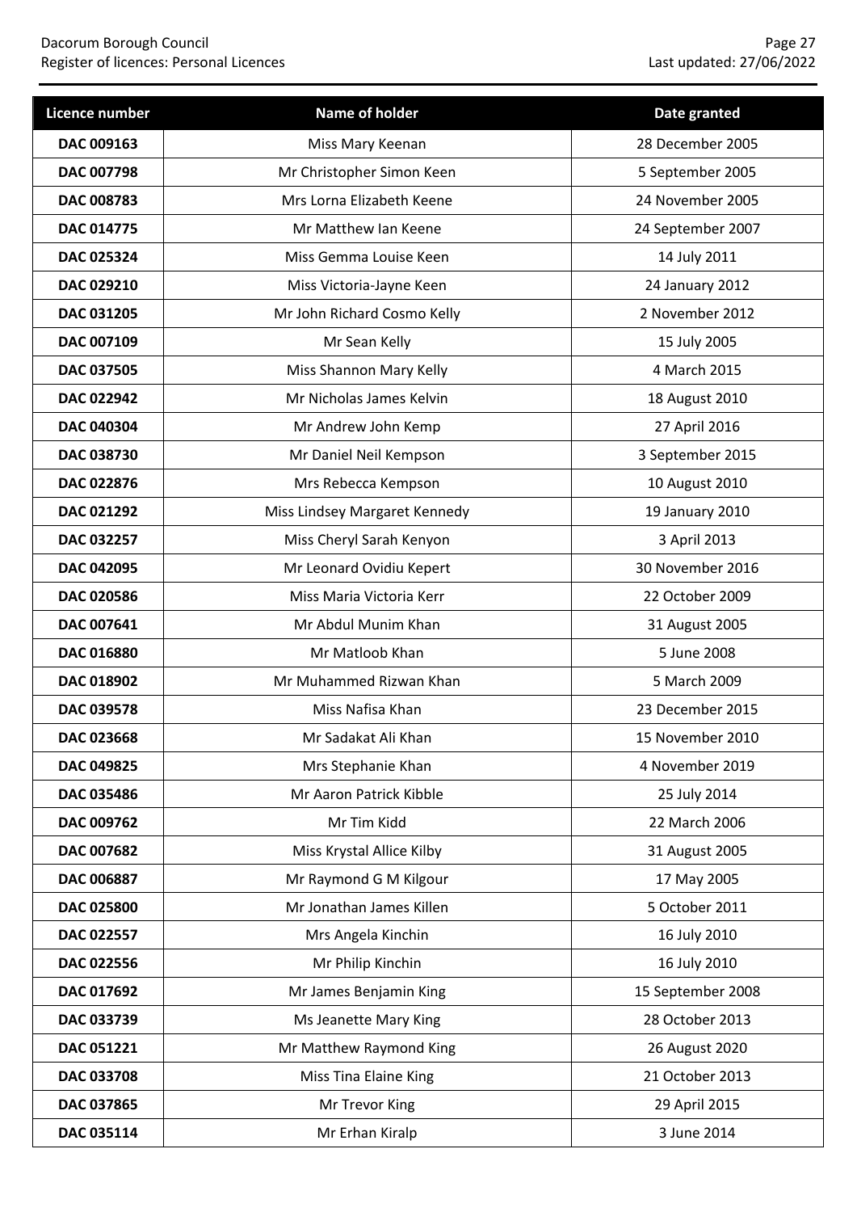| Licence number | Name of holder | Date granted |
| --- | --- | --- |
| **DAC 009163** | Miss Mary Keenan | 28 December 2005 |
| **DAC 007798** | Mr Christopher Simon Keen | 5 September 2005 |
| **DAC 008783** | Mrs Lorna Elizabeth Keene | 24 November 2005 |
| **DAC 014775** | Mr Matthew Ian Keene | 24 September 2007 |
| **DAC 025324** | Miss Gemma Louise Keen | 14 July 2011 |
| **DAC 029210** | Miss Victoria-Jayne Keen | 24 January 2012 |
| **DAC 031205** | Mr John Richard Cosmo Kelly | 2 November 2012 |
| **DAC 007109** | Mr Sean Kelly | 15 July 2005 |
| **DAC 037505** | Miss Shannon Mary Kelly | 4 March 2015 |
| **DAC 022942** | Mr Nicholas James Kelvin | 18 August 2010 |
| **DAC 040304** | Mr Andrew John Kemp | 27 April 2016 |
| **DAC 038730** | Mr Daniel Neil Kempson | 3 September 2015 |
| **DAC 022876** | Mrs Rebecca Kempson | 10 August 2010 |
| **DAC 021292** | Miss Lindsey Margaret Kennedy | 19 January 2010 |
| **DAC 032257** | Miss Cheryl Sarah Kenyon | 3 April 2013 |
| **DAC 042095** | Mr Leonard Ovidiu Kepert | 30 November 2016 |
| **DAC 020586** | Miss Maria Victoria Kerr | 22 October 2009 |
| **DAC 007641** | Mr Abdul Munim Khan | 31 August 2005 |
| **DAC 016880** | Mr Matloob Khan | 5 June 2008 |
| **DAC 018902** | Mr Muhammed Rizwan Khan | 5 March 2009 |
| **DAC 039578** | Miss Nafisa Khan | 23 December 2015 |
| **DAC 023668** | Mr Sadakat Ali Khan | 15 November 2010 |
| **DAC 049825** | Mrs Stephanie Khan | 4 November 2019 |
| **DAC 035486** | Mr Aaron Patrick Kibble | 25 July 2014 |
| **DAC 009762** | Mr Tim Kidd | 22 March 2006 |
| **DAC 007682** | Miss Krystal Allice Kilby | 31 August 2005 |
| **DAC 006887** | Mr Raymond G M Kilgour | 17 May 2005 |
| **DAC 025800** | Mr Jonathan James Killen | 5 October 2011 |
| **DAC 022557** | Mrs Angela Kinchin | 16 July 2010 |
| **DAC 022556** | Mr Philip Kinchin | 16 July 2010 |
| **DAC 017692** | Mr James Benjamin King | 15 September 2008 |
| **DAC 033739** | Ms Jeanette Mary King | 28 October 2013 |
| **DAC 051221** | Mr Matthew Raymond King | 26 August 2020 |
| **DAC 033708** | Miss Tina Elaine King | 21 October 2013 |
| **DAC 037865** | Mr Trevor King | 29 April 2015 |
| **DAC 035114** | Mr Erhan Kiralp | 3 June 2014 |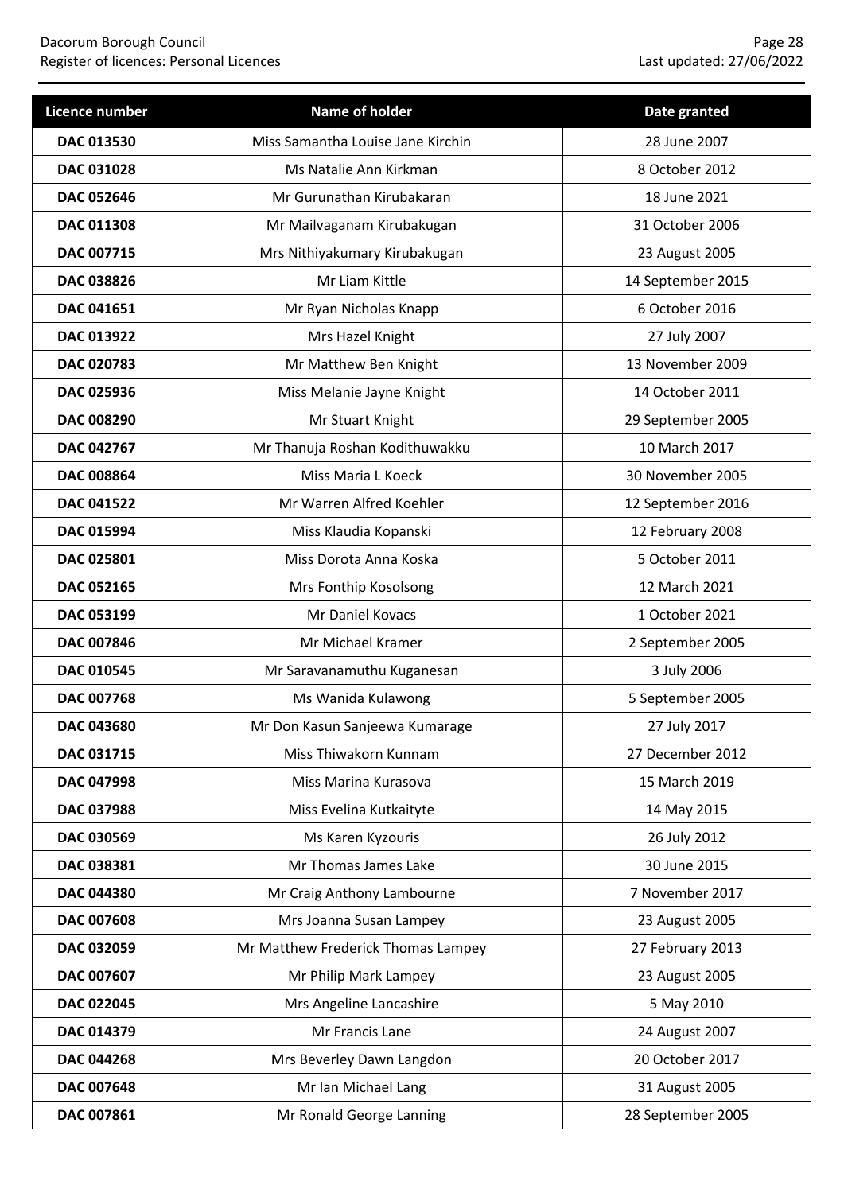| Licence number | Name of holder | Date granted |
|---|---|---|
| DAC 013530 | Miss Samantha Louise Jane Kirchin | 28 June 2007 |
| DAC 031028 | Ms Natalie Ann Kirkman | 8 October 2012 |
| DAC 052646 | Mr Gurunathan Kirubakaran | 18 June 2021 |
| DAC 011308 | Mr Mailvaganam Kirubakugan | 31 October 2006 |
| DAC 007715 | Mrs Nithiyakumary Kirubakugan | 23 August 2005 |
| DAC 038826 | Mr Liam Kittle | 14 September 2015 |
| DAC 041651 | Mr Ryan Nicholas Knapp | 6 October 2016 |
| DAC 013922 | Mrs Hazel Knight | 27 July 2007 |
| DAC 020783 | Mr Matthew Ben Knight | 13 November 2009 |
| DAC 025936 | Miss Melanie Jayne Knight | 14 October 2011 |
| DAC 008290 | Mr Stuart Knight | 29 September 2005 |
| DAC 042767 | Mr Thanuja Roshan Kodithuwakku | 10 March 2017 |
| DAC 008864 | Miss Maria L Koeck | 30 November 2005 |
| DAC 041522 | Mr Warren Alfred Koehler | 12 September 2016 |
| DAC 015994 | Miss Klaudia Kopanski | 12 February 2008 |
| DAC 025801 | Miss Dorota Anna Koska | 5 October 2011 |
| DAC 052165 | Mrs Fonthip Kosolsong | 12 March 2021 |
| DAC 053199 | Mr Daniel Kovacs | 1 October 2021 |
| DAC 007846 | Mr Michael Kramer | 2 September 2005 |
| DAC 010545 | Mr Saravanamuthu Kuganesan | 3 July 2006 |
| DAC 007768 | Ms Wanida Kulawong | 5 September 2005 |
| DAC 043680 | Mr Don Kasun Sanjeewa Kumarage | 27 July 2017 |
| DAC 031715 | Miss Thiwakorn Kunnam | 27 December 2012 |
| DAC 047998 | Miss Marina Kurasova | 15 March 2019 |
| DAC 037988 | Miss Evelina Kutkaityte | 14 May 2015 |
| DAC 030569 | Ms Karen Kyzouris | 26 July 2012 |
| DAC 038381 | Mr Thomas James Lake | 30 June 2015 |
| DAC 044380 | Mr Craig Anthony Lambourne | 7 November 2017 |
| DAC 007608 | Mrs Joanna Susan Lampey | 23 August 2005 |
| DAC 032059 | Mr Matthew Frederick Thomas Lampey | 27 February 2013 |
| DAC 007607 | Mr Philip Mark Lampey | 23 August 2005 |
| DAC 022045 | Mrs Angeline Lancashire | 5 May 2010 |
| DAC 014379 | Mr Francis Lane | 24 August 2007 |
| DAC 044268 | Mrs Beverley Dawn Langdon | 20 October 2017 |
| DAC 007648 | Mr Ian Michael Lang | 31 August 2005 |
| DAC 007861 | Mr Ronald George Lanning | 28 September 2005 |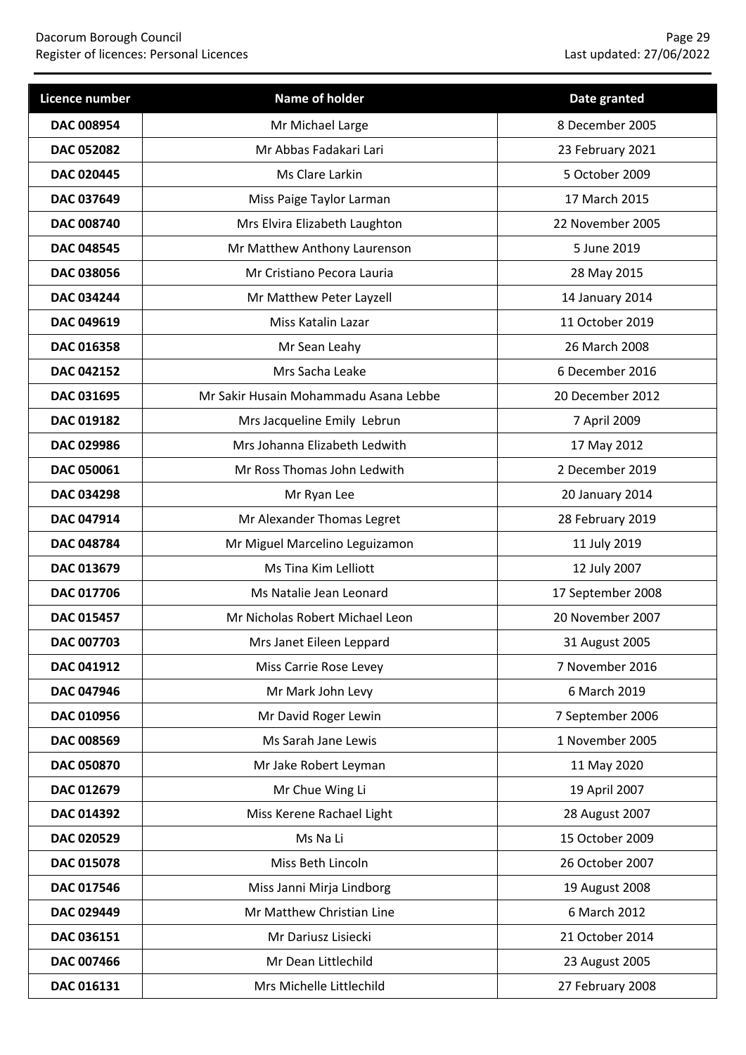| Licence number | Name of holder | Date granted |
|---|---|---|
| **DAC 008954** | Mr Michael Large | 8 December 2005 |
| **DAC 052082** | Mr Abbas Fadakari Lari | 23 February 2021 |
| **DAC 020445** | Ms Clare Larkin | 5 October 2009 |
| **DAC 037649** | Miss Paige Taylor Larman | 17 March 2015 |
| **DAC 008740** | Mrs Elvira Elizabeth Laughton | 22 November 2005 |
| **DAC 048545** | Mr Matthew Anthony Laurenson | 5 June 2019 |
| **DAC 038056** | Mr Cristiano Pecora Lauria | 28 May 2015 |
| **DAC 034244** | Mr Matthew Peter Layzell | 14 January 2014 |
| **DAC 049619** | Miss Katalin Lazar | 11 October 2019 |
| **DAC 016358** | Mr Sean Leahy | 26 March 2008 |
| **DAC 042152** | Mrs Sacha Leake | 6 December 2016 |
| **DAC 031695** | Mr Sakir Husain Mohammadu Asana Lebbe | 20 December 2012 |
| **DAC 019182** | Mrs Jacqueline Emily Lebrun | 7 April 2009 |
| **DAC 029986** | Mrs Johanna Elizabeth Ledwith | 17 May 2012 |
| **DAC 050061** | Mr Ross Thomas John Ledwith | 2 December 2019 |
| **DAC 034298** | Mr Ryan Lee | 20 January 2014 |
| **DAC 047914** | Mr Alexander Thomas Legret | 28 February 2019 |
| **DAC 048784** | Mr Miguel Marcelino Leguizamon | 11 July 2019 |
| **DAC 013679** | Ms Tina Kim Lelliott | 12 July 2007 |
| **DAC 017706** | Ms Natalie Jean Leonard | 17 September 2008 |
| **DAC 015457** | Mr Nicholas Robert Michael Leon | 20 November 2007 |
| **DAC 007703** | Mrs Janet Eileen Leppard | 31 August 2005 |
| **DAC 041912** | Miss Carrie Rose Levey | 7 November 2016 |
| **DAC 047946** | Mr Mark John Levy | 6 March 2019 |
| **DAC 010956** | Mr David Roger Lewin | 7 September 2006 |
| **DAC 008569** | Ms Sarah Jane Lewis | 1 November 2005 |
| **DAC 050870** | Mr Jake Robert Leyman | 11 May 2020 |
| **DAC 012679** | Mr Chue Wing Li | 19 April 2007 |
| **DAC 014392** | Miss Kerene Rachael Light | 28 August 2007 |
| **DAC 020529** | Ms Na Li | 15 October 2009 |
| **DAC 015078** | Miss Beth Lincoln | 26 October 2007 |
| **DAC 017546** | Miss Janni Mirja Lindborg | 19 August 2008 |
| **DAC 029449** | Mr Matthew Christian Line | 6 March 2012 |
| **DAC 036151** | Mr Dariusz Lisiecki | 21 October 2014 |
| **DAC 007466** | Mr Dean Littlechild | 23 August 2005 |
| **DAC 016131** | Mrs Michelle Littlechild | 27 February 2008 |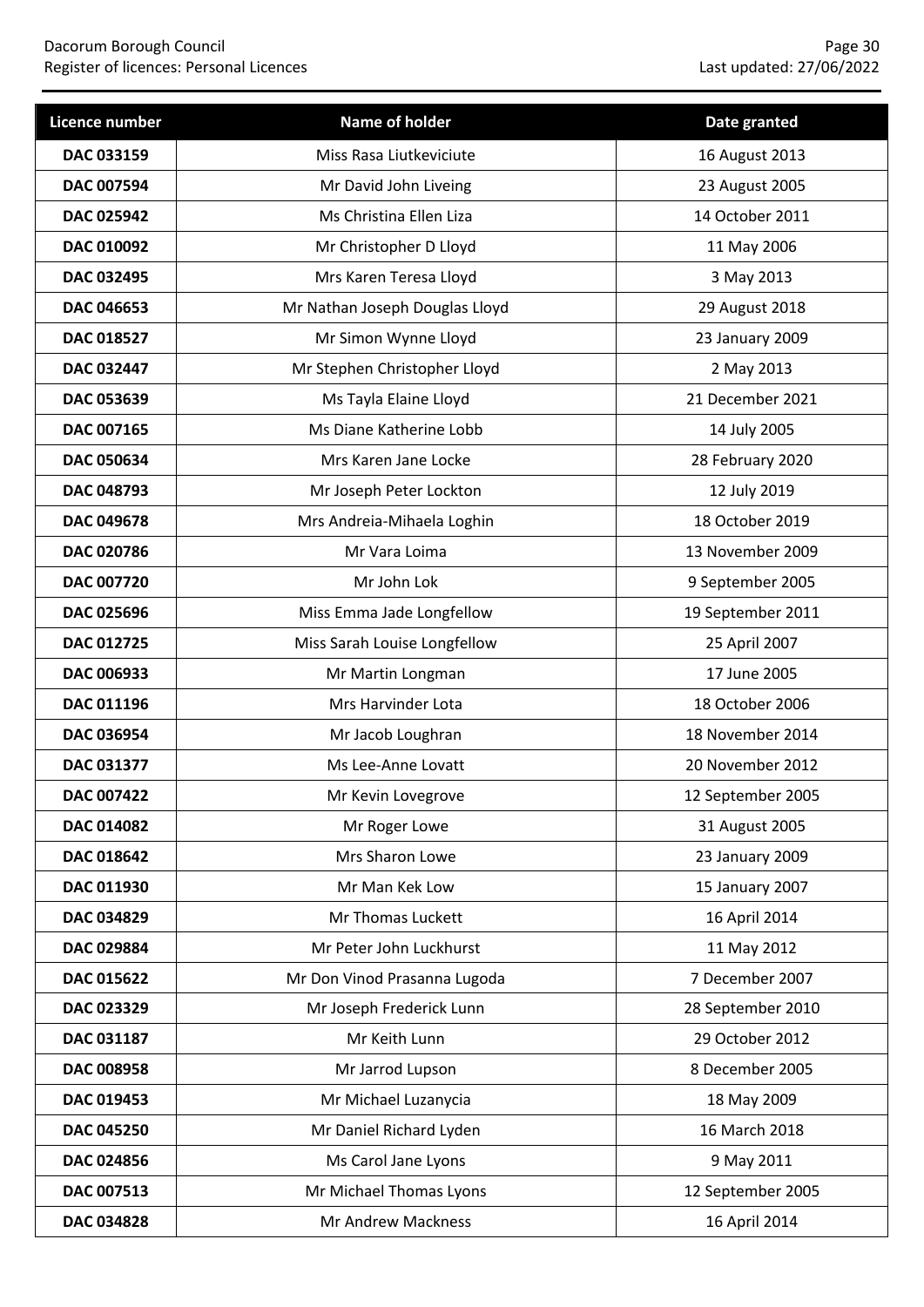| Licence number | Name of holder | Date granted |
|---|---|---|
| **DAC 033159** | Miss Rasa Liutkeviciute | 16 August 2013 |
| **DAC 007594** | Mr David John Liveing | 23 August 2005 |
| **DAC 025942** | Ms Christina Ellen Liza | 14 October 2011 |
| **DAC 010092** | Mr Christopher D Lloyd | 11 May 2006 |
| **DAC 032495** | Mrs Karen Teresa Lloyd | 3 May 2013 |
| **DAC 046653** | Mr Nathan Joseph Douglas Lloyd | 29 August 2018 |
| **DAC 018527** | Mr Simon Wynne Lloyd | 23 January 2009 |
| **DAC 032447** | Mr Stephen Christopher Lloyd | 2 May 2013 |
| **DAC 053639** | Ms Tayla Elaine Lloyd | 21 December 2021 |
| **DAC 007165** | Ms Diane Katherine Lobb | 14 July 2005 |
| **DAC 050634** | Mrs Karen Jane Locke | 28 February 2020 |
| **DAC 048793** | Mr Joseph Peter Lockton | 12 July 2019 |
| **DAC 049678** | Mrs Andreia-Mihaela Loghin | 18 October 2019 |
| **DAC 020786** | Mr Vara Loima | 13 November 2009 |
| **DAC 007720** | Mr John Lok | 9 September 2005 |
| **DAC 025696** | Miss Emma Jade Longfellow | 19 September 2011 |
| **DAC 012725** | Miss Sarah Louise Longfellow | 25 April 2007 |
| **DAC 006933** | Mr Martin Longman | 17 June 2005 |
| **DAC 011196** | Mrs Harvinder Lota | 18 October 2006 |
| **DAC 036954** | Mr Jacob Loughran | 18 November 2014 |
| **DAC 031377** | Ms Lee-Anne Lovatt | 20 November 2012 |
| **DAC 007422** | Mr Kevin Lovegrove | 12 September 2005 |
| **DAC 014082** | Mr Roger Lowe | 31 August 2005 |
| **DAC 018642** | Mrs Sharon Lowe | 23 January 2009 |
| **DAC 011930** | Mr Man Kek Low | 15 January 2007 |
| **DAC 034829** | Mr Thomas Luckett | 16 April 2014 |
| **DAC 029884** | Mr Peter John Luckhurst | 11 May 2012 |
| **DAC 015622** | Mr Don Vinod Prasanna Lugoda | 7 December 2007 |
| **DAC 023329** | Mr Joseph Frederick Lunn | 28 September 2010 |
| **DAC 031187** | Mr Keith Lunn | 29 October 2012 |
| **DAC 008958** | Mr Jarrod Lupson | 8 December 2005 |
| **DAC 019453** | Mr Michael Luzanycia | 18 May 2009 |
| **DAC 045250** | Mr Daniel Richard Lyden | 16 March 2018 |
| **DAC 024856** | Ms Carol Jane Lyons | 9 May 2011 |
| **DAC 007513** | Mr Michael Thomas Lyons | 12 September 2005 |
| **DAC 034828** | Mr Andrew Mackness | 16 April 2014 |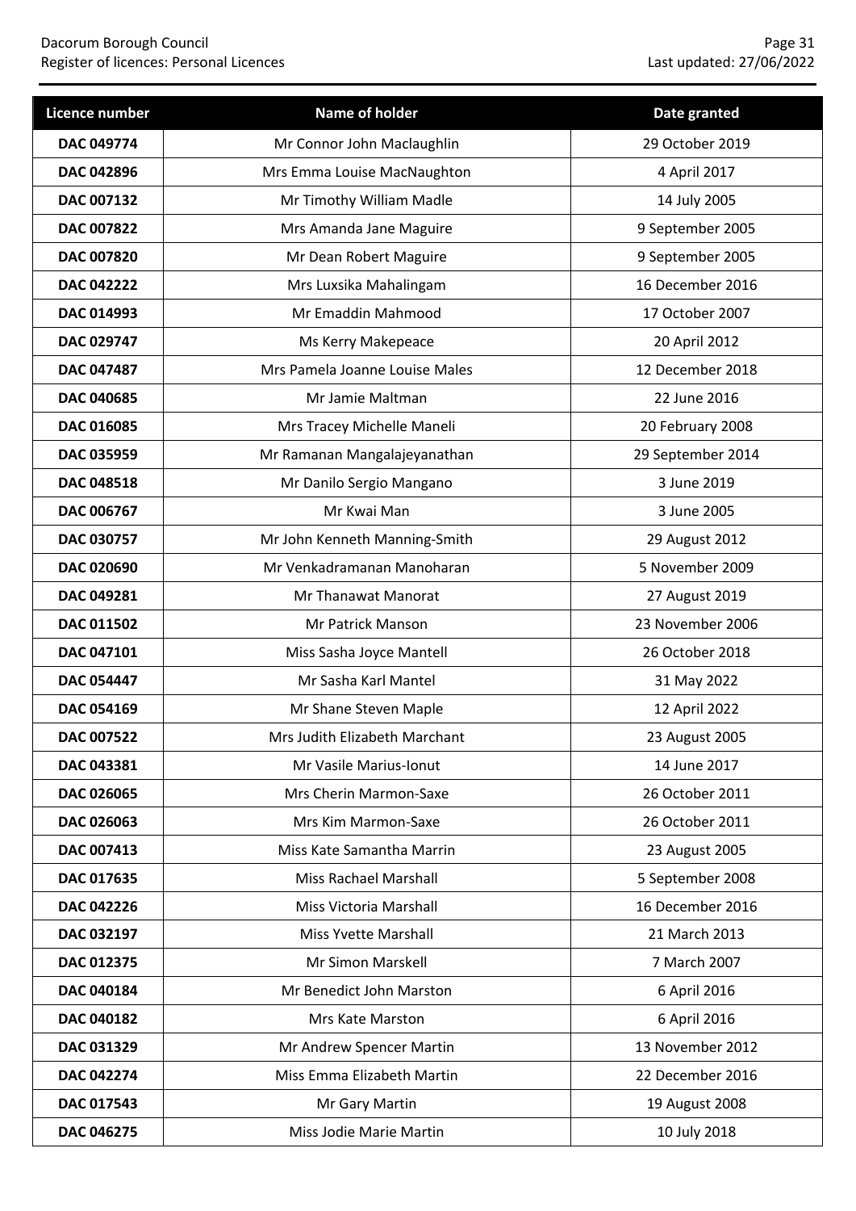| Licence number | Name of holder | Date granted |
| --- | --- | --- |
| DAC 049774 | Mr Connor John Maclaughlin | 29 October 2019 |
| DAC 042896 | Mrs Emma Louise MacNaughton | 4 April 2017 |
| DAC 007132 | Mr Timothy William Madle | 14 July 2005 |
| DAC 007822 | Mrs Amanda Jane Maguire | 9 September 2005 |
| DAC 007820 | Mr Dean Robert Maguire | 9 September 2005 |
| DAC 042222 | Mrs Luxsika Mahalingam | 16 December 2016 |
| DAC 014993 | Mr Emaddin Mahmood | 17 October 2007 |
| DAC 029747 | Ms Kerry Makepeace | 20 April 2012 |
| DAC 047487 | Mrs Pamela Joanne Louise Males | 12 December 2018 |
| DAC 040685 | Mr Jamie Maltman | 22 June 2016 |
| DAC 016085 | Mrs Tracey Michelle Maneli | 20 February 2008 |
| DAC 035959 | Mr Ramanan Mangalajeyanathan | 29 September 2014 |
| DAC 048518 | Mr Danilo Sergio Mangano | 3 June 2019 |
| DAC 006767 | Mr Kwai Man | 3 June 2005 |
| DAC 030757 | Mr John Kenneth Manning-Smith | 29 August 2012 |
| DAC 020690 | Mr Venkadramanan Manoharan | 5 November 2009 |
| DAC 049281 | Mr Thanawat Manorat | 27 August 2019 |
| DAC 011502 | Mr Patrick Manson | 23 November 2006 |
| DAC 047101 | Miss Sasha Joyce Mantell | 26 October 2018 |
| DAC 054447 | Mr Sasha Karl Mantel | 31 May 2022 |
| DAC 054169 | Mr Shane Steven Maple | 12 April 2022 |
| DAC 007522 | Mrs Judith Elizabeth Marchant | 23 August 2005 |
| DAC 043381 | Mr Vasile Marius-Ionut | 14 June 2017 |
| DAC 026065 | Mrs Cherin Marmon-Saxe | 26 October 2011 |
| DAC 026063 | Mrs Kim Marmon-Saxe | 26 October 2011 |
| DAC 007413 | Miss Kate Samantha Marrin | 23 August 2005 |
| DAC 017635 | Miss Rachael Marshall | 5 September 2008 |
| DAC 042226 | Miss Victoria Marshall | 16 December 2016 |
| DAC 032197 | Miss Yvette Marshall | 21 March 2013 |
| DAC 012375 | Mr Simon Marskell | 7 March 2007 |
| DAC 040184 | Mr Benedict John Marston | 6 April 2016 |
| DAC 040182 | Mrs Kate Marston | 6 April 2016 |
| DAC 031329 | Mr Andrew Spencer Martin | 13 November 2012 |
| DAC 042274 | Miss Emma Elizabeth Martin | 22 December 2016 |
| DAC 017543 | Mr Gary Martin | 19 August 2008 |
| DAC 046275 | Miss Jodie Marie Martin | 10 July 2018 |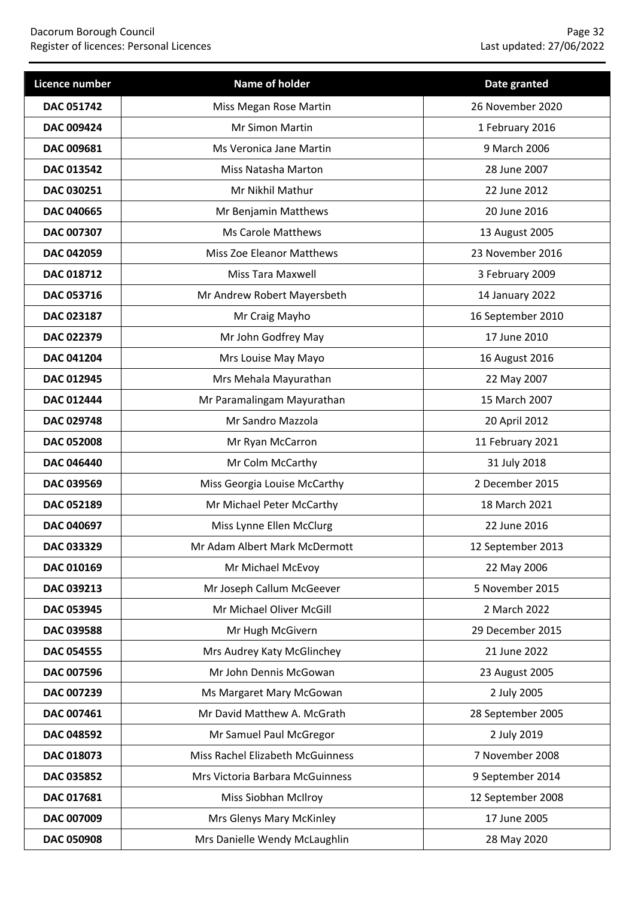| Licence number | Name of holder | Date granted |
| --- | --- | --- |
| DAC 051742 | Miss Megan Rose Martin | 26 November 2020 |
| DAC 009424 | Mr Simon Martin | 1 February 2016 |
| DAC 009681 | Ms Veronica Jane Martin | 9 March 2006 |
| DAC 013542 | Miss Natasha Marton | 28 June 2007 |
| DAC 030251 | Mr Nikhil Mathur | 22 June 2012 |
| DAC 040665 | Mr Benjamin Matthews | 20 June 2016 |
| DAC 007307 | Ms Carole Matthews | 13 August 2005 |
| DAC 042059 | Miss Zoe Eleanor Matthews | 23 November 2016 |
| DAC 018712 | Miss Tara Maxwell | 3 February 2009 |
| DAC 053716 | Mr Andrew Robert Mayersbeth | 14 January 2022 |
| DAC 023187 | Mr Craig Mayho | 16 September 2010 |
| DAC 022379 | Mr John Godfrey May | 17 June 2010 |
| DAC 041204 | Mrs Louise May Mayo | 16 August 2016 |
| DAC 012945 | Mrs Mehala Mayurathan | 22 May 2007 |
| DAC 012444 | Mr Paramalingam Mayurathan | 15 March 2007 |
| DAC 029748 | Mr Sandro Mazzola | 20 April 2012 |
| DAC 052008 | Mr Ryan McCarron | 11 February 2021 |
| DAC 046440 | Mr Colm McCarthy | 31 July 2018 |
| DAC 039569 | Miss Georgia Louise McCarthy | 2 December 2015 |
| DAC 052189 | Mr Michael Peter McCarthy | 18 March 2021 |
| DAC 040697 | Miss Lynne Ellen McClurg | 22 June 2016 |
| DAC 033329 | Mr Adam Albert Mark McDermott | 12 September 2013 |
| DAC 010169 | Mr Michael McEvoy | 22 May 2006 |
| DAC 039213 | Mr Joseph Callum McGeever | 5 November 2015 |
| DAC 053945 | Mr Michael Oliver McGill | 2 March 2022 |
| DAC 039588 | Mr Hugh McGivern | 29 December 2015 |
| DAC 054555 | Mrs Audrey Katy McGlinchey | 21 June 2022 |
| DAC 007596 | Mr John Dennis McGowan | 23 August 2005 |
| DAC 007239 | Ms Margaret Mary McGowan | 2 July 2005 |
| DAC 007461 | Mr David Matthew A. McGrath | 28 September 2005 |
| DAC 048592 | Mr Samuel Paul McGregor | 2 July 2019 |
| DAC 018073 | Miss Rachel Elizabeth McGuinness | 7 November 2008 |
| DAC 035852 | Mrs Victoria Barbara McGuinness | 9 September 2014 |
| DAC 017681 | Miss Siobhan McIlroy | 12 September 2008 |
| DAC 007009 | Mrs Glenys Mary McKinley | 17 June 2005 |
| DAC 050908 | Mrs Danielle Wendy McLaughlin | 28 May 2020 |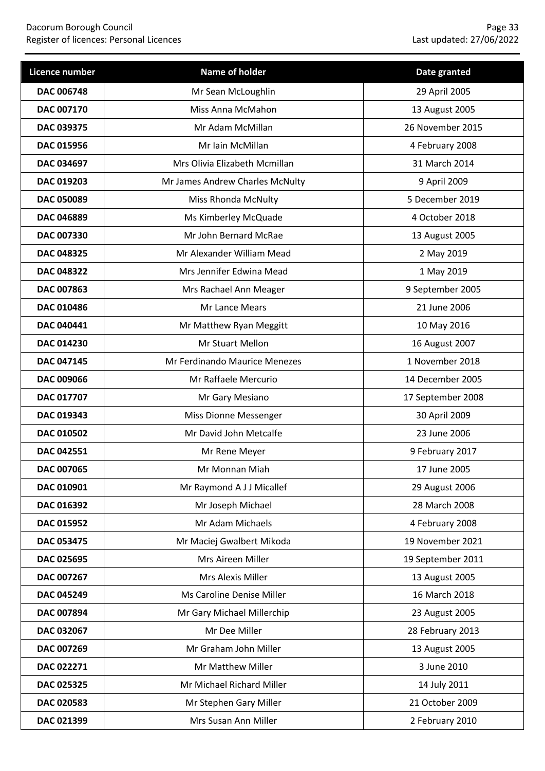| Licence number | Name of holder | Date granted |
|---|---|---|
| DAC 006748 | Mr Sean McLoughlin | 29 April 2005 |
| DAC 007170 | Miss Anna McMahon | 13 August 2005 |
| DAC 039375 | Mr Adam McMillan | 26 November 2015 |
| DAC 015956 | Mr Iain McMillan | 4 February 2008 |
| DAC 034697 | Mrs Olivia Elizabeth Mcmillan | 31 March 2014 |
| DAC 019203 | Mr James Andrew Charles McNulty | 9 April 2009 |
| DAC 050089 | Miss Rhonda McNulty | 5 December 2019 |
| DAC 046889 | Ms Kimberley McQuade | 4 October 2018 |
| DAC 007330 | Mr John Bernard McRae | 13 August 2005 |
| DAC 048325 | Mr Alexander William Mead | 2 May 2019 |
| DAC 048322 | Mrs Jennifer Edwina Mead | 1 May 2019 |
| DAC 007863 | Mrs Rachael Ann Meager | 9 September 2005 |
| DAC 010486 | Mr Lance Mears | 21 June 2006 |
| DAC 040441 | Mr Matthew Ryan Meggitt | 10 May 2016 |
| DAC 014230 | Mr Stuart Mellon | 16 August 2007 |
| DAC 047145 | Mr Ferdinando Maurice Menezes | 1 November 2018 |
| DAC 009066 | Mr Raffaele Mercurio | 14 December 2005 |
| DAC 017707 | Mr Gary Mesiano | 17 September 2008 |
| DAC 019343 | Miss Dionne Messenger | 30 April 2009 |
| DAC 010502 | Mr David John Metcalfe | 23 June 2006 |
| DAC 042551 | Mr Rene Meyer | 9 February 2017 |
| DAC 007065 | Mr Monnan Miah | 17 June 2005 |
| DAC 010901 | Mr Raymond A J J Micallef | 29 August 2006 |
| DAC 016392 | Mr Joseph Michael | 28 March 2008 |
| DAC 015952 | Mr Adam Michaels | 4 February 2008 |
| DAC 053475 | Mr Maciej Gwalbert Mikoda | 19 November 2021 |
| DAC 025695 | Mrs Aireen Miller | 19 September 2011 |
| DAC 007267 | Mrs Alexis Miller | 13 August 2005 |
| DAC 045249 | Ms Caroline Denise Miller | 16 March 2018 |
| DAC 007894 | Mr Gary Michael Millerchip | 23 August 2005 |
| DAC 032067 | Mr Dee Miller | 28 February 2013 |
| DAC 007269 | Mr Graham John Miller | 13 August 2005 |
| DAC 022271 | Mr Matthew Miller | 3 June 2010 |
| DAC 025325 | Mr Michael Richard Miller | 14 July 2011 |
| DAC 020583 | Mr Stephen Gary Miller | 21 October 2009 |
| DAC 021399 | Mrs Susan Ann Miller | 2 February 2010 |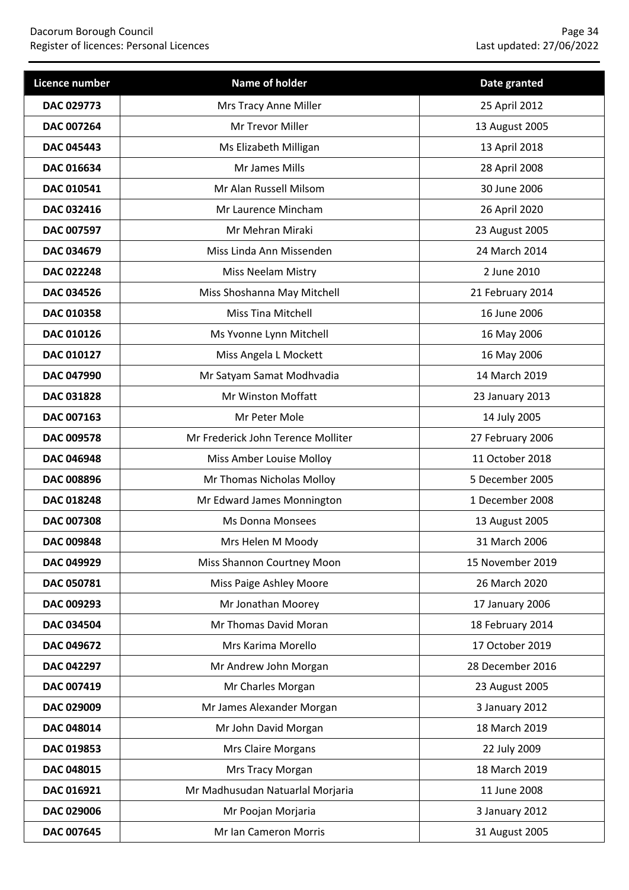| Licence number | Name of holder | Date granted |
| --- | --- | --- |
| DAC 029773 | Mrs Tracy Anne Miller | 25 April 2012 |
| DAC 007264 | Mr Trevor Miller | 13 August 2005 |
| DAC 045443 | Ms Elizabeth Milligan | 13 April 2018 |
| DAC 016634 | Mr James Mills | 28 April 2008 |
| DAC 010541 | Mr Alan Russell Milsom | 30 June 2006 |
| DAC 032416 | Mr Laurence Mincham | 26 April 2020 |
| DAC 007597 | Mr Mehran Miraki | 23 August 2005 |
| DAC 034679 | Miss Linda Ann Missenden | 24 March 2014 |
| DAC 022248 | Miss Neelam Mistry | 2 June 2010 |
| DAC 034526 | Miss Shoshanna May Mitchell | 21 February 2014 |
| DAC 010358 | Miss Tina Mitchell | 16 June 2006 |
| DAC 010126 | Ms Yvonne Lynn Mitchell | 16 May 2006 |
| DAC 010127 | Miss Angela L Mockett | 16 May 2006 |
| DAC 047990 | Mr Satyam Samat Modhvadia | 14 March 2019 |
| DAC 031828 | Mr Winston Moffatt | 23 January 2013 |
| DAC 007163 | Mr Peter Mole | 14 July 2005 |
| DAC 009578 | Mr Frederick John Terence Molliter | 27 February 2006 |
| DAC 046948 | Miss Amber Louise Molloy | 11 October 2018 |
| DAC 008896 | Mr Thomas Nicholas Molloy | 5 December 2005 |
| DAC 018248 | Mr Edward James Monnington | 1 December 2008 |
| DAC 007308 | Ms Donna Monsees | 13 August 2005 |
| DAC 009848 | Mrs Helen M Moody | 31 March 2006 |
| DAC 049929 | Miss Shannon Courtney Moon | 15 November 2019 |
| DAC 050781 | Miss Paige Ashley Moore | 26 March 2020 |
| DAC 009293 | Mr Jonathan Moorey | 17 January 2006 |
| DAC 034504 | Mr Thomas David Moran | 18 February 2014 |
| DAC 049672 | Mrs Karima Morello | 17 October 2019 |
| DAC 042297 | Mr Andrew John Morgan | 28 December 2016 |
| DAC 007419 | Mr Charles Morgan | 23 August 2005 |
| DAC 029009 | Mr James Alexander Morgan | 3 January 2012 |
| DAC 048014 | Mr John David Morgan | 18 March 2019 |
| DAC 019853 | Mrs Claire Morgans | 22 July 2009 |
| DAC 048015 | Mrs Tracy Morgan | 18 March 2019 |
| DAC 016921 | Mr Madhusudan Natuarlal Morjaria | 11 June 2008 |
| DAC 029006 | Mr Poojan Morjaria | 3 January 2012 |
| DAC 007645 | Mr Ian Cameron Morris | 31 August 2005 |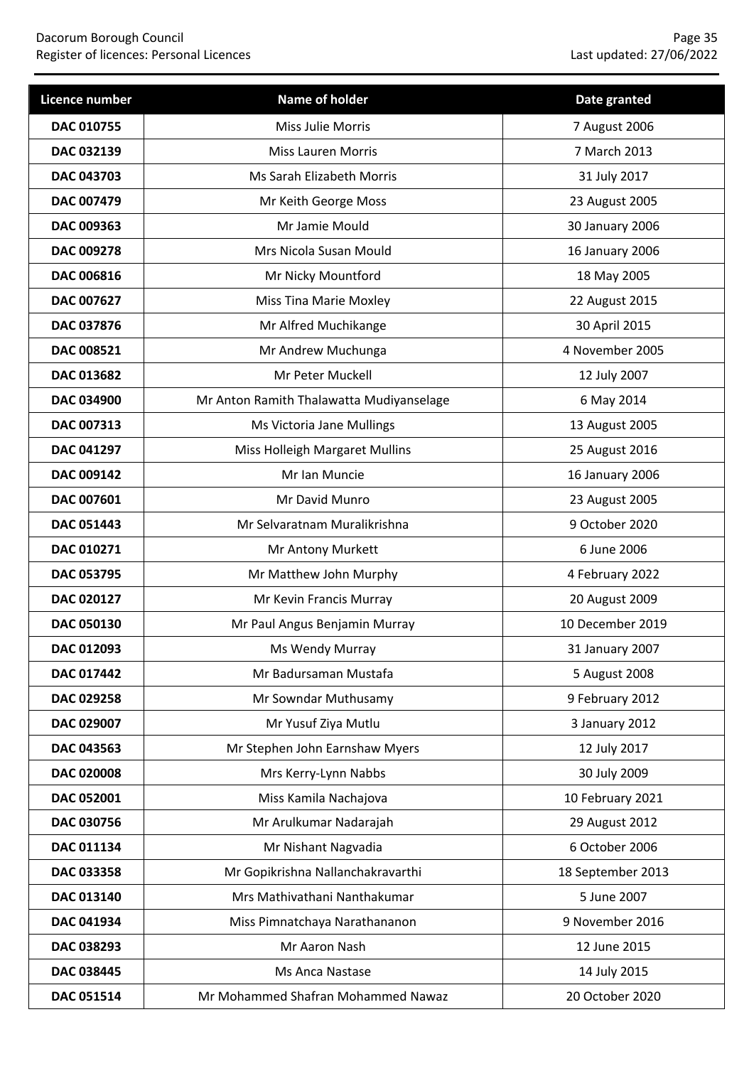| Licence number | Name of holder | Date granted |
|---|---|---|
| DAC 010755 | Miss Julie Morris | 7 August 2006 |
| DAC 032139 | Miss Lauren Morris | 7 March 2013 |
| DAC 043703 | Ms Sarah Elizabeth Morris | 31 July 2017 |
| DAC 007479 | Mr Keith George Moss | 23 August 2005 |
| DAC 009363 | Mr Jamie Mould | 30 January 2006 |
| DAC 009278 | Mrs Nicola Susan Mould | 16 January 2006 |
| DAC 006816 | Mr Nicky Mountford | 18 May 2005 |
| DAC 007627 | Miss Tina Marie Moxley | 22 August 2015 |
| DAC 037876 | Mr Alfred Muchikange | 30 April 2015 |
| DAC 008521 | Mr Andrew Muchunga | 4 November 2005 |
| DAC 013682 | Mr Peter Muckell | 12 July 2007 |
| DAC 034900 | Mr Anton Ramith Thalawatta Mudiyanselage | 6 May 2014 |
| DAC 007313 | Ms Victoria Jane Mullings | 13 August 2005 |
| DAC 041297 | Miss Holleigh Margaret Mullins | 25 August 2016 |
| DAC 009142 | Mr Ian Muncie | 16 January 2006 |
| DAC 007601 | Mr David Munro | 23 August 2005 |
| DAC 051443 | Mr Selvaratnam Muralikrishna | 9 October 2020 |
| DAC 010271 | Mr Antony Murkett | 6 June 2006 |
| DAC 053795 | Mr Matthew John Murphy | 4 February 2022 |
| DAC 020127 | Mr Kevin Francis Murray | 20 August 2009 |
| DAC 050130 | Mr Paul Angus Benjamin Murray | 10 December 2019 |
| DAC 012093 | Ms Wendy Murray | 31 January 2007 |
| DAC 017442 | Mr Badursaman Mustafa | 5 August 2008 |
| DAC 029258 | Mr Sowndar Muthusamy | 9 February 2012 |
| DAC 029007 | Mr Yusuf Ziya Mutlu | 3 January 2012 |
| DAC 043563 | Mr Stephen John Earnshaw Myers | 12 July 2017 |
| DAC 020008 | Mrs Kerry-Lynn Nabbs | 30 July 2009 |
| DAC 052001 | Miss Kamila Nachajova | 10 February 2021 |
| DAC 030756 | Mr Arulkumar Nadarajah | 29 August 2012 |
| DAC 011134 | Mr Nishant Nagvadia | 6 October 2006 |
| DAC 033358 | Mr Gopikrishna Nallanchakravarthi | 18 September 2013 |
| DAC 013140 | Mrs Mathivathani Nanthakumar | 5 June 2007 |
| DAC 041934 | Miss Pimnatchaya Narathananon | 9 November 2016 |
| DAC 038293 | Mr Aaron Nash | 12 June 2015 |
| DAC 038445 | Ms Anca Nastase | 14 July 2015 |
| DAC 051514 | Mr Mohammed Shafran Mohammed Nawaz | 20 October 2020 |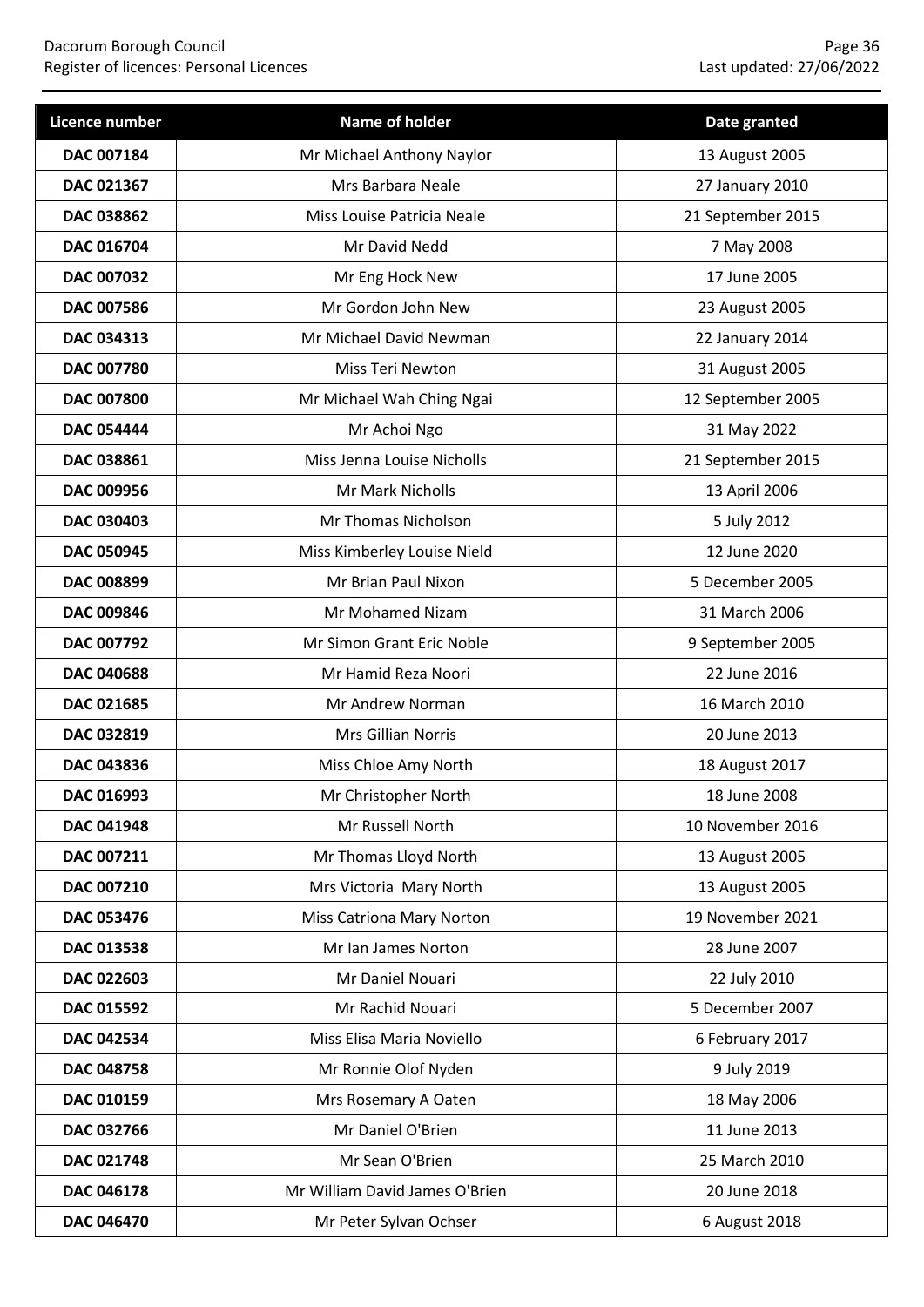| Licence number | Name of holder | Date granted |
| --- | --- | --- |
| **DAC 007184** | Mr Michael Anthony Naylor | 13 August 2005 |
| **DAC 021367** | Mrs Barbara Neale | 27 January 2010 |
| **DAC 038862** | Miss Louise Patricia Neale | 21 September 2015 |
| **DAC 016704** | Mr David Nedd | 7 May 2008 |
| **DAC 007032** | Mr Eng Hock New | 17 June 2005 |
| **DAC 007586** | Mr Gordon John New | 23 August 2005 |
| **DAC 034313** | Mr Michael David Newman | 22 January 2014 |
| **DAC 007780** | Miss Teri Newton | 31 August 2005 |
| **DAC 007800** | Mr Michael Wah Ching Ngai | 12 September 2005 |
| **DAC 054444** | Mr Achoi Ngo | 31 May 2022 |
| **DAC 038861** | Miss Jenna Louise Nicholls | 21 September 2015 |
| **DAC 009956** | Mr Mark Nicholls | 13 April 2006 |
| **DAC 030403** | Mr Thomas Nicholson | 5 July 2012 |
| **DAC 050945** | Miss Kimberley Louise Nield | 12 June 2020 |
| **DAC 008899** | Mr Brian Paul Nixon | 5 December 2005 |
| **DAC 009846** | Mr Mohamed Nizam | 31 March 2006 |
| **DAC 007792** | Mr Simon Grant Eric Noble | 9 September 2005 |
| **DAC 040688** | Mr Hamid Reza Noori | 22 June 2016 |
| **DAC 021685** | Mr Andrew Norman | 16 March 2010 |
| **DAC 032819** | Mrs Gillian Norris | 20 June 2013 |
| **DAC 043836** | Miss Chloe Amy North | 18 August 2017 |
| **DAC 016993** | Mr Christopher North | 18 June 2008 |
| **DAC 041948** | Mr Russell North | 10 November 2016 |
| **DAC 007211** | Mr Thomas Lloyd North | 13 August 2005 |
| **DAC 007210** | Mrs Victoria Mary North | 13 August 2005 |
| **DAC 053476** | Miss Catriona Mary Norton | 19 November 2021 |
| **DAC 013538** | Mr Ian James Norton | 28 June 2007 |
| **DAC 022603** | Mr Daniel Nouari | 22 July 2010 |
| **DAC 015592** | Mr Rachid Nouari | 5 December 2007 |
| **DAC 042534** | Miss Elisa Maria Noviello | 6 February 2017 |
| **DAC 048758** | Mr Ronnie Olof Nyden | 9 July 2019 |
| **DAC 010159** | Mrs Rosemary A Oaten | 18 May 2006 |
| **DAC 032766** | Mr Daniel O'Brien | 11 June 2013 |
| **DAC 021748** | Mr Sean O'Brien | 25 March 2010 |
| **DAC 046178** | Mr William David James O'Brien | 20 June 2018 |
| **DAC 046470** | Mr Peter Sylvan Ochser | 6 August 2018 |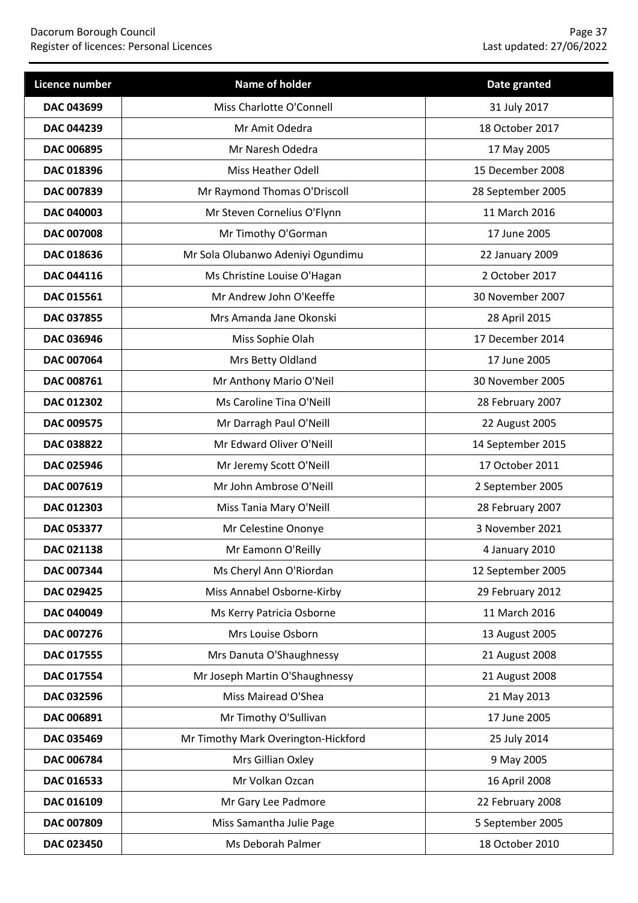| Licence number | Name of holder | Date granted |
|---|---|---|
| **DAC 043699** | Miss Charlotte O'Connell | 31 July 2017 |
| **DAC 044239** | Mr Amit Odedra | 18 October 2017 |
| **DAC 006895** | Mr Naresh Odedra | 17 May 2005 |
| **DAC 018396** | Miss Heather Odell | 15 December 2008 |
| **DAC 007839** | Mr Raymond Thomas O'Driscoll | 28 September 2005 |
| **DAC 040003** | Mr Steven Cornelius O'Flynn | 11 March 2016 |
| **DAC 007008** | Mr Timothy O'Gorman | 17 June 2005 |
| **DAC 018636** | Mr Sola Olubanwo Adeniyi Ogundimu | 22 January 2009 |
| **DAC 044116** | Ms Christine Louise O'Hagan | 2 October 2017 |
| **DAC 015561** | Mr Andrew John O'Keeffe | 30 November 2007 |
| **DAC 037855** | Mrs Amanda Jane Okonski | 28 April 2015 |
| **DAC 036946** | Miss Sophie Olah | 17 December 2014 |
| **DAC 007064** | Mrs Betty Oldland | 17 June 2005 |
| **DAC 008761** | Mr Anthony Mario O'Neil | 30 November 2005 |
| **DAC 012302** | Ms Caroline Tina O'Neill | 28 February 2007 |
| **DAC 009575** | Mr Darragh Paul O'Neill | 22 August 2005 |
| **DAC 038822** | Mr Edward Oliver O'Neill | 14 September 2015 |
| **DAC 025946** | Mr Jeremy Scott O'Neill | 17 October 2011 |
| **DAC 007619** | Mr John Ambrose O'Neill | 2 September 2005 |
| **DAC 012303** | Miss Tania Mary O'Neill | 28 February 2007 |
| **DAC 053377** | Mr Celestine Ononye | 3 November 2021 |
| **DAC 021138** | Mr Eamonn O'Reilly | 4 January 2010 |
| **DAC 007344** | Ms Cheryl Ann O'Riordan | 12 September 2005 |
| **DAC 029425** | Miss Annabel Osborne-Kirby | 29 February 2012 |
| **DAC 040049** | Ms Kerry Patricia Osborne | 11 March 2016 |
| **DAC 007276** | Mrs Louise Osborn | 13 August 2005 |
| **DAC 017555** | Mrs Danuta O'Shaughnessy | 21 August 2008 |
| **DAC 017554** | Mr Joseph Martin O'Shaughnessy | 21 August 2008 |
| **DAC 032596** | Miss Mairead O'Shea | 21 May 2013 |
| **DAC 006891** | Mr Timothy O'Sullivan | 17 June 2005 |
| **DAC 035469** | Mr Timothy Mark Overington-Hickford | 25 July 2014 |
| **DAC 006784** | Mrs Gillian Oxley | 9 May 2005 |
| **DAC 016533** | Mr Volkan Ozcan | 16 April 2008 |
| **DAC 016109** | Mr Gary Lee Padmore | 22 February 2008 |
| **DAC 007809** | Miss Samantha Julie Page | 5 September 2005 |
| **DAC 023450** | Ms Deborah Palmer | 18 October 2010 |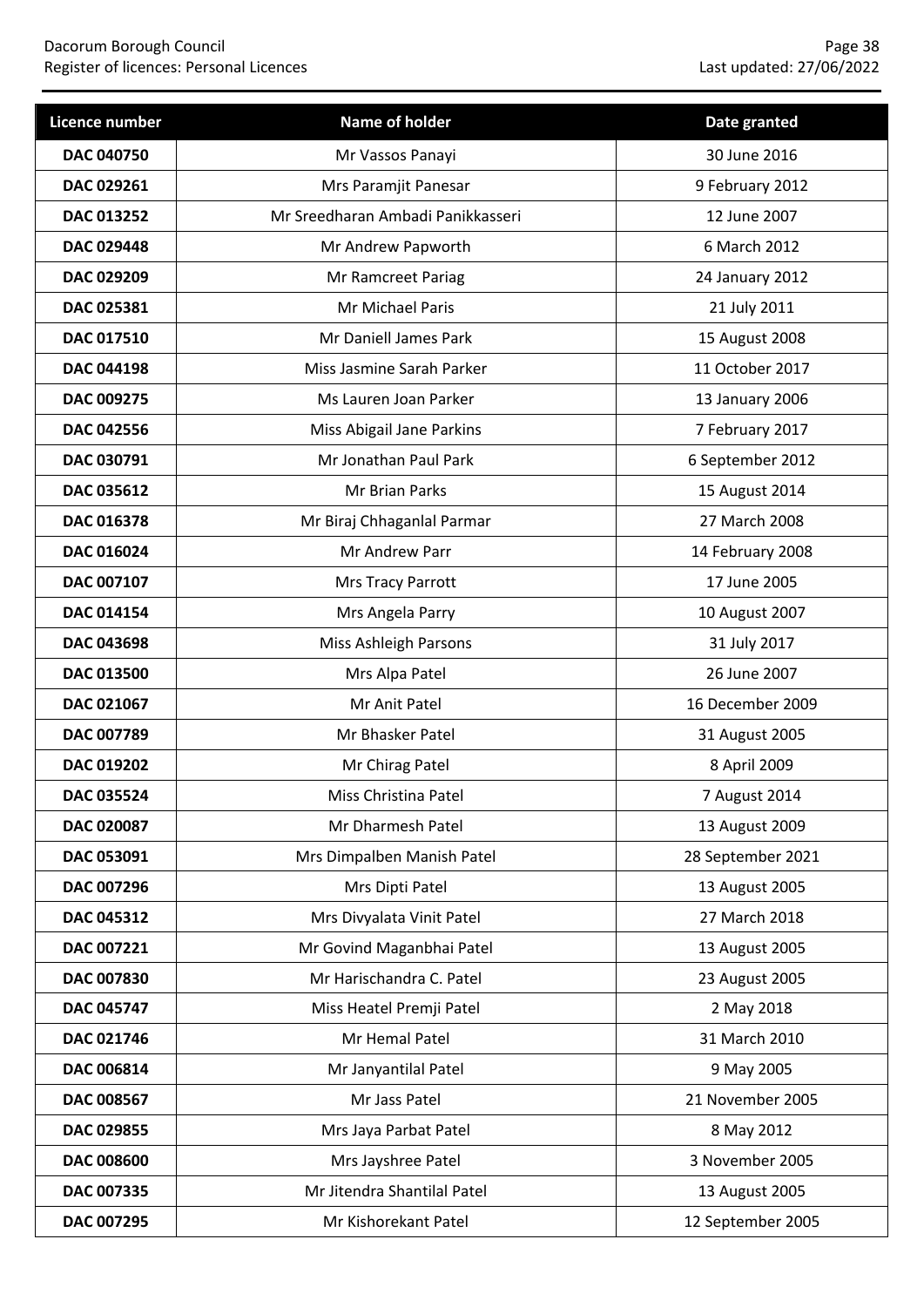| Licence number | Name of holder | Date granted |
|---|---|---|
| DAC 040750 | Mr Vassos Panayi | 30 June 2016 |
| DAC 029261 | Mrs Paramjit Panesar | 9 February 2012 |
| DAC 013252 | Mr Sreedharan Ambadi Panikkasseri | 12 June 2007 |
| DAC 029448 | Mr Andrew Papworth | 6 March 2012 |
| DAC 029209 | Mr Ramcreet Pariag | 24 January 2012 |
| DAC 025381 | Mr Michael Paris | 21 July 2011 |
| DAC 017510 | Mr Daniell James Park | 15 August 2008 |
| DAC 044198 | Miss Jasmine Sarah Parker | 11 October 2017 |
| DAC 009275 | Ms Lauren Joan Parker | 13 January 2006 |
| DAC 042556 | Miss Abigail Jane Parkins | 7 February 2017 |
| DAC 030791 | Mr Jonathan Paul Park | 6 September 2012 |
| DAC 035612 | Mr Brian Parks | 15 August 2014 |
| DAC 016378 | Mr Biraj Chhaganlal Parmar | 27 March 2008 |
| DAC 016024 | Mr Andrew Parr | 14 February 2008 |
| DAC 007107 | Mrs Tracy Parrott | 17 June 2005 |
| DAC 014154 | Mrs Angela Parry | 10 August 2007 |
| DAC 043698 | Miss Ashleigh Parsons | 31 July 2017 |
| DAC 013500 | Mrs Alpa Patel | 26 June 2007 |
| DAC 021067 | Mr Anit Patel | 16 December 2009 |
| DAC 007789 | Mr Bhasker Patel | 31 August 2005 |
| DAC 019202 | Mr Chirag Patel | 8 April 2009 |
| DAC 035524 | Miss Christina Patel | 7 August 2014 |
| DAC 020087 | Mr Dharmesh Patel | 13 August 2009 |
| DAC 053091 | Mrs Dimpalben Manish Patel | 28 September 2021 |
| DAC 007296 | Mrs Dipti Patel | 13 August 2005 |
| DAC 045312 | Mrs Divyalata Vinit Patel | 27 March 2018 |
| DAC 007221 | Mr Govind Maganbhai Patel | 13 August 2005 |
| DAC 007830 | Mr Harischandra C. Patel | 23 August 2005 |
| DAC 045747 | Miss Heatel Premji Patel | 2 May 2018 |
| DAC 021746 | Mr Hemal Patel | 31 March 2010 |
| DAC 006814 | Mr Janyantilal Patel | 9 May 2005 |
| DAC 008567 | Mr Jass Patel | 21 November 2005 |
| DAC 029855 | Mrs Jaya Parbat Patel | 8 May 2012 |
| DAC 008600 | Mrs Jayshree Patel | 3 November 2005 |
| DAC 007335 | Mr Jitendra Shantilal Patel | 13 August 2005 |
| DAC 007295 | Mr Kishorekant Patel | 12 September 2005 |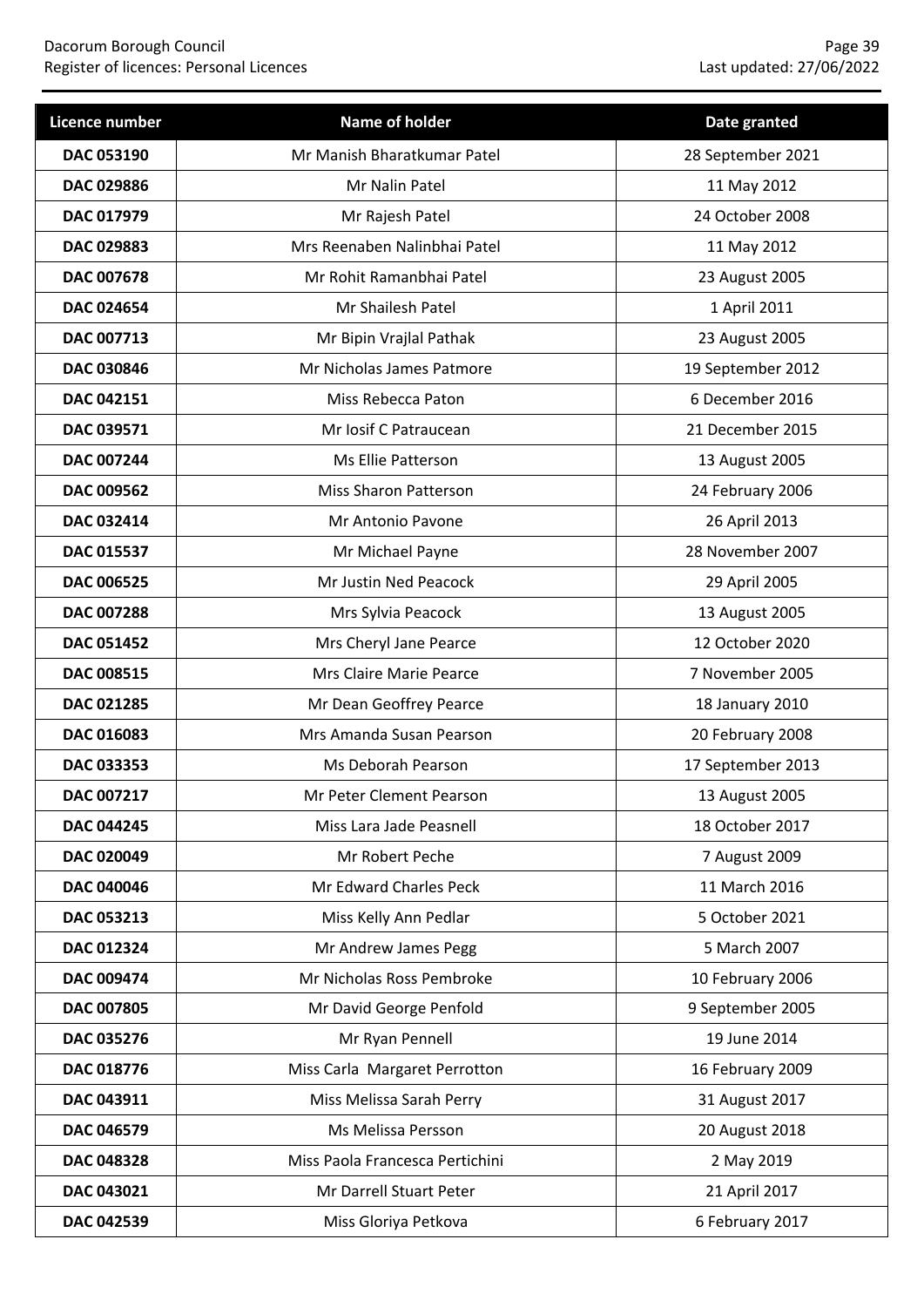| Licence number | Name of holder | Date granted |
|---|---|---|
| **DAC 053190** | Mr Manish Bharatkumar Patel | 28 September 2021 |
| **DAC 029886** | Mr Nalin Patel | 11 May 2012 |
| **DAC 017979** | Mr Rajesh Patel | 24 October 2008 |
| **DAC 029883** | Mrs Reenaben Nalinbhai Patel | 11 May 2012 |
| **DAC 007678** | Mr Rohit Ramanbhai Patel | 23 August 2005 |
| **DAC 024654** | Mr Shailesh Patel | 1 April 2011 |
| **DAC 007713** | Mr Bipin Vrajlal Pathak | 23 August 2005 |
| **DAC 030846** | Mr Nicholas James Patmore | 19 September 2012 |
| **DAC 042151** | Miss Rebecca Paton | 6 December 2016 |
| **DAC 039571** | Mr Iosif C Patraucean | 21 December 2015 |
| **DAC 007244** | Ms Ellie Patterson | 13 August 2005 |
| **DAC 009562** | Miss Sharon Patterson | 24 February 2006 |
| **DAC 032414** | Mr Antonio Pavone | 26 April 2013 |
| **DAC 015537** | Mr Michael Payne | 28 November 2007 |
| **DAC 006525** | Mr Justin Ned Peacock | 29 April 2005 |
| **DAC 007288** | Mrs Sylvia Peacock | 13 August 2005 |
| **DAC 051452** | Mrs Cheryl Jane Pearce | 12 October 2020 |
| **DAC 008515** | Mrs Claire Marie Pearce | 7 November 2005 |
| **DAC 021285** | Mr Dean Geoffrey Pearce | 18 January 2010 |
| **DAC 016083** | Mrs Amanda Susan Pearson | 20 February 2008 |
| **DAC 033353** | Ms Deborah Pearson | 17 September 2013 |
| **DAC 007217** | Mr Peter Clement Pearson | 13 August 2005 |
| **DAC 044245** | Miss Lara Jade Peasnell | 18 October 2017 |
| **DAC 020049** | Mr Robert Peche | 7 August 2009 |
| **DAC 040046** | Mr Edward Charles Peck | 11 March 2016 |
| **DAC 053213** | Miss Kelly Ann Pedlar | 5 October 2021 |
| **DAC 012324** | Mr Andrew James Pegg | 5 March 2007 |
| **DAC 009474** | Mr Nicholas Ross Pembroke | 10 February 2006 |
| **DAC 007805** | Mr David George Penfold | 9 September 2005 |
| **DAC 035276** | Mr Ryan Pennell | 19 June 2014 |
| **DAC 018776** | Miss Carla Margaret Perrotton | 16 February 2009 |
| **DAC 043911** | Miss Melissa Sarah Perry | 31 August 2017 |
| **DAC 046579** | Ms Melissa Persson | 20 August 2018 |
| **DAC 048328** | Miss Paola Francesca Pertichini | 2 May 2019 |
| **DAC 043021** | Mr Darrell Stuart Peter | 21 April 2017 |
| **DAC 042539** | Miss Gloriya Petkova | 6 February 2017 |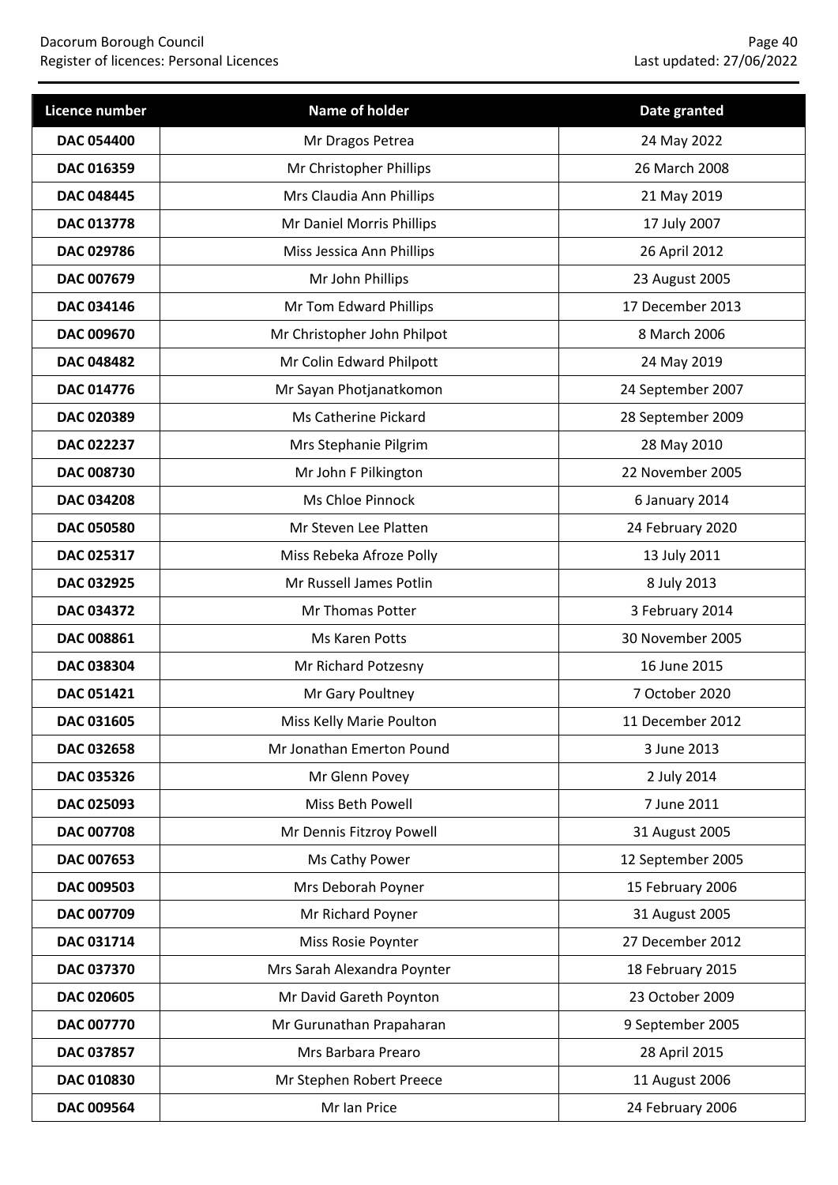| Licence number | Name of holder | Date granted |
|---|---|---|
| **DAC 054400** | Mr Dragos Petrea | 24 May 2022 |
| **DAC 016359** | Mr Christopher Phillips | 26 March 2008 |
| **DAC 048445** | Mrs Claudia Ann Phillips | 21 May 2019 |
| **DAC 013778** | Mr Daniel Morris Phillips | 17 July 2007 |
| **DAC 029786** | Miss Jessica Ann Phillips | 26 April 2012 |
| **DAC 007679** | Mr John Phillips | 23 August 2005 |
| **DAC 034146** | Mr Tom Edward Phillips | 17 December 2013 |
| **DAC 009670** | Mr Christopher John Philpot | 8 March 2006 |
| **DAC 048482** | Mr Colin Edward Philpott | 24 May 2019 |
| **DAC 014776** | Mr Sayan Photjanatkomon | 24 September 2007 |
| **DAC 020389** | Ms Catherine Pickard | 28 September 2009 |
| **DAC 022237** | Mrs Stephanie Pilgrim | 28 May 2010 |
| **DAC 008730** | Mr John F Pilkington | 22 November 2005 |
| **DAC 034208** | Ms Chloe Pinnock | 6 January 2014 |
| **DAC 050580** | Mr Steven Lee Platten | 24 February 2020 |
| **DAC 025317** | Miss Rebeka Afroze Polly | 13 July 2011 |
| **DAC 032925** | Mr Russell James Potlin | 8 July 2013 |
| **DAC 034372** | Mr Thomas Potter | 3 February 2014 |
| **DAC 008861** | Ms Karen Potts | 30 November 2005 |
| **DAC 038304** | Mr Richard Potzesny | 16 June 2015 |
| **DAC 051421** | Mr Gary Poultney | 7 October 2020 |
| **DAC 031605** | Miss Kelly Marie Poulton | 11 December 2012 |
| **DAC 032658** | Mr Jonathan Emerton Pound | 3 June 2013 |
| **DAC 035326** | Mr Glenn Povey | 2 July 2014 |
| **DAC 025093** | Miss Beth Powell | 7 June 2011 |
| **DAC 007708** | Mr Dennis Fitzroy Powell | 31 August 2005 |
| **DAC 007653** | Ms Cathy Power | 12 September 2005 |
| **DAC 009503** | Mrs Deborah Poyner | 15 February 2006 |
| **DAC 007709** | Mr Richard Poyner | 31 August 2005 |
| **DAC 031714** | Miss Rosie Poynter | 27 December 2012 |
| **DAC 037370** | Mrs Sarah Alexandra Poynter | 18 February 2015 |
| **DAC 020605** | Mr David Gareth Poynton | 23 October 2009 |
| **DAC 007770** | Mr Gurunathan Prapaharan | 9 September 2005 |
| **DAC 037857** | Mrs Barbara Prearo | 28 April 2015 |
| **DAC 010830** | Mr Stephen Robert Preece | 11 August 2006 |
| **DAC 009564** | Mr Ian Price | 24 February 2006 |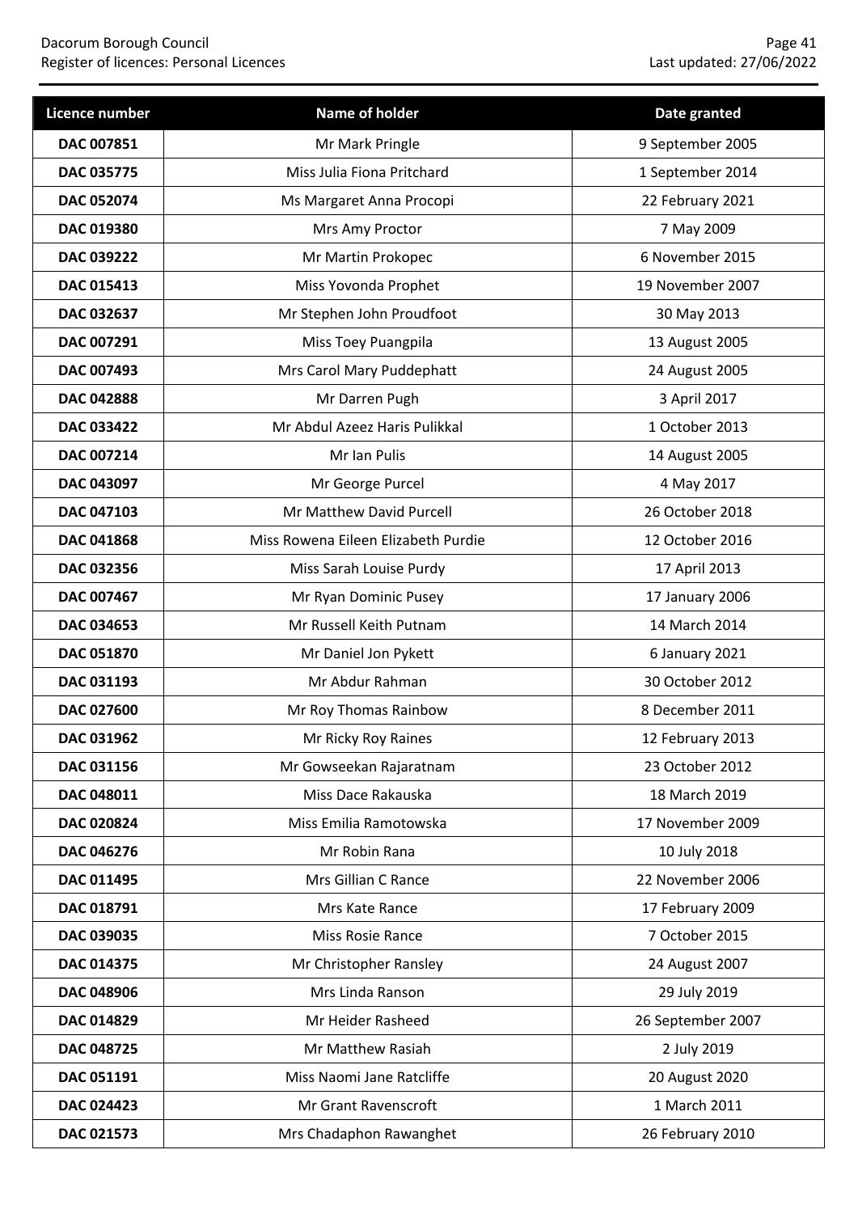| Licence number | Name of holder | Date granted |
|---|---|---|
| DAC 007851 | Mr Mark Pringle | 9 September 2005 |
| DAC 035775 | Miss Julia Fiona Pritchard | 1 September 2014 |
| DAC 052074 | Ms Margaret Anna Procopi | 22 February 2021 |
| DAC 019380 | Mrs Amy Proctor | 7 May 2009 |
| DAC 039222 | Mr Martin Prokopec | 6 November 2015 |
| DAC 015413 | Miss Yovonda Prophet | 19 November 2007 |
| DAC 032637 | Mr Stephen John Proudfoot | 30 May 2013 |
| DAC 007291 | Miss Toey Puangpila | 13 August 2005 |
| DAC 007493 | Mrs Carol Mary Puddephatt | 24 August 2005 |
| DAC 042888 | Mr Darren Pugh | 3 April 2017 |
| DAC 033422 | Mr Abdul Azeez Haris Pulikkal | 1 October 2013 |
| DAC 007214 | Mr Ian Pulis | 14 August 2005 |
| DAC 043097 | Mr George Purcel | 4 May 2017 |
| DAC 047103 | Mr Matthew David Purcell | 26 October 2018 |
| DAC 041868 | Miss Rowena Eileen Elizabeth Purdie | 12 October 2016 |
| DAC 032356 | Miss Sarah Louise Purdy | 17 April 2013 |
| DAC 007467 | Mr Ryan Dominic Pusey | 17 January 2006 |
| DAC 034653 | Mr Russell Keith Putnam | 14 March 2014 |
| DAC 051870 | Mr Daniel Jon Pykett | 6 January 2021 |
| DAC 031193 | Mr Abdur Rahman | 30 October 2012 |
| DAC 027600 | Mr Roy Thomas Rainbow | 8 December 2011 |
| DAC 031962 | Mr Ricky Roy Raines | 12 February 2013 |
| DAC 031156 | Mr Gowseekan Rajaratnam | 23 October 2012 |
| DAC 048011 | Miss Dace Rakauska | 18 March 2019 |
| DAC 020824 | Miss Emilia Ramotowska | 17 November 2009 |
| DAC 046276 | Mr Robin Rana | 10 July 2018 |
| DAC 011495 | Mrs Gillian C Rance | 22 November 2006 |
| DAC 018791 | Mrs Kate Rance | 17 February 2009 |
| DAC 039035 | Miss Rosie Rance | 7 October 2015 |
| DAC 014375 | Mr Christopher Ransley | 24 August 2007 |
| DAC 048906 | Mrs Linda Ranson | 29 July 2019 |
| DAC 014829 | Mr Heider Rasheed | 26 September 2007 |
| DAC 048725 | Mr Matthew Rasiah | 2 July 2019 |
| DAC 051191 | Miss Naomi Jane Ratcliffe | 20 August 2020 |
| DAC 024423 | Mr Grant Ravenscroft | 1 March 2011 |
| DAC 021573 | Mrs Chadaphon Rawanghet | 26 February 2010 |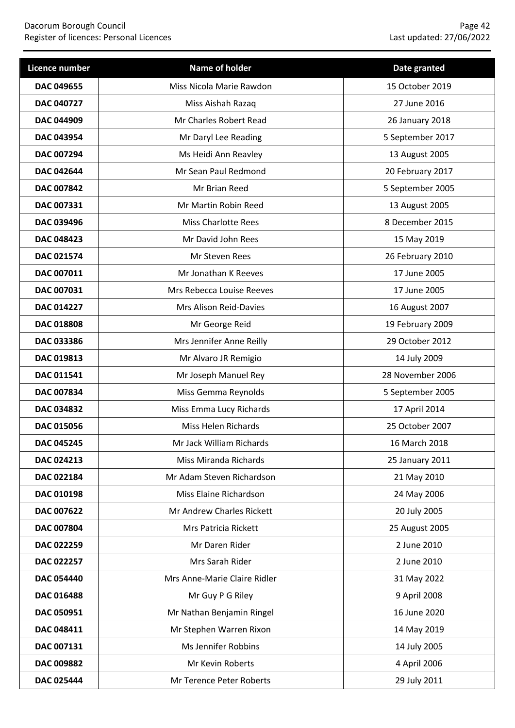| Licence number | Name of holder | Date granted |
|---|---|---|
| **DAC 049655** | Miss Nicola Marie Rawdon | 15 October 2019 |
| **DAC 040727** | Miss Aishah Razaq | 27 June 2016 |
| **DAC 044909** | Mr Charles Robert Read | 26 January 2018 |
| **DAC 043954** | Mr Daryl Lee Reading | 5 September 2017 |
| **DAC 007294** | Ms Heidi Ann Reavley | 13 August 2005 |
| **DAC 042644** | Mr Sean Paul Redmond | 20 February 2017 |
| **DAC 007842** | Mr Brian Reed | 5 September 2005 |
| **DAC 007331** | Mr Martin Robin Reed | 13 August 2005 |
| **DAC 039496** | Miss Charlotte Rees | 8 December 2015 |
| **DAC 048423** | Mr David John Rees | 15 May 2019 |
| **DAC 021574** | Mr Steven Rees | 26 February 2010 |
| **DAC 007011** | Mr Jonathan K Reeves | 17 June 2005 |
| **DAC 007031** | Mrs Rebecca Louise Reeves | 17 June 2005 |
| **DAC 014227** | Mrs Alison Reid-Davies | 16 August 2007 |
| **DAC 018808** | Mr George Reid | 19 February 2009 |
| **DAC 033386** | Mrs Jennifer Anne Reilly | 29 October 2012 |
| **DAC 019813** | Mr Alvaro JR Remigio | 14 July 2009 |
| **DAC 011541** | Mr Joseph Manuel Rey | 28 November 2006 |
| **DAC 007834** | Miss Gemma Reynolds | 5 September 2005 |
| **DAC 034832** | Miss Emma Lucy Richards | 17 April 2014 |
| **DAC 015056** | Miss Helen Richards | 25 October 2007 |
| **DAC 045245** | Mr Jack William Richards | 16 March 2018 |
| **DAC 024213** | Miss Miranda Richards | 25 January 2011 |
| **DAC 022184** | Mr Adam Steven Richardson | 21 May 2010 |
| **DAC 010198** | Miss Elaine Richardson | 24 May 2006 |
| **DAC 007622** | Mr Andrew Charles Rickett | 20 July 2005 |
| **DAC 007804** | Mrs Patricia Rickett | 25 August 2005 |
| **DAC 022259** | Mr Daren Rider | 2 June 2010 |
| **DAC 022257** | Mrs Sarah Rider | 2 June 2010 |
| **DAC 054440** | Mrs Anne-Marie Claire Ridler | 31 May 2022 |
| **DAC 016488** | Mr Guy P G Riley | 9 April 2008 |
| **DAC 050951** | Mr Nathan Benjamin Ringel | 16 June 2020 |
| **DAC 048411** | Mr Stephen Warren Rixon | 14 May 2019 |
| **DAC 007131** | Ms Jennifer Robbins | 14 July 2005 |
| **DAC 009882** | Mr Kevin Roberts | 4 April 2006 |
| **DAC 025444** | Mr Terence Peter Roberts | 29 July 2011 |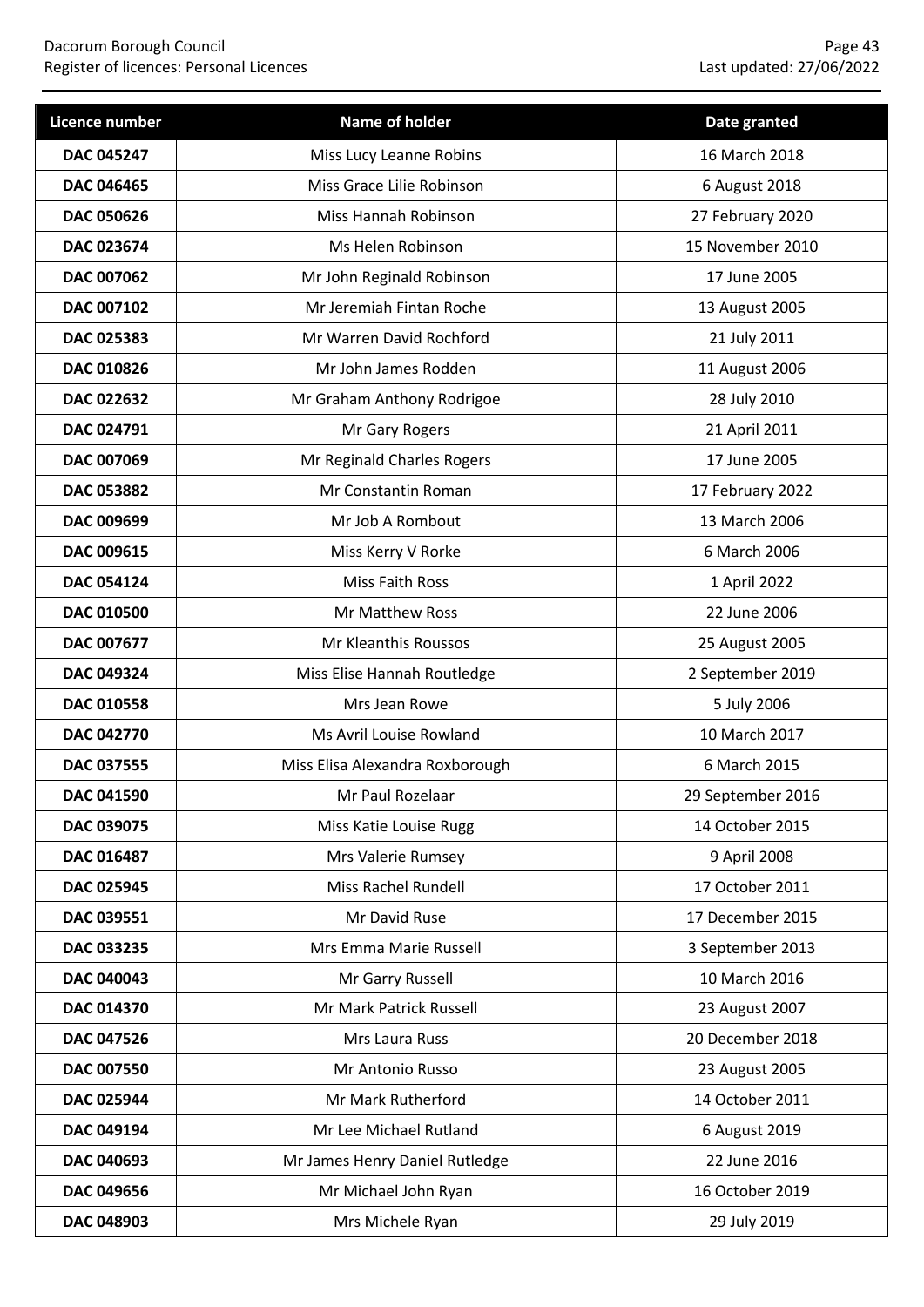| Licence number | Name of holder | Date granted |
| --- | --- | --- |
| **DAC 045247** | Miss Lucy Leanne Robins | 16 March 2018 |
| **DAC 046465** | Miss Grace Lilie Robinson | 6 August 2018 |
| **DAC 050626** | Miss Hannah Robinson | 27 February 2020 |
| **DAC 023674** | Ms Helen Robinson | 15 November 2010 |
| **DAC 007062** | Mr John Reginald Robinson | 17 June 2005 |
| **DAC 007102** | Mr Jeremiah Fintan Roche | 13 August 2005 |
| **DAC 025383** | Mr Warren David Rochford | 21 July 2011 |
| **DAC 010826** | Mr John James Rodden | 11 August 2006 |
| **DAC 022632** | Mr Graham Anthony Rodrigoe | 28 July 2010 |
| **DAC 024791** | Mr Gary Rogers | 21 April 2011 |
| **DAC 007069** | Mr Reginald Charles Rogers | 17 June 2005 |
| **DAC 053882** | Mr Constantin Roman | 17 February 2022 |
| **DAC 009699** | Mr Job A Rombout | 13 March 2006 |
| **DAC 009615** | Miss Kerry V Rorke | 6 March 2006 |
| **DAC 054124** | Miss Faith Ross | 1 April 2022 |
| **DAC 010500** | Mr Matthew Ross | 22 June 2006 |
| **DAC 007677** | Mr Kleanthis Roussos | 25 August 2005 |
| **DAC 049324** | Miss Elise Hannah Routledge | 2 September 2019 |
| **DAC 010558** | Mrs Jean Rowe | 5 July 2006 |
| **DAC 042770** | Ms Avril Louise Rowland | 10 March 2017 |
| **DAC 037555** | Miss Elisa Alexandra Roxborough | 6 March 2015 |
| **DAC 041590** | Mr Paul Rozelaar | 29 September 2016 |
| **DAC 039075** | Miss Katie Louise Rugg | 14 October 2015 |
| **DAC 016487** | Mrs Valerie Rumsey | 9 April 2008 |
| **DAC 025945** | Miss Rachel Rundell | 17 October 2011 |
| **DAC 039551** | Mr David Ruse | 17 December 2015 |
| **DAC 033235** | Mrs Emma Marie Russell | 3 September 2013 |
| **DAC 040043** | Mr Garry Russell | 10 March 2016 |
| **DAC 014370** | Mr Mark Patrick Russell | 23 August 2007 |
| **DAC 047526** | Mrs Laura Russ | 20 December 2018 |
| **DAC 007550** | Mr Antonio Russo | 23 August 2005 |
| **DAC 025944** | Mr Mark Rutherford | 14 October 2011 |
| **DAC 049194** | Mr Lee Michael Rutland | 6 August 2019 |
| **DAC 040693** | Mr James Henry Daniel Rutledge | 22 June 2016 |
| **DAC 049656** | Mr Michael John Ryan | 16 October 2019 |
| **DAC 048903** | Mrs Michele Ryan | 29 July 2019 |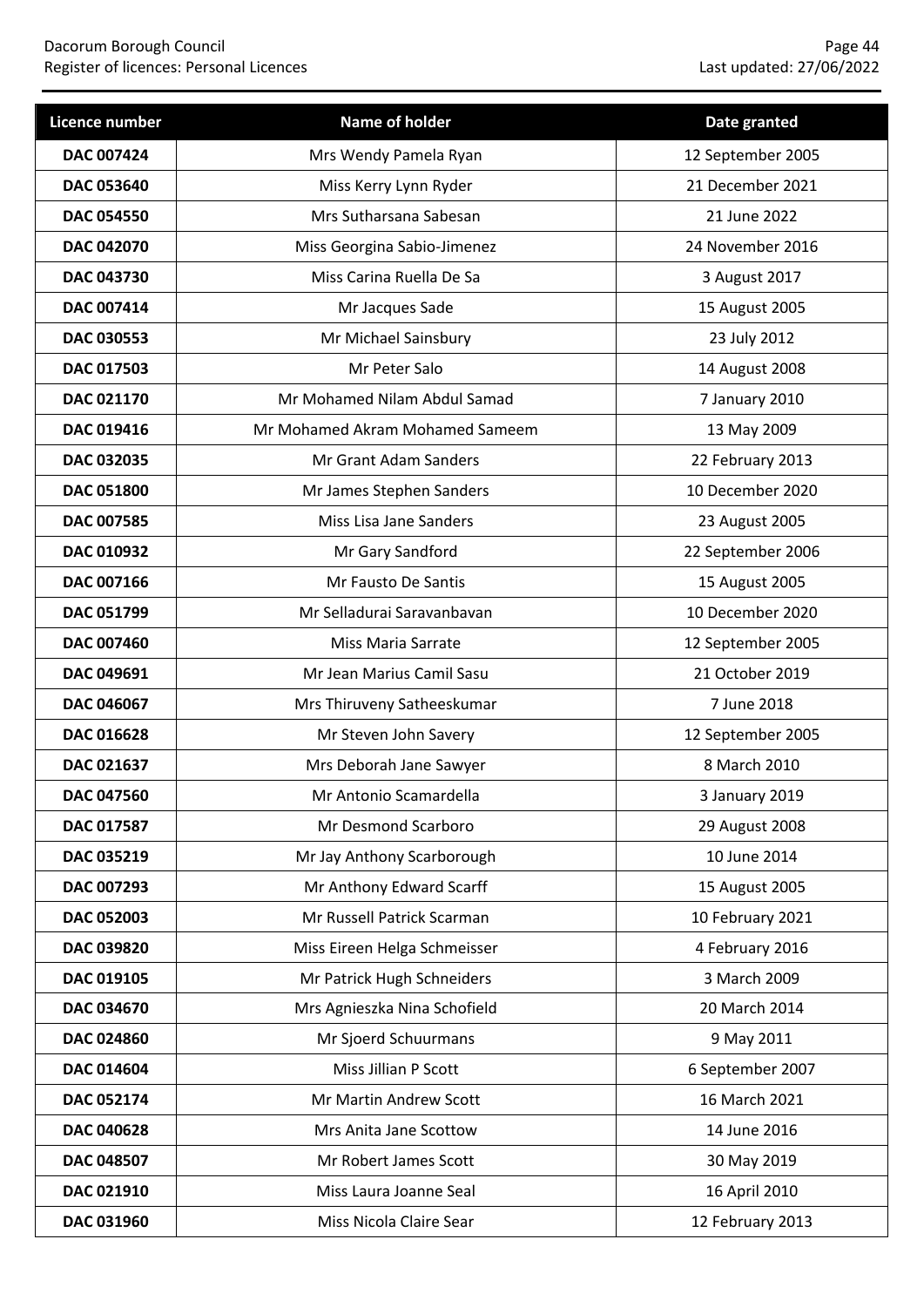| Licence number | Name of holder | Date granted |
| --- | --- | --- |
| **DAC 007424** | Mrs Wendy Pamela Ryan | 12 September 2005 |
| **DAC 053640** | Miss Kerry Lynn Ryder | 21 December 2021 |
| **DAC 054550** | Mrs Sutharsana Sabesan | 21 June 2022 |
| **DAC 042070** | Miss Georgina Sabio-Jimenez | 24 November 2016 |
| **DAC 043730** | Miss Carina Ruella De Sa | 3 August 2017 |
| **DAC 007414** | Mr Jacques Sade | 15 August 2005 |
| **DAC 030553** | Mr Michael Sainsbury | 23 July 2012 |
| **DAC 017503** | Mr Peter Salo | 14 August 2008 |
| **DAC 021170** | Mr Mohamed Nilam Abdul Samad | 7 January 2010 |
| **DAC 019416** | Mr Mohamed Akram Mohamed Sameem | 13 May 2009 |
| **DAC 032035** | Mr Grant Adam Sanders | 22 February 2013 |
| **DAC 051800** | Mr James Stephen Sanders | 10 December 2020 |
| **DAC 007585** | Miss Lisa Jane Sanders | 23 August 2005 |
| **DAC 010932** | Mr Gary Sandford | 22 September 2006 |
| **DAC 007166** | Mr Fausto De Santis | 15 August 2005 |
| **DAC 051799** | Mr Selladurai Saravanbavan | 10 December 2020 |
| **DAC 007460** | Miss Maria Sarrate | 12 September 2005 |
| **DAC 049691** | Mr Jean Marius Camil Sasu | 21 October 2019 |
| **DAC 046067** | Mrs Thiruveny Satheeskumar | 7 June 2018 |
| **DAC 016628** | Mr Steven John Savery | 12 September 2005 |
| **DAC 021637** | Mrs Deborah Jane Sawyer | 8 March 2010 |
| **DAC 047560** | Mr Antonio Scamardella | 3 January 2019 |
| **DAC 017587** | Mr Desmond Scarboro | 29 August 2008 |
| **DAC 035219** | Mr Jay Anthony Scarborough | 10 June 2014 |
| **DAC 007293** | Mr Anthony Edward Scarff | 15 August 2005 |
| **DAC 052003** | Mr Russell Patrick Scarman | 10 February 2021 |
| **DAC 039820** | Miss Eireen Helga Schmeisser | 4 February 2016 |
| **DAC 019105** | Mr Patrick Hugh Schneiders | 3 March 2009 |
| **DAC 034670** | Mrs Agnieszka Nina Schofield | 20 March 2014 |
| **DAC 024860** | Mr Sjoerd Schuurmans | 9 May 2011 |
| **DAC 014604** | Miss Jillian P Scott | 6 September 2007 |
| **DAC 052174** | Mr Martin Andrew Scott | 16 March 2021 |
| **DAC 040628** | Mrs Anita Jane Scottow | 14 June 2016 |
| **DAC 048507** | Mr Robert James Scott | 30 May 2019 |
| **DAC 021910** | Miss Laura Joanne Seal | 16 April 2010 |
| **DAC 031960** | Miss Nicola Claire Sear | 12 February 2013 |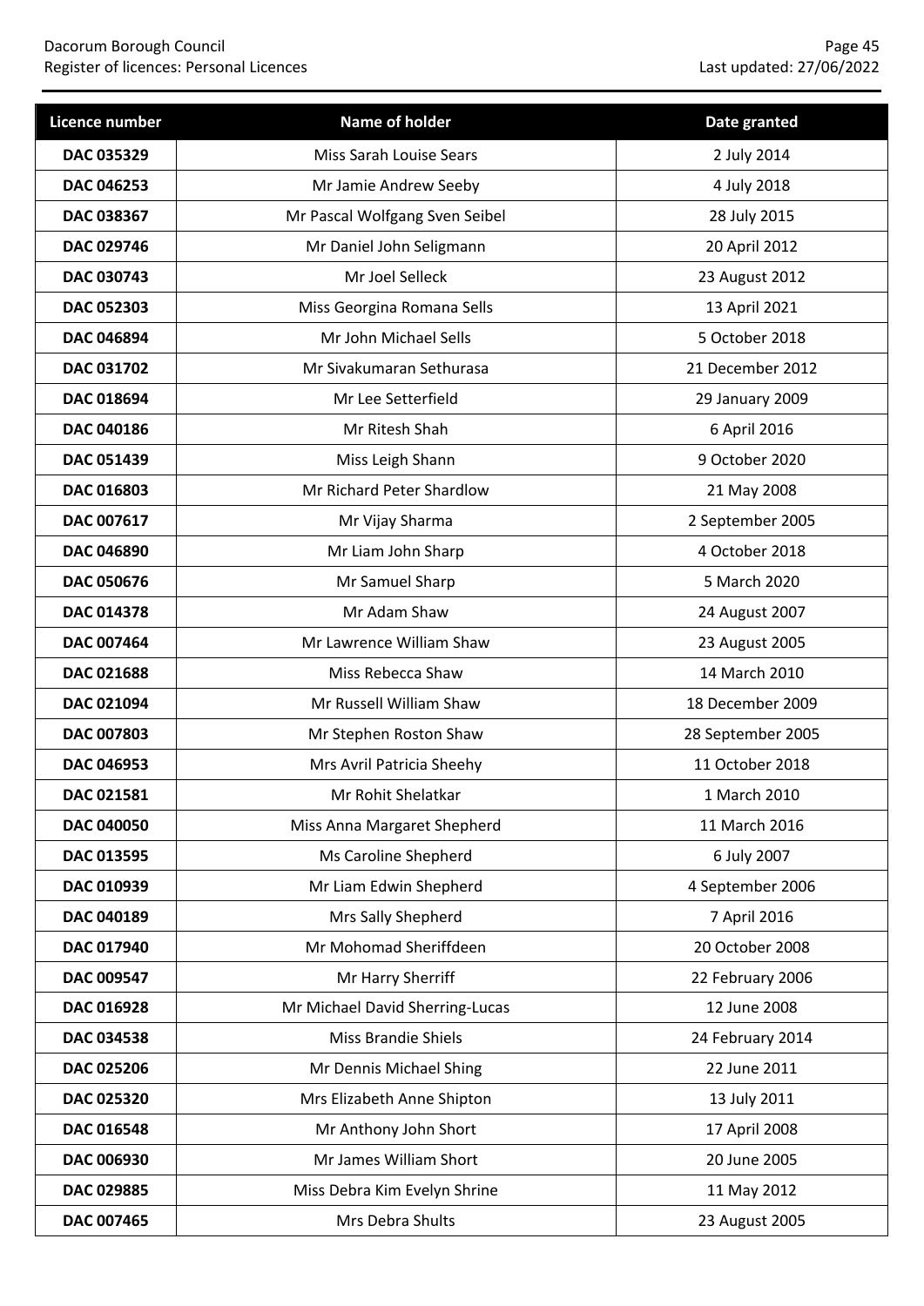| Licence number | Name of holder | Date granted |
|---|---|---|
| **DAC 035329** | Miss Sarah Louise Sears | 2 July 2014 |
| **DAC 046253** | Mr Jamie Andrew Seeby | 4 July 2018 |
| **DAC 038367** | Mr Pascal Wolfgang Sven Seibel | 28 July 2015 |
| **DAC 029746** | Mr Daniel John Seligmann | 20 April 2012 |
| **DAC 030743** | Mr Joel Selleck | 23 August 2012 |
| **DAC 052303** | Miss Georgina Romana Sells | 13 April 2021 |
| **DAC 046894** | Mr John Michael Sells | 5 October 2018 |
| **DAC 031702** | Mr Sivakumaran Sethurasa | 21 December 2012 |
| **DAC 018694** | Mr Lee Setterfield | 29 January 2009 |
| **DAC 040186** | Mr Ritesh Shah | 6 April 2016 |
| **DAC 051439** | Miss Leigh Shann | 9 October 2020 |
| **DAC 016803** | Mr Richard Peter Shardlow | 21 May 2008 |
| **DAC 007617** | Mr Vijay Sharma | 2 September 2005 |
| **DAC 046890** | Mr Liam John Sharp | 4 October 2018 |
| **DAC 050676** | Mr Samuel Sharp | 5 March 2020 |
| **DAC 014378** | Mr Adam Shaw | 24 August 2007 |
| **DAC 007464** | Mr Lawrence William Shaw | 23 August 2005 |
| **DAC 021688** | Miss Rebecca Shaw | 14 March 2010 |
| **DAC 021094** | Mr Russell William Shaw | 18 December 2009 |
| **DAC 007803** | Mr Stephen Roston Shaw | 28 September 2005 |
| **DAC 046953** | Mrs Avril Patricia Sheehy | 11 October 2018 |
| **DAC 021581** | Mr Rohit Shelatkar | 1 March 2010 |
| **DAC 040050** | Miss Anna Margaret Shepherd | 11 March 2016 |
| **DAC 013595** | Ms Caroline Shepherd | 6 July 2007 |
| **DAC 010939** | Mr Liam Edwin Shepherd | 4 September 2006 |
| **DAC 040189** | Mrs Sally Shepherd | 7 April 2016 |
| **DAC 017940** | Mr Mohomad Sheriffdeen | 20 October 2008 |
| **DAC 009547** | Mr Harry Sherriff | 22 February 2006 |
| **DAC 016928** | Mr Michael David Sherring-Lucas | 12 June 2008 |
| **DAC 034538** | Miss Brandie Shiels | 24 February 2014 |
| **DAC 025206** | Mr Dennis Michael Shing | 22 June 2011 |
| **DAC 025320** | Mrs Elizabeth Anne Shipton | 13 July 2011 |
| **DAC 016548** | Mr Anthony John Short | 17 April 2008 |
| **DAC 006930** | Mr James William Short | 20 June 2005 |
| **DAC 029885** | Miss Debra Kim Evelyn Shrine | 11 May 2012 |
| **DAC 007465** | Mrs Debra Shults | 23 August 2005 |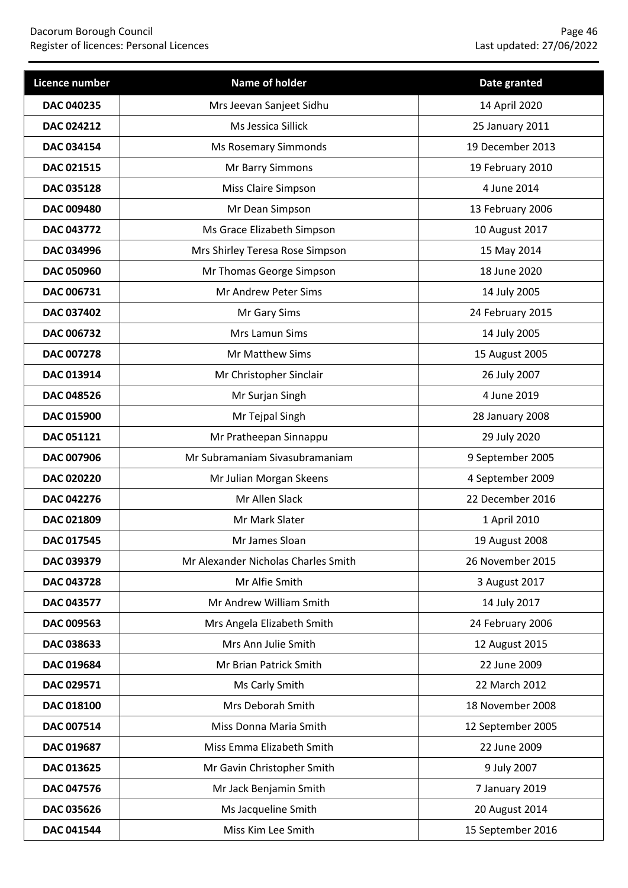| Licence number | Name of holder | Date granted |
| --- | --- | --- |
| **DAC 040235** | Mrs Jeevan Sanjeet Sidhu | 14 April 2020 |
| **DAC 024212** | Ms Jessica Sillick | 25 January 2011 |
| **DAC 034154** | Ms Rosemary Simmonds | 19 December 2013 |
| **DAC 021515** | Mr Barry Simmons | 19 February 2010 |
| **DAC 035128** | Miss Claire Simpson | 4 June 2014 |
| **DAC 009480** | Mr Dean Simpson | 13 February 2006 |
| **DAC 043772** | Ms Grace Elizabeth Simpson | 10 August 2017 |
| **DAC 034996** | Mrs Shirley Teresa Rose Simpson | 15 May 2014 |
| **DAC 050960** | Mr Thomas George Simpson | 18 June 2020 |
| **DAC 006731** | Mr Andrew Peter Sims | 14 July 2005 |
| **DAC 037402** | Mr Gary Sims | 24 February 2015 |
| **DAC 006732** | Mrs Lamun Sims | 14 July 2005 |
| **DAC 007278** | Mr Matthew Sims | 15 August 2005 |
| **DAC 013914** | Mr Christopher Sinclair | 26 July 2007 |
| **DAC 048526** | Mr Surjan Singh | 4 June 2019 |
| **DAC 015900** | Mr Tejpal Singh | 28 January 2008 |
| **DAC 051121** | Mr Pratheepan Sinnappu | 29 July 2020 |
| **DAC 007906** | Mr Subramaniam Sivasubramaniam | 9 September 2005 |
| **DAC 020220** | Mr Julian Morgan Skeens | 4 September 2009 |
| **DAC 042276** | Mr Allen Slack | 22 December 2016 |
| **DAC 021809** | Mr Mark Slater | 1 April 2010 |
| **DAC 017545** | Mr James Sloan | 19 August 2008 |
| **DAC 039379** | Mr Alexander Nicholas Charles Smith | 26 November 2015 |
| **DAC 043728** | Mr Alfie Smith | 3 August 2017 |
| **DAC 043577** | Mr Andrew William Smith | 14 July 2017 |
| **DAC 009563** | Mrs Angela Elizabeth Smith | 24 February 2006 |
| **DAC 038633** | Mrs Ann Julie Smith | 12 August 2015 |
| **DAC 019684** | Mr Brian Patrick Smith | 22 June 2009 |
| **DAC 029571** | Ms Carly Smith | 22 March 2012 |
| **DAC 018100** | Mrs Deborah Smith | 18 November 2008 |
| **DAC 007514** | Miss Donna Maria Smith | 12 September 2005 |
| **DAC 019687** | Miss Emma Elizabeth Smith | 22 June 2009 |
| **DAC 013625** | Mr Gavin Christopher Smith | 9 July 2007 |
| **DAC 047576** | Mr Jack Benjamin Smith | 7 January 2019 |
| **DAC 035626** | Ms Jacqueline Smith | 20 August 2014 |
| **DAC 041544** | Miss Kim Lee Smith | 15 September 2016 |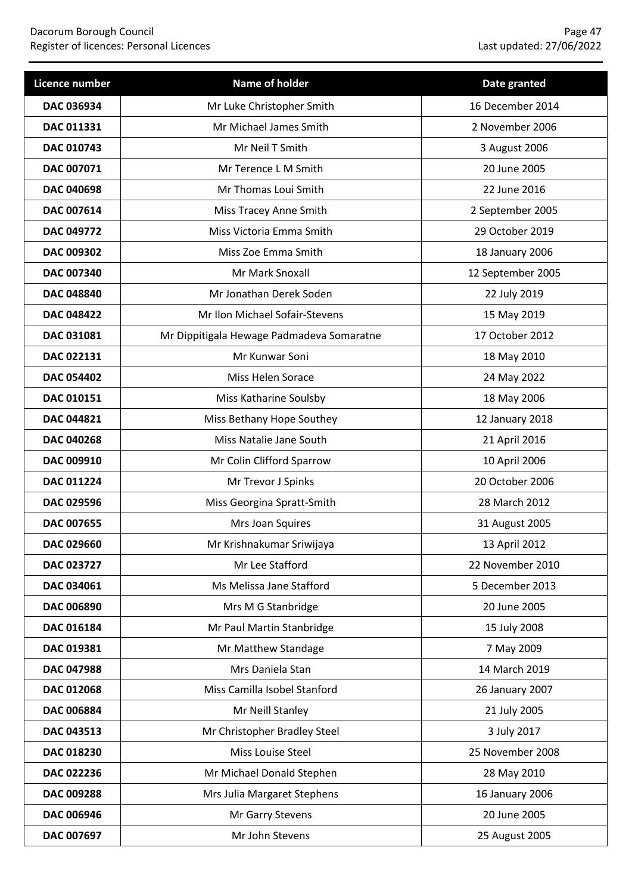| Licence number | Name of holder | Date granted |
|---|---|---|
| DAC 036934 | Mr Luke Christopher Smith | 16 December 2014 |
| DAC 011331 | Mr Michael James Smith | 2 November 2006 |
| DAC 010743 | Mr Neil T Smith | 3 August 2006 |
| DAC 007071 | Mr Terence L M Smith | 20 June 2005 |
| DAC 040698 | Mr Thomas Loui Smith | 22 June 2016 |
| DAC 007614 | Miss Tracey Anne Smith | 2 September 2005 |
| DAC 049772 | Miss Victoria Emma Smith | 29 October 2019 |
| DAC 009302 | Miss Zoe Emma Smith | 18 January 2006 |
| DAC 007340 | Mr Mark Snoxall | 12 September 2005 |
| DAC 048840 | Mr Jonathan Derek Soden | 22 July 2019 |
| DAC 048422 | Mr Ilon Michael Sofair-Stevens | 15 May 2019 |
| DAC 031081 | Mr Dippitigala Hewage Padmadeva Somaratne | 17 October 2012 |
| DAC 022131 | Mr Kunwar Soni | 18 May 2010 |
| DAC 054402 | Miss Helen Sorace | 24 May 2022 |
| DAC 010151 | Miss Katharine Soulsby | 18 May 2006 |
| DAC 044821 | Miss Bethany Hope Southey | 12 January 2018 |
| DAC 040268 | Miss Natalie Jane South | 21 April 2016 |
| DAC 009910 | Mr Colin Clifford Sparrow | 10 April 2006 |
| DAC 011224 | Mr Trevor J Spinks | 20 October 2006 |
| DAC 029596 | Miss Georgina Spratt-Smith | 28 March 2012 |
| DAC 007655 | Mrs Joan Squires | 31 August 2005 |
| DAC 029660 | Mr Krishnakumar Sriwijaya | 13 April 2012 |
| DAC 023727 | Mr Lee Stafford | 22 November 2010 |
| DAC 034061 | Ms Melissa Jane Stafford | 5 December 2013 |
| DAC 006890 | Mrs M G Stanbridge | 20 June 2005 |
| DAC 016184 | Mr Paul Martin Stanbridge | 15 July 2008 |
| DAC 019381 | Mr Matthew Standage | 7 May 2009 |
| DAC 047988 | Mrs Daniela Stan | 14 March 2019 |
| DAC 012068 | Miss Camilla Isobel Stanford | 26 January 2007 |
| DAC 006884 | Mr Neill Stanley | 21 July 2005 |
| DAC 043513 | Mr Christopher Bradley Steel | 3 July 2017 |
| DAC 018230 | Miss Louise Steel | 25 November 2008 |
| DAC 022236 | Mr Michael Donald Stephen | 28 May 2010 |
| DAC 009288 | Mrs Julia Margaret Stephens | 16 January 2006 |
| DAC 006946 | Mr Garry Stevens | 20 June 2005 |
| DAC 007697 | Mr John Stevens | 25 August 2005 |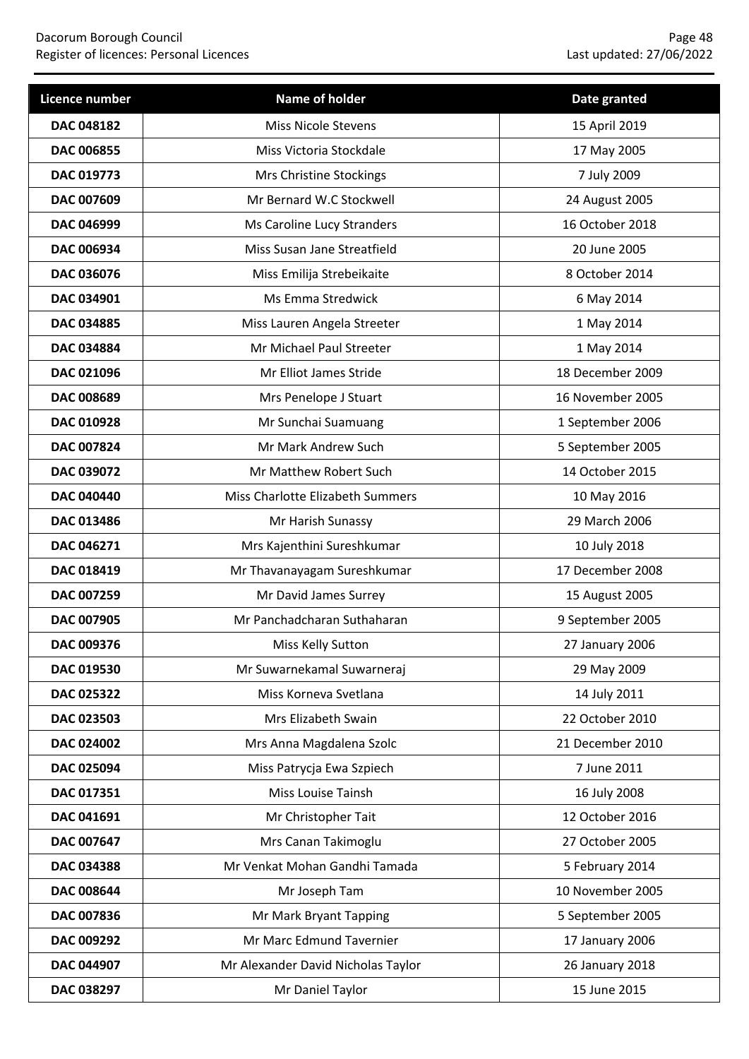| Licence number | Name of holder | Date granted |
| --- | --- | --- |
| **DAC 048182** | Miss Nicole Stevens | 15 April 2019 |
| **DAC 006855** | Miss Victoria Stockdale | 17 May 2005 |
| **DAC 019773** | Mrs Christine Stockings | 7 July 2009 |
| **DAC 007609** | Mr Bernard W.C Stockwell | 24 August 2005 |
| **DAC 046999** | Ms Caroline Lucy Stranders | 16 October 2018 |
| **DAC 006934** | Miss Susan Jane Streatfield | 20 June 2005 |
| **DAC 036076** | Miss Emilija Strebeikaite | 8 October 2014 |
| **DAC 034901** | Ms Emma Stredwick | 6 May 2014 |
| **DAC 034885** | Miss Lauren Angela Streeter | 1 May 2014 |
| **DAC 034884** | Mr Michael Paul Streeter | 1 May 2014 |
| **DAC 021096** | Mr Elliot James Stride | 18 December 2009 |
| **DAC 008689** | Mrs Penelope J Stuart | 16 November 2005 |
| **DAC 010928** | Mr Sunchai Suamuang | 1 September 2006 |
| **DAC 007824** | Mr Mark Andrew Such | 5 September 2005 |
| **DAC 039072** | Mr Matthew Robert Such | 14 October 2015 |
| **DAC 040440** | Miss Charlotte Elizabeth Summers | 10 May 2016 |
| **DAC 013486** | Mr Harish Sunassy | 29 March 2006 |
| **DAC 046271** | Mrs Kajenthini Sureshkumar | 10 July 2018 |
| **DAC 018419** | Mr Thavanayagam Sureshkumar | 17 December 2008 |
| **DAC 007259** | Mr David James Surrey | 15 August 2005 |
| **DAC 007905** | Mr Panchadcharan Suthaharan | 9 September 2005 |
| **DAC 009376** | Miss Kelly Sutton | 27 January 2006 |
| **DAC 019530** | Mr Suwarnekamal Suwarneraj | 29 May 2009 |
| **DAC 025322** | Miss Korneva Svetlana | 14 July 2011 |
| **DAC 023503** | Mrs Elizabeth Swain | 22 October 2010 |
| **DAC 024002** | Mrs Anna Magdalena Szolc | 21 December 2010 |
| **DAC 025094** | Miss Patrycja Ewa Szpiech | 7 June 2011 |
| **DAC 017351** | Miss Louise Tainsh | 16 July 2008 |
| **DAC 041691** | Mr Christopher Tait | 12 October 2016 |
| **DAC 007647** | Mrs Canan Takimoglu | 27 October 2005 |
| **DAC 034388** | Mr Venkat Mohan Gandhi Tamada | 5 February 2014 |
| **DAC 008644** | Mr Joseph Tam | 10 November 2005 |
| **DAC 007836** | Mr Mark Bryant Tapping | 5 September 2005 |
| **DAC 009292** | Mr Marc Edmund Tavernier | 17 January 2006 |
| **DAC 044907** | Mr Alexander David Nicholas Taylor | 26 January 2018 |
| **DAC 038297** | Mr Daniel Taylor | 15 June 2015 |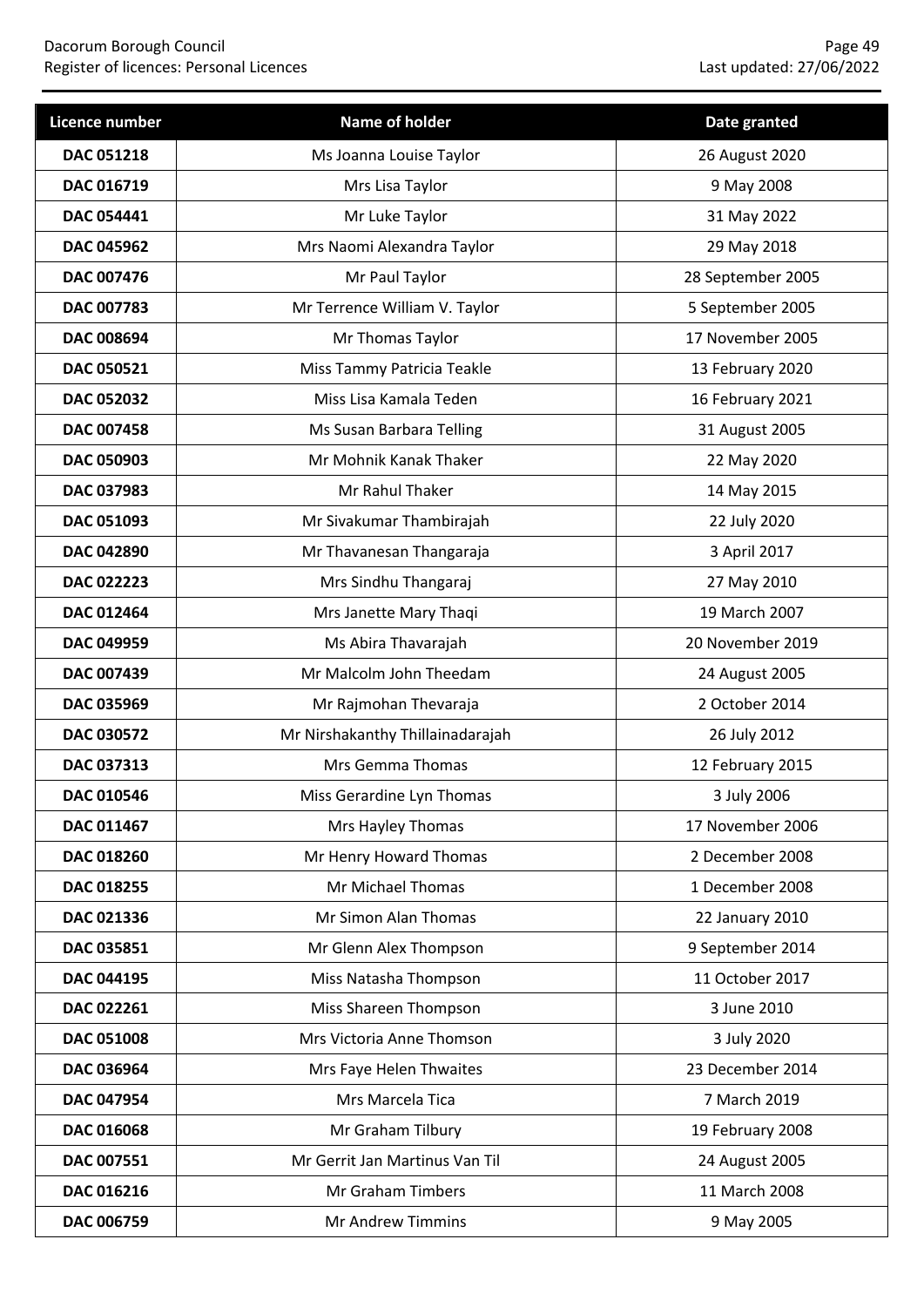| Licence number | Name of holder | Date granted |
|---|---|---|
| **DAC 051218** | Ms Joanna Louise Taylor | 26 August 2020 |
| **DAC 016719** | Mrs Lisa Taylor | 9 May 2008 |
| **DAC 054441** | Mr Luke Taylor | 31 May 2022 |
| **DAC 045962** | Mrs Naomi Alexandra Taylor | 29 May 2018 |
| **DAC 007476** | Mr Paul Taylor | 28 September 2005 |
| **DAC 007783** | Mr Terrence William V. Taylor | 5 September 2005 |
| **DAC 008694** | Mr Thomas Taylor | 17 November 2005 |
| **DAC 050521** | Miss Tammy Patricia Teakle | 13 February 2020 |
| **DAC 052032** | Miss Lisa Kamala Teden | 16 February 2021 |
| **DAC 007458** | Ms Susan Barbara Telling | 31 August 2005 |
| **DAC 050903** | Mr Mohnik Kanak Thaker | 22 May 2020 |
| **DAC 037983** | Mr Rahul Thaker | 14 May 2015 |
| **DAC 051093** | Mr Sivakumar Thambirajah | 22 July 2020 |
| **DAC 042890** | Mr Thavanesan Thangaraja | 3 April 2017 |
| **DAC 022223** | Mrs Sindhu Thangaraj | 27 May 2010 |
| **DAC 012464** | Mrs Janette Mary Thaqi | 19 March 2007 |
| **DAC 049959** | Ms Abira Thavarajah | 20 November 2019 |
| **DAC 007439** | Mr Malcolm John Theedam | 24 August 2005 |
| **DAC 035969** | Mr Rajmohan Thevaraja | 2 October 2014 |
| **DAC 030572** | Mr Nirshakanthy Thillainadarajah | 26 July 2012 |
| **DAC 037313** | Mrs Gemma Thomas | 12 February 2015 |
| **DAC 010546** | Miss Gerardine Lyn Thomas | 3 July 2006 |
| **DAC 011467** | Mrs Hayley Thomas | 17 November 2006 |
| **DAC 018260** | Mr Henry Howard Thomas | 2 December 2008 |
| **DAC 018255** | Mr Michael Thomas | 1 December 2008 |
| **DAC 021336** | Mr Simon Alan Thomas | 22 January 2010 |
| **DAC 035851** | Mr Glenn Alex Thompson | 9 September 2014 |
| **DAC 044195** | Miss Natasha Thompson | 11 October 2017 |
| **DAC 022261** | Miss Shareen Thompson | 3 June 2010 |
| **DAC 051008** | Mrs Victoria Anne Thomson | 3 July 2020 |
| **DAC 036964** | Mrs Faye Helen Thwaites | 23 December 2014 |
| **DAC 047954** | Mrs Marcela Tica | 7 March 2019 |
| **DAC 016068** | Mr Graham Tilbury | 19 February 2008 |
| **DAC 007551** | Mr Gerrit Jan Martinus Van Til | 24 August 2005 |
| **DAC 016216** | Mr Graham Timbers | 11 March 2008 |
| **DAC 006759** | Mr Andrew Timmins | 9 May 2005 |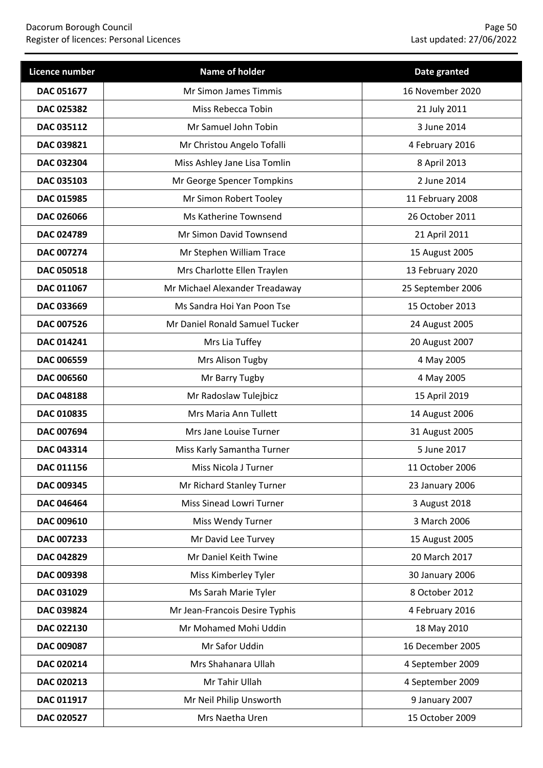| Licence number | Name of holder | Date granted |
|---|---|---|
| **DAC 051677** | Mr Simon James Timmis | 16 November 2020 |
| **DAC 025382** | Miss Rebecca Tobin | 21 July 2011 |
| **DAC 035112** | Mr Samuel John Tobin | 3 June 2014 |
| **DAC 039821** | Mr Christou Angelo Tofalli | 4 February 2016 |
| **DAC 032304** | Miss Ashley Jane Lisa Tomlin | 8 April 2013 |
| **DAC 035103** | Mr George Spencer Tompkins | 2 June 2014 |
| **DAC 015985** | Mr Simon Robert Tooley | 11 February 2008 |
| **DAC 026066** | Ms Katherine Townsend | 26 October 2011 |
| **DAC 024789** | Mr Simon David Townsend | 21 April 2011 |
| **DAC 007274** | Mr Stephen William Trace | 15 August 2005 |
| **DAC 050518** | Mrs Charlotte Ellen Traylen | 13 February 2020 |
| **DAC 011067** | Mr Michael Alexander Treadaway | 25 September 2006 |
| **DAC 033669** | Ms Sandra Hoi Yan Poon Tse | 15 October 2013 |
| **DAC 007526** | Mr Daniel Ronald Samuel Tucker | 24 August 2005 |
| **DAC 014241** | Mrs Lia Tuffey | 20 August 2007 |
| **DAC 006559** | Mrs Alison Tugby | 4 May 2005 |
| **DAC 006560** | Mr Barry Tugby | 4 May 2005 |
| **DAC 048188** | Mr Radoslaw Tulejbicz | 15 April 2019 |
| **DAC 010835** | Mrs Maria Ann Tullett | 14 August 2006 |
| **DAC 007694** | Mrs Jane Louise Turner | 31 August 2005 |
| **DAC 043314** | Miss Karly Samantha Turner | 5 June 2017 |
| **DAC 011156** | Miss Nicola J Turner | 11 October 2006 |
| **DAC 009345** | Mr Richard Stanley Turner | 23 January 2006 |
| **DAC 046464** | Miss Sinead Lowri Turner | 3 August 2018 |
| **DAC 009610** | Miss Wendy Turner | 3 March 2006 |
| **DAC 007233** | Mr David Lee Turvey | 15 August 2005 |
| **DAC 042829** | Mr Daniel Keith Twine | 20 March 2017 |
| **DAC 009398** | Miss Kimberley Tyler | 30 January 2006 |
| **DAC 031029** | Ms Sarah Marie Tyler | 8 October 2012 |
| **DAC 039824** | Mr Jean-Francois Desire Typhis | 4 February 2016 |
| **DAC 022130** | Mr Mohamed Mohi Uddin | 18 May 2010 |
| **DAC 009087** | Mr Safor Uddin | 16 December 2005 |
| **DAC 020214** | Mrs Shahanara Ullah | 4 September 2009 |
| **DAC 020213** | Mr Tahir Ullah | 4 September 2009 |
| **DAC 011917** | Mr Neil Philip Unsworth | 9 January 2007 |
| **DAC 020527** | Mrs Naetha Uren | 15 October 2009 |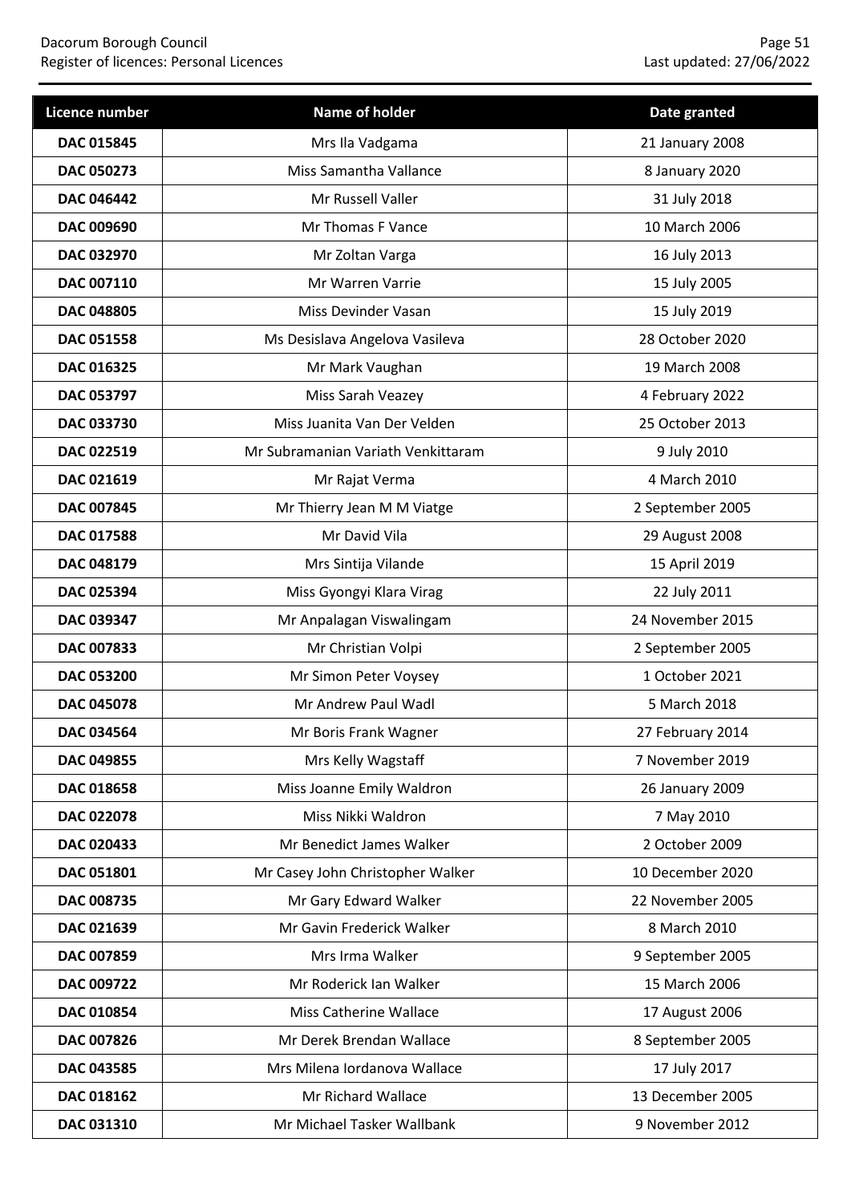| Licence number | Name of holder | Date granted |
|---|---|---|
| **DAC 015845** | Mrs Ila Vadgama | 21 January 2008 |
| **DAC 050273** | Miss Samantha Vallance | 8 January 2020 |
| **DAC 046442** | Mr Russell Valler | 31 July 2018 |
| **DAC 009690** | Mr Thomas F Vance | 10 March 2006 |
| **DAC 032970** | Mr Zoltan Varga | 16 July 2013 |
| **DAC 007110** | Mr Warren Varrie | 15 July 2005 |
| **DAC 048805** | Miss Devinder Vasan | 15 July 2019 |
| **DAC 051558** | Ms Desislava Angelova Vasileva | 28 October 2020 |
| **DAC 016325** | Mr Mark Vaughan | 19 March 2008 |
| **DAC 053797** | Miss Sarah Veazey | 4 February 2022 |
| **DAC 033730** | Miss Juanita Van Der Velden | 25 October 2013 |
| **DAC 022519** | Mr Subramanian Variath Venkittaram | 9 July 2010 |
| **DAC 021619** | Mr Rajat Verma | 4 March 2010 |
| **DAC 007845** | Mr Thierry Jean M M Viatge | 2 September 2005 |
| **DAC 017588** | Mr David Vila | 29 August 2008 |
| **DAC 048179** | Mrs Sintija Vilande | 15 April 2019 |
| **DAC 025394** | Miss Gyongyi Klara Virag | 22 July 2011 |
| **DAC 039347** | Mr Anpalagan Viswalingam | 24 November 2015 |
| **DAC 007833** | Mr Christian Volpi | 2 September 2005 |
| **DAC 053200** | Mr Simon Peter Voysey | 1 October 2021 |
| **DAC 045078** | Mr Andrew Paul Wadl | 5 March 2018 |
| **DAC 034564** | Mr Boris Frank Wagner | 27 February 2014 |
| **DAC 049855** | Mrs Kelly Wagstaff | 7 November 2019 |
| **DAC 018658** | Miss Joanne Emily Waldron | 26 January 2009 |
| **DAC 022078** | Miss Nikki Waldron | 7 May 2010 |
| **DAC 020433** | Mr Benedict James Walker | 2 October 2009 |
| **DAC 051801** | Mr Casey John Christopher Walker | 10 December 2020 |
| **DAC 008735** | Mr Gary Edward Walker | 22 November 2005 |
| **DAC 021639** | Mr Gavin Frederick Walker | 8 March 2010 |
| **DAC 007859** | Mrs Irma Walker | 9 September 2005 |
| **DAC 009722** | Mr Roderick Ian Walker | 15 March 2006 |
| **DAC 010854** | Miss Catherine Wallace | 17 August 2006 |
| **DAC 007826** | Mr Derek Brendan Wallace | 8 September 2005 |
| **DAC 043585** | Mrs Milena Iordanova Wallace | 17 July 2017 |
| **DAC 018162** | Mr Richard Wallace | 13 December 2005 |
| **DAC 031310** | Mr Michael Tasker Wallbank | 9 November 2012 |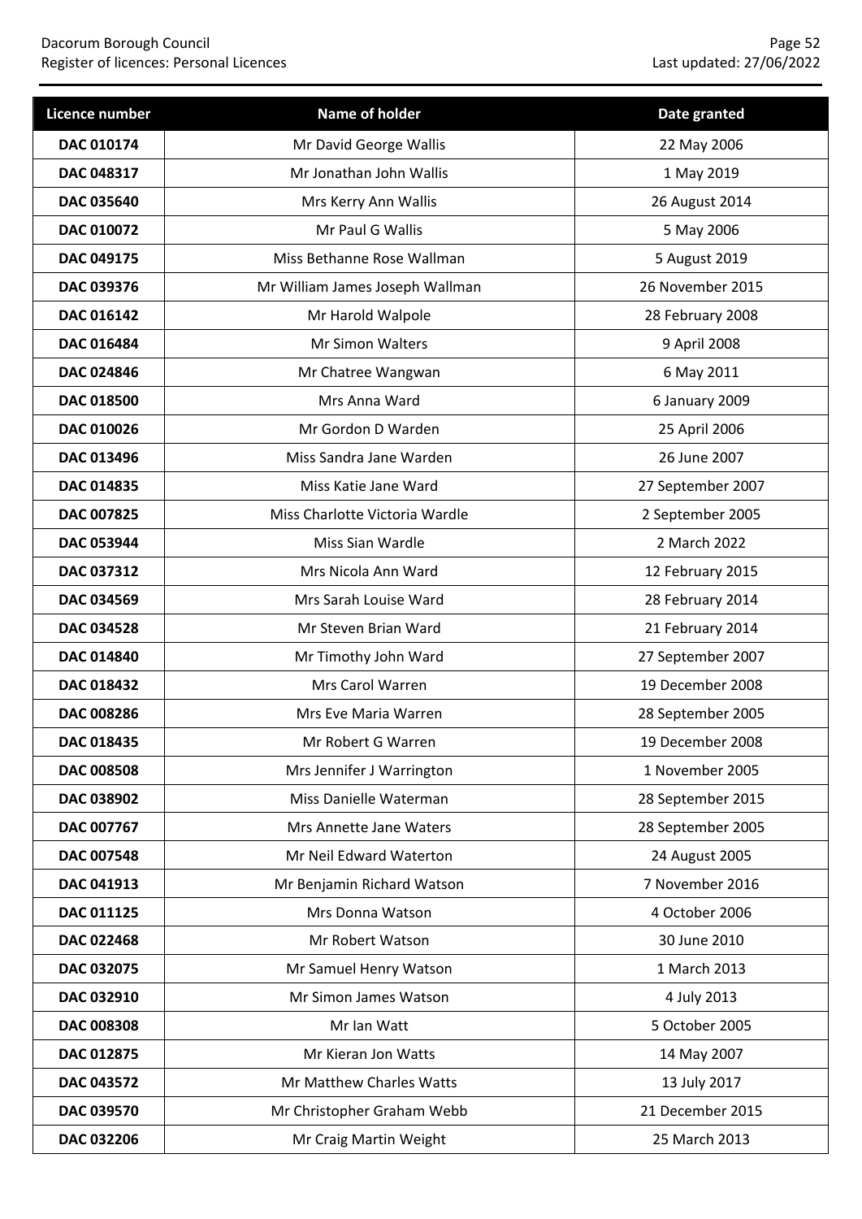| Licence number | Name of holder | Date granted |
| --- | --- | --- |
| DAC 010174 | Mr David George Wallis | 22 May 2006 |
| DAC 048317 | Mr Jonathan John Wallis | 1 May 2019 |
| DAC 035640 | Mrs Kerry Ann Wallis | 26 August 2014 |
| DAC 010072 | Mr Paul G Wallis | 5 May 2006 |
| DAC 049175 | Miss Bethanne Rose Wallman | 5 August 2019 |
| DAC 039376 | Mr William James Joseph Wallman | 26 November 2015 |
| DAC 016142 | Mr Harold Walpole | 28 February 2008 |
| DAC 016484 | Mr Simon Walters | 9 April 2008 |
| DAC 024846 | Mr Chatree Wangwan | 6 May 2011 |
| DAC 018500 | Mrs Anna Ward | 6 January 2009 |
| DAC 010026 | Mr Gordon D Warden | 25 April 2006 |
| DAC 013496 | Miss Sandra Jane Warden | 26 June 2007 |
| DAC 014835 | Miss Katie Jane Ward | 27 September 2007 |
| DAC 007825 | Miss Charlotte Victoria Wardle | 2 September 2005 |
| DAC 053944 | Miss Sian Wardle | 2 March 2022 |
| DAC 037312 | Mrs Nicola Ann Ward | 12 February 2015 |
| DAC 034569 | Mrs Sarah Louise Ward | 28 February 2014 |
| DAC 034528 | Mr Steven Brian Ward | 21 February 2014 |
| DAC 014840 | Mr Timothy John Ward | 27 September 2007 |
| DAC 018432 | Mrs Carol Warren | 19 December 2008 |
| DAC 008286 | Mrs Eve Maria Warren | 28 September 2005 |
| DAC 018435 | Mr Robert G Warren | 19 December 2008 |
| DAC 008508 | Mrs Jennifer J Warrington | 1 November 2005 |
| DAC 038902 | Miss Danielle Waterman | 28 September 2015 |
| DAC 007767 | Mrs Annette Jane Waters | 28 September 2005 |
| DAC 007548 | Mr Neil Edward Waterton | 24 August 2005 |
| DAC 041913 | Mr Benjamin Richard Watson | 7 November 2016 |
| DAC 011125 | Mrs Donna Watson | 4 October 2006 |
| DAC 022468 | Mr Robert Watson | 30 June 2010 |
| DAC 032075 | Mr Samuel Henry Watson | 1 March 2013 |
| DAC 032910 | Mr Simon James Watson | 4 July 2013 |
| DAC 008308 | Mr Ian Watt | 5 October 2005 |
| DAC 012875 | Mr Kieran Jon Watts | 14 May 2007 |
| DAC 043572 | Mr Matthew Charles Watts | 13 July 2017 |
| DAC 039570 | Mr Christopher Graham Webb | 21 December 2015 |
| DAC 032206 | Mr Craig Martin Weight | 25 March 2013 |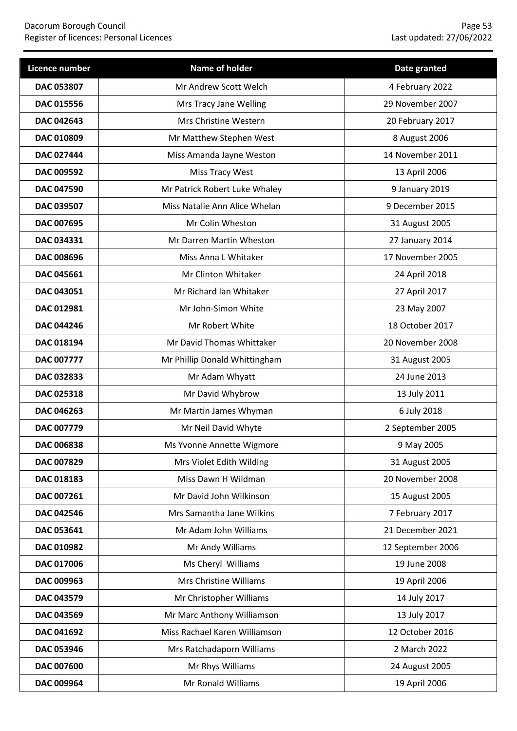| Licence number | Name of holder | Date granted |
|---|---|---|
| **DAC 053807** | Mr Andrew Scott Welch | 4 February 2022 |
| **DAC 015556** | Mrs Tracy Jane Welling | 29 November 2007 |
| **DAC 042643** | Mrs Christine Western | 20 February 2017 |
| **DAC 010809** | Mr Matthew Stephen West | 8 August 2006 |
| **DAC 027444** | Miss Amanda Jayne Weston | 14 November 2011 |
| **DAC 009592** | Miss Tracy West | 13 April 2006 |
| **DAC 047590** | Mr Patrick Robert Luke Whaley | 9 January 2019 |
| **DAC 039507** | Miss Natalie Ann Alice Whelan | 9 December 2015 |
| **DAC 007695** | Mr Colin Wheston | 31 August 2005 |
| **DAC 034331** | Mr Darren Martin Wheston | 27 January 2014 |
| **DAC 008696** | Miss Anna L Whitaker | 17 November 2005 |
| **DAC 045661** | Mr Clinton Whitaker | 24 April 2018 |
| **DAC 043051** | Mr Richard Ian Whitaker | 27 April 2017 |
| **DAC 012981** | Mr John-Simon White | 23 May 2007 |
| **DAC 044246** | Mr Robert White | 18 October 2017 |
| **DAC 018194** | Mr David Thomas Whittaker | 20 November 2008 |
| **DAC 007777** | Mr Phillip Donald Whittingham | 31 August 2005 |
| **DAC 032833** | Mr Adam Whyatt | 24 June 2013 |
| **DAC 025318** | Mr David Whybrow | 13 July 2011 |
| **DAC 046263** | Mr Martin James Whyman | 6 July 2018 |
| **DAC 007779** | Mr Neil David Whyte | 2 September 2005 |
| **DAC 006838** | Ms Yvonne Annette Wigmore | 9 May 2005 |
| **DAC 007829** | Mrs Violet Edith Wilding | 31 August 2005 |
| **DAC 018183** | Miss Dawn H Wildman | 20 November 2008 |
| **DAC 007261** | Mr David John Wilkinson | 15 August 2005 |
| **DAC 042546** | Mrs Samantha Jane Wilkins | 7 February 2017 |
| **DAC 053641** | Mr Adam John Williams | 21 December 2021 |
| **DAC 010982** | Mr Andy Williams | 12 September 2006 |
| **DAC 017006** | Ms Cheryl Williams | 19 June 2008 |
| **DAC 009963** | Mrs Christine Williams | 19 April 2006 |
| **DAC 043579** | Mr Christopher Williams | 14 July 2017 |
| **DAC 043569** | Mr Marc Anthony Williamson | 13 July 2017 |
| **DAC 041692** | Miss Rachael Karen Williamson | 12 October 2016 |
| **DAC 053946** | Mrs Ratchadaporn Williams | 2 March 2022 |
| **DAC 007600** | Mr Rhys Williams | 24 August 2005 |
| **DAC 009964** | Mr Ronald Williams | 19 April 2006 |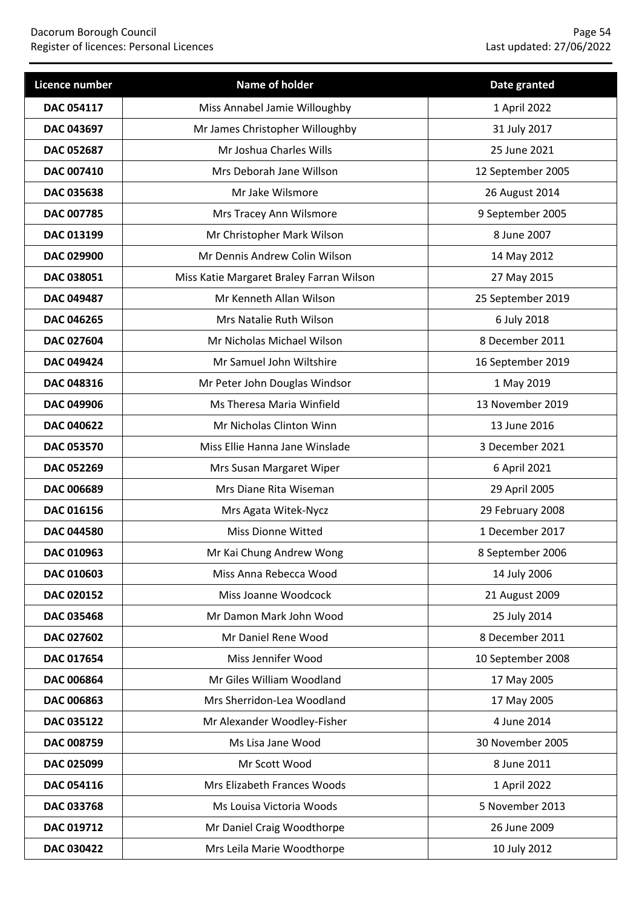| Licence number | Name of holder | Date granted |
|---|---|---|
| DAC 054117 | Miss Annabel Jamie Willoughby | 1 April 2022 |
| DAC 043697 | Mr James Christopher Willoughby | 31 July 2017 |
| DAC 052687 | Mr Joshua Charles Wills | 25 June 2021 |
| DAC 007410 | Mrs Deborah Jane Willson | 12 September 2005 |
| DAC 035638 | Mr Jake Wilsmore | 26 August 2014 |
| DAC 007785 | Mrs Tracey Ann Wilsmore | 9 September 2005 |
| DAC 013199 | Mr Christopher Mark Wilson | 8 June 2007 |
| DAC 029900 | Mr Dennis Andrew Colin Wilson | 14 May 2012 |
| DAC 038051 | Miss Katie Margaret Braley Farran Wilson | 27 May 2015 |
| DAC 049487 | Mr Kenneth Allan Wilson | 25 September 2019 |
| DAC 046265 | Mrs Natalie Ruth Wilson | 6 July 2018 |
| DAC 027604 | Mr Nicholas Michael Wilson | 8 December 2011 |
| DAC 049424 | Mr Samuel John Wiltshire | 16 September 2019 |
| DAC 048316 | Mr Peter John Douglas Windsor | 1 May 2019 |
| DAC 049906 | Ms Theresa Maria Winfield | 13 November 2019 |
| DAC 040622 | Mr Nicholas Clinton Winn | 13 June 2016 |
| DAC 053570 | Miss Ellie Hanna Jane Winslade | 3 December 2021 |
| DAC 052269 | Mrs Susan Margaret Wiper | 6 April 2021 |
| DAC 006689 | Mrs Diane Rita Wiseman | 29 April 2005 |
| DAC 016156 | Mrs Agata Witek-Nycz | 29 February 2008 |
| DAC 044580 | Miss Dionne Witted | 1 December 2017 |
| DAC 010963 | Mr Kai Chung Andrew Wong | 8 September 2006 |
| DAC 010603 | Miss Anna Rebecca Wood | 14 July 2006 |
| DAC 020152 | Miss Joanne Woodcock | 21 August 2009 |
| DAC 035468 | Mr Damon Mark John Wood | 25 July 2014 |
| DAC 027602 | Mr Daniel Rene Wood | 8 December 2011 |
| DAC 017654 | Miss Jennifer Wood | 10 September 2008 |
| DAC 006864 | Mr Giles William Woodland | 17 May 2005 |
| DAC 006863 | Mrs Sherridon-Lea Woodland | 17 May 2005 |
| DAC 035122 | Mr Alexander Woodley-Fisher | 4 June 2014 |
| DAC 008759 | Ms Lisa Jane Wood | 30 November 2005 |
| DAC 025099 | Mr Scott Wood | 8 June 2011 |
| DAC 054116 | Mrs Elizabeth Frances Woods | 1 April 2022 |
| DAC 033768 | Ms Louisa Victoria Woods | 5 November 2013 |
| DAC 019712 | Mr Daniel Craig Woodthorpe | 26 June 2009 |
| DAC 030422 | Mrs Leila Marie Woodthorpe | 10 July 2012 |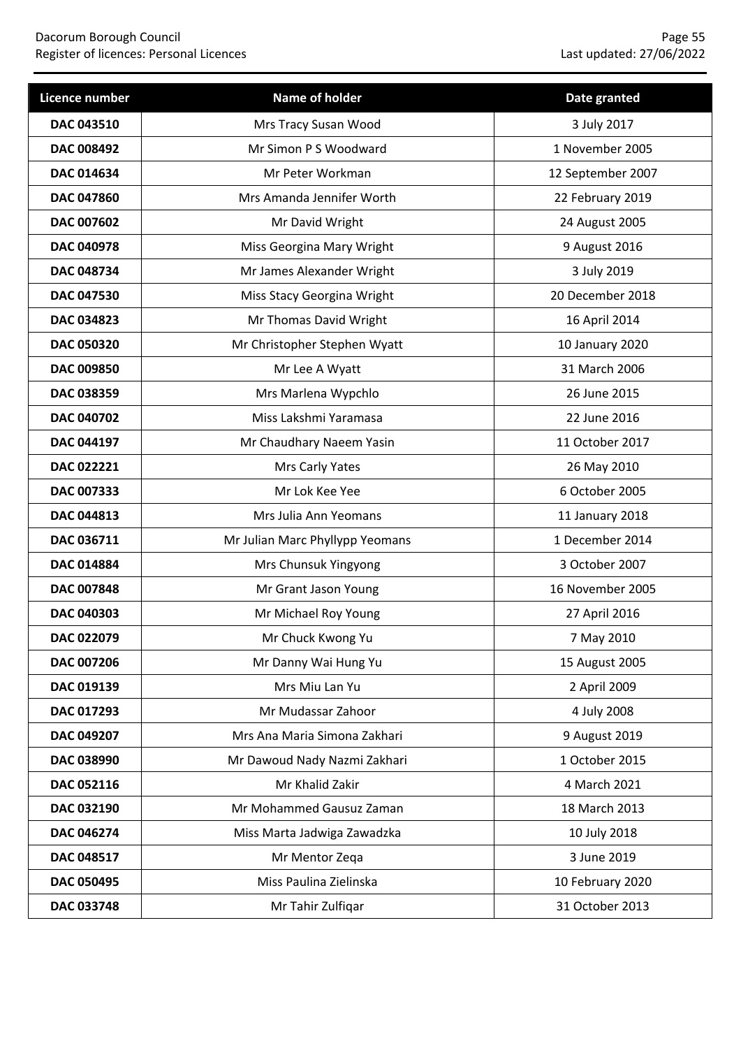| Licence number | Name of holder | Date granted |
|---|---|---|
| DAC 043510 | Mrs Tracy Susan Wood | 3 July 2017 |
| DAC 008492 | Mr Simon P S Woodward | 1 November 2005 |
| DAC 014634 | Mr Peter Workman | 12 September 2007 |
| DAC 047860 | Mrs Amanda Jennifer Worth | 22 February 2019 |
| DAC 007602 | Mr David Wright | 24 August 2005 |
| DAC 040978 | Miss Georgina Mary Wright | 9 August 2016 |
| DAC 048734 | Mr James Alexander Wright | 3 July 2019 |
| DAC 047530 | Miss Stacy Georgina Wright | 20 December 2018 |
| DAC 034823 | Mr Thomas David Wright | 16 April 2014 |
| DAC 050320 | Mr Christopher Stephen Wyatt | 10 January 2020 |
| DAC 009850 | Mr Lee A Wyatt | 31 March 2006 |
| DAC 038359 | Mrs Marlena Wypchlo | 26 June 2015 |
| DAC 040702 | Miss Lakshmi Yaramasa | 22 June 2016 |
| DAC 044197 | Mr Chaudhary Naeem Yasin | 11 October 2017 |
| DAC 022221 | Mrs Carly Yates | 26 May 2010 |
| DAC 007333 | Mr Lok Kee Yee | 6 October 2005 |
| DAC 044813 | Mrs Julia Ann Yeomans | 11 January 2018 |
| DAC 036711 | Mr Julian Marc Phyllypp Yeomans | 1 December 2014 |
| DAC 014884 | Mrs Chunsuk Yingyong | 3 October 2007 |
| DAC 007848 | Mr Grant Jason Young | 16 November 2005 |
| DAC 040303 | Mr Michael Roy Young | 27 April 2016 |
| DAC 022079 | Mr Chuck Kwong Yu | 7 May 2010 |
| DAC 007206 | Mr Danny Wai Hung Yu | 15 August 2005 |
| DAC 019139 | Mrs Miu Lan Yu | 2 April 2009 |
| DAC 017293 | Mr Mudassar Zahoor | 4 July 2008 |
| DAC 049207 | Mrs Ana Maria Simona Zakhari | 9 August 2019 |
| DAC 038990 | Mr Dawoud Nady Nazmi Zakhari | 1 October 2015 |
| DAC 052116 | Mr Khalid Zakir | 4 March 2021 |
| DAC 032190 | Mr Mohammed Gausuz Zaman | 18 March 2013 |
| DAC 046274 | Miss Marta Jadwiga Zawadzka | 10 July 2018 |
| DAC 048517 | Mr Mentor Zeqa | 3 June 2019 |
| DAC 050495 | Miss Paulina Zielinska | 10 February 2020 |
| DAC 033748 | Mr Tahir Zulfiqar | 31 October 2013 |